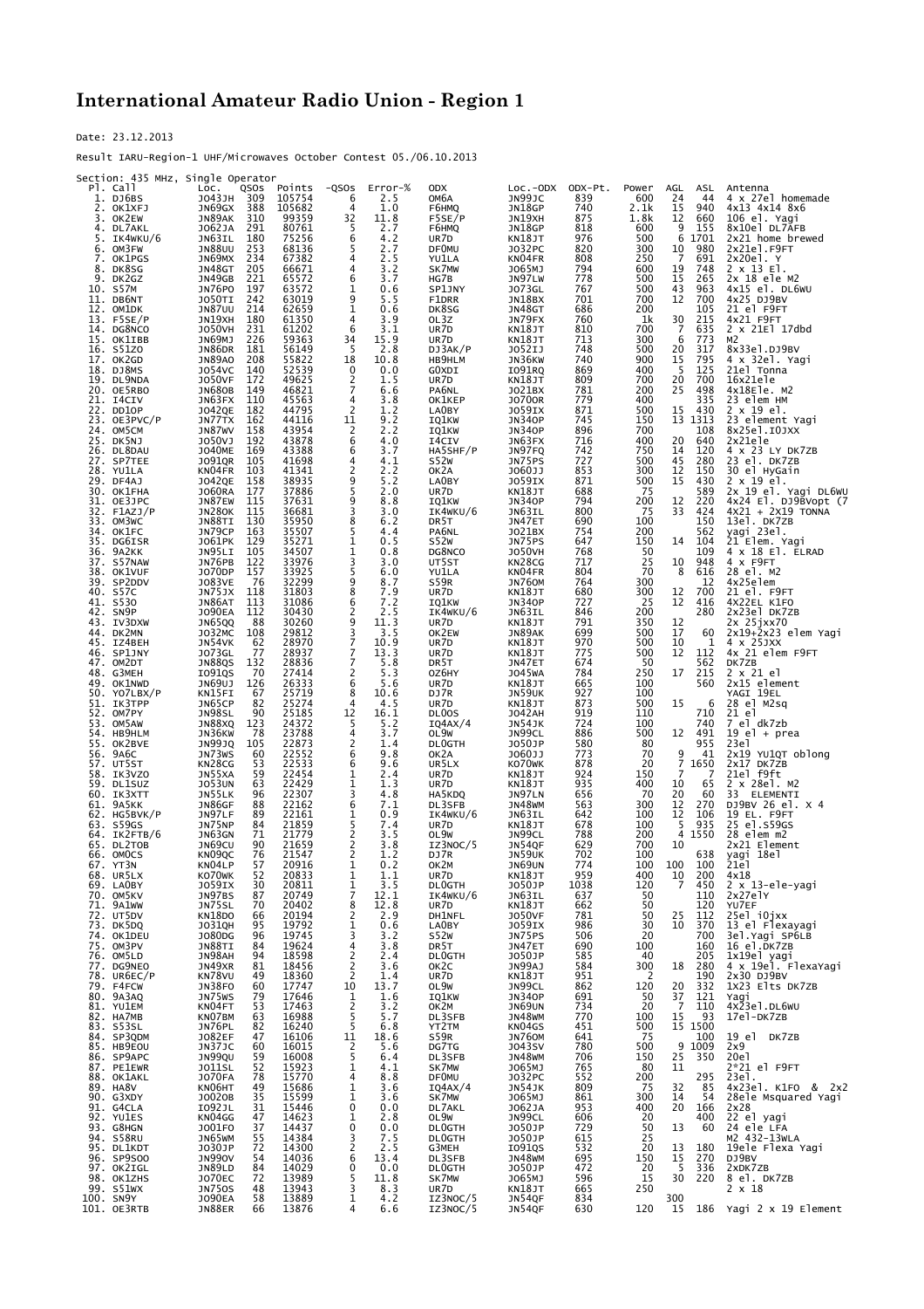# International Amateur Radio Union - Region 1

Date: 23.12.2013

Result IARU-Region-1 UHF/Microwaves October Contest 05./06.10.2013

Section: 435 MHz, Single Operator

| Pl. | Call | Loc. | QSOs | Points | -QSOs | Error-% | ODX | Loc.-ODX | ODX-Pt. | Power | AGL | ASL | Antenna |
|---|---|---|---|---|---|---|---|---|---|---|---|---|---|
| 1. | DJ6BS | JO43JH | 309 | 105754 | 6 | 2.5 | OM6A | JN99JC | 839 | 600 | 24 | 44 | 4 x 27el homemade |
| 2. | OK1XFJ | JN69GX | 388 | 105682 | 4 | 1.0 | F6HMQ | JN18GP | 740 | 2.1k | 15 | 940 | 4x13 4x14 8x6 |
| 3. | OK2EW | JN89AK | 310 | 99359 | 32 | 11.8 | F5SE/P | JN19XH | 875 | 1.8k | 12 | 660 | 106 el. Yagi |
| 4. | DL7AKL | JO62JA | 291 | 80761 | 5 | 2.7 | F6HMQ | JN18GP | 818 | 600 | 9 | 155 | 8x10el DL7AFB |
| 5. | IK4WKU/6 | JN63IL | 180 | 75256 | 6 | 4.2 | UR7D | KN18JT | 976 | 500 | 6 | 1701 | 2x21 home brewed |
| 6. | OM3FW | JN88UU | 253 | 68136 | 5 | 2.7 | DF0MU | JO32PC | 820 | 300 | 10 | 980 | 2x21el.F9FT |
| 7. | OK1PGS | JN69MX | 234 | 67382 | 4 | 2.5 | YU1LA | KN04FR | 808 | 250 | 7 | 691 | 2x20el. Y |
| 8. | DK8SG | JN48GT | 205 | 66671 | 4 | 3.2 | SK7MW | JO65MJ | 794 | 600 | 19 | 748 | 2 x 13 El. |
| 9. | DK2GZ | JN49GB | 221 | 65572 | 6 | 3.7 | HG7B | JN97LW | 778 | 500 | 15 | 265 | 2x 18 ele M2 |
| 10. | S57M | JN76PO | 197 | 63572 | 1 | 0.6 | SP1JNY | JO73GL | 767 | 500 | 43 | 963 | 4x15 el. DL6WU |
| 11. | DB6NT | JO50TI | 242 | 63019 | 9 | 5.5 | F1DRR | JN18BX | 701 | 700 | 12 | 700 | 4x25 DJ9BV |
| 12. | OM1DK | JN87UU | 214 | 62659 | 1 | 0.6 | DK8SG | JN48GT | 686 | 200 | | 105 | 21 el F9FT |
| 13. | F5SE/P | JN19XH | 180 | 61350 | 4 | 3.9 | OL3Z | JN79FX | 760 | 1k | 30 | 215 | 4x21 F9FT |
| 14. | DG8NCO | JO50VH | 231 | 61202 | 6 | 3.1 | UR7D | KN18JT | 810 | 700 | 7 | 635 | 2 x 21El 17dbd |
| 15. | OK1IBB | JN69MJ | 226 | 59363 | 34 | 15.9 | UR7D | KN18JT | 713 | 300 | 6 | 773 | M2 |
| 16. | S51ZO | JN86DR | 181 | 56149 | 5 | 2.8 | DJ3AK/P | JO52IJ | 748 | 500 | 20 | 317 | 8x33el.DJ9BV |
| 17. | OK2GD | JN89AO | 208 | 55822 | 18 | 10.8 | HB9HLM | JN36KW | 740 | 900 | 15 | 795 | 4 x 32el. Yagi |
| 18. | DJ8MS | JO54VC | 140 | 52539 | 0 | 0.0 | G0XDI | IO91RQ | 869 | 400 | 5 | 125 | 21el Tonna |
| 19. | DL9NDA | JO50VF | 172 | 49625 | 2 | 1.5 | UR7D | KN18JT | 809 | 700 | 20 | 700 | 16x21ele |
| 20. | OE5RBO | JN68OB | 149 | 46821 | 7 | 6.6 | PA6NL | JO21BX | 781 | 200 | 25 | 498 | 4x18Ele. M2 |
| 21. | I4CIV | JN63FX | 110 | 45563 | 4 | 3.8 | OK1KEP | JO70OR | 779 | 400 | | 335 | 23 elem HM |
| 22. | DD1OP | JO42QE | 182 | 44795 | 2 | 1.2 | LA0BY | JO59IX | 871 | 500 | 15 | 430 | 2 x 19 el. |
| 23. | OE3PVC/P | JN77TX | 162 | 44116 | 11 | 9.2 | IQ1KW | JN34OP | 745 | 150 | 13 | 1313 | 23 element Yagi |
| 24. | OM5CM | JN87WV | 158 | 43954 | 2 | 2.2 | IQ1KW | JN34OP | 896 | 700 | | 108 | 8x25el.IOJXX |
| 25. | DK5NJ | JO50VJ | 192 | 43878 | 6 | 4.0 | I4CIV | JN63FX | 716 | 400 | 20 | 640 | 2x21ele |
| 26. | DL8DAU | JO40ME | 169 | 43388 | 6 | 4.3 | HA5SHF/P | JN97FQ | 742 | 750 | 14 | 120 | 4 x 23 LY DK7ZB |
| 27. | SP7TEE | JO91QR | 105 | 41698 | 4 | 4.1 | S52W | JN75PS | 727 | 500 | 45 | 280 | 23 el. DK7ZB |
| 28. | YU1LA | KN04FR | 103 | 41341 | 2 | 2.2 | OK2A | JO60JJ | 853 | 300 | 12 | 150 | 30 el HyGain |
| 29. | DF4AJ | JO42QE | 158 | 38935 | 9 | 5.2 | LA0BY | JO59IX | 871 | 500 | 15 | 430 | 2 x 19 el. |
| 30. | OK1FHA | JO60RA | 177 | 37886 | 5 | 2.0 | UR7D | KN18JT | 688 | 75 | | 589 | 2x 19 el. Yagi DL6WU |
| 31. | OE3JPC | JN87EW | 115 | 37631 | 9 | 8.8 | IQ1KW | JN34OP | 794 | 200 | 12 | 220 | 4x24 El. DJ9BVopt (7 |
| 32. | F1AZJ/P | JN28OK | 115 | 36681 | 3 | 3.0 | IK4WKU/6 | JN63IL | 800 | 75 | 33 | 424 | 4X21 + 2X19 TONNA |
| 33. | OM3WC | JN88TI | 130 | 35950 | 8 | 6.2 | DR5T | JN47ET | 690 | 100 | | 150 | 13el. DK7ZB |
| 34. | OK1FC | JN79CP | 163 | 35507 | 5 | 4.4 | PA6NL | JO21BX | 754 | 200 | | 562 | yagi 23el. |
| 35. | DG6ISR | JO61PK | 129 | 35271 | 1 | 0.5 | S52W | JN75PS | 647 | 150 | 14 | 104 | 21 Elem. Yagi |
| 36. | 9A2KK | JN95LI | 105 | 34507 | 1 | 0.8 | DG8NCO | JO50VH | 768 | 50 | | 109 | 4 x 18 El. ELRAD |
| 37. | S57NAW | JN76PB | 122 | 33976 | 3 | 3.0 | UT5ST | KN28CG | 717 | 25 | 10 | 948 | 4x F9FT |
| 38. | OK1VUF | JO70OP | 157 | 33925 | 5 | 6.0 | YU1LA | KN04FR | 804 | 70 | 8 | 616 | 28 el. M2 |
| 39. | SP2DDV | JO83VE | 76 | 32299 | 9 | 8.7 | S59R | JN76OM | 764 | 300 | | 12 | 4x25elem |
| 40. | S57C | JN75JX | 118 | 31803 | 8 | 7.9 | UR7D | KN18JT | 680 | 300 | 12 | 700 | 21 el. F9FT |
| 41. | S530 | JN86AT | 113 | 31086 | 6 | 7.2 | IQ1KW | JN34OP | 727 | 25 | 12 | 416 | 4X22EL K1FO |
| 42. | SN9P | JO90EA | 112 | 30430 | 2 | 2.5 | IK4WKU/6 | JN63IL | 846 | 200 | | 280 | 2x23el DK7ZB |
| 43. | IV3DXW | JN65QQ | 88 | 30260 | 9 | 11.3 | UR7D | KN18JT | 791 | 350 | 12 | | 2x 25jxx70 |
| 44. | DK2MN | JO32MC | 108 | 29812 | 3 | 3.5 | OK2EW | JN89AK | 699 | 500 | 17 | 60 | 2x19+2x23 elem Yagi |
| 45. | IZ4BEH | JN54VK | 62 | 28970 | 7 | 10.9 | UR7D | KN18JT | 970 | 500 | 10 | 1 | 4 x 25JXX |
| 46. | SP1JNY | JO73GL | 77 | 28937 | 7 | 13.3 | UR7D | KN18JT | 775 | 500 | 12 | 112 | 4x 21 elem F9FT |
| 47. | OM2DT | JN88QS | 132 | 28836 | 7 | 5.8 | DR5T | JN47ET | 674 | 50 | | 562 | DK7ZB |
| 48. | G3MEH | IO91QS | 70 | 27414 | 2 | 5.3 | OZ6HY | JO45WA | 784 | 250 | 17 | 215 | 2 x 21 el |
| 49. | OK1NWD | JN69UJ | 126 | 26333 | 6 | 5.6 | UR7D | KN18JT | 665 | 100 | | 560 | 2x15 element |
| 50. | YO7LBX/P | KN15FI | 67 | 25719 | 8 | 10.6 | DJ7R | JN59UK | 927 | 100 | | | YAGI 19EL |
| 51. | IK3TPP | JN65CP | 82 | 25274 | 4 | 4.5 | UR7D | KN18JT | 873 | 500 | 15 | 6 | 28 el M2sq |
| 52. | OM7PY | JN98SL | 90 | 25185 | 12 | 16.1 | DL0OS | JO42AH | 919 | 110 | | 710 | 21 el |
| 53. | OM5AW | JN88XQ | 123 | 24372 | 5 | 5.2 | IQ4AX/4 | JN54JK | 724 | 100 | | 740 | 7 el dk7zb |
| 54. | HB9HLM | JN36KW | 78 | 23788 | 4 | 3.7 | OL9W | JN99CL | 886 | 500 | 12 | 491 | 19 el + prea |
| 55. | OK2KYE | JN99JQ | 105 | 22873 | 2 | 1.4 | DL0GTH | JO50JP | 580 | 80 | | 955 | 23el |
| 56. | 9A6C | JN73WS | 60 | 22552 | 6 | 9.8 | OK2A | JO60JJ | 773 | 70 | 9 | 41 | 2x19 YU1QT oblong |
| 57. | UT5ST | KN28CG | 53 | 22533 | 6 | 9.6 | UR5LX | KO70WK | 878 | 20 | 7 | 1650 | 2x17 DK7ZB |
| 58. | IK3VZO | JN55XA | 59 | 22454 | 1 | 2.4 | UR7D | KN18JT | 924 | 150 | 7 | 7 | 21el f9ft |
| 59. | DL1SUZ | JO53UN | 63 | 22429 | 1 | 1.3 | UR7D | KN18JT | 935 | 400 | 10 | 65 | 2 x 28el. M2 |
| 60. | IK3XTT | JN55LK | 96 | 22307 | 3 | 4.8 | HA5KDQ | JN97LN | 656 | 70 | 20 | 60 | 33 ELEMENTI |
| 61. | 9A5KK | JN86GF | 88 | 22162 | 6 | 7.1 | DL3SFB | JN48WM | 563 | 300 | 12 | 270 | DJ9BV 26 el. X 4 |
| 62. | HG5BVK/P | JN97LF | 89 | 22161 | 1 | 0.9 | IK4WKU/6 | JN63IL | 642 | 100 | 12 | 106 | 19 EL. F9FT |
| 63. | S59GS | JN75NP | 84 | 21859 | 5 | 7.4 | UR7D | KN18JT | 678 | 100 | 5 | 935 | 25 el.S59GS |
| 64. | IK2FTB/6 | JN63GN | 71 | 21779 | 2 | 3.5 | OL9W | JN99CL | 788 | 200 | 4 | 1550 | 28 elem m2 |
| 65. | DL2TOB | JN69CU | 90 | 21659 | 2 | 3.8 | IZ3NOC/5 | JN54QF | 629 | 700 | 10 | | 2x21 Element |
| 66. | OM0CS | KN09QC | 76 | 21547 | 2 | 1.2 | DJ7R | JN59UK | 702 | 100 | | 638 | yagi 18el |
| 67. | YT3N | KN04LP | 57 | 20916 | 1 | 0.2 | OK2M | JN69UN | 774 | 100 | 100 | 100 | 21el |
| 68. | UR5LX | KO70WK | 52 | 20833 | 1 | 1.1 | UR7D | KN18JT | 959 | 400 | 10 | 200 | 4x18 |
| 69. | LA0BY | JO59IX | 30 | 20811 | 1 | 3.5 | DL0GTH | JO50JP | 1038 | 120 | 7 | 450 | 2 x 13-ele-yagi |
| 70. | OM5KV | JN97BS | 87 | 20749 | 7 | 12.1 | IK4WKU/6 | JN63IL | 637 | 50 | | 110 | 2x27elY |
| 71. | 9A1WW | JN75SL | 70 | 20402 | 8 | 12.8 | UR7D | KN18JT | 662 | 50 | | 120 | YU7EF |
| 72. | UT5DV | KN18DO | 66 | 20194 | 2 | 2.9 | DH1NFL | JO50VF | 781 | 50 | 25 | 112 | 25el i0jxx |
| 73. | DK5DQ | JO31QH | 95 | 19792 | 1 | 0.6 | LA0BY | JO59IX | 986 | 30 | 10 | 370 | 13 el Flexayagi |
| 74. | OK1DEU | JO80DG | 96 | 19745 | 3 | 3.2 | S52W | JN75PS | 506 | 20 | | 700 | 3el.Yagi SP6LB |
| 75. | OM3PV | JN88TI | 84 | 19624 | 4 | 3.8 | DR5T | JN47ET | 690 | 100 | | 160 | 16 el.DK7ZB |
| 76. | OM5LD | JN98AH | 94 | 18598 | 2 | 2.4 | DL0GTH | JO50JP | 585 | 40 | | 205 | 1x19el yagi |
| 77. | DG9NEO | JN49XR | 81 | 18456 | 2 | 3.6 | OK2C | JN99AJ | 584 | 300 | 18 | 280 | 4 x 19el. FlexaYagi |
| 78. | UR6EC/P | KN78VU | 49 | 18360 | 2 | 1.4 | UR7D | KN18JT | 951 | 2 | | 190 | 2x30 DJ9BV |
| 79. | F4FCW | JN38FO | 60 | 17747 | 10 | 13.7 | OL9W | JN99CL | 862 | 120 | 20 | 332 | 1X23 Elts DK7ZB |
| 80. | 9A3AQ | JN75WS | 79 | 17646 | 1 | 1.6 | IQ1KW | JN34OP | 691 | 50 | 37 | 121 | Yagi |
| 81. | YU1EM | KN04FT | 53 | 17463 | 2 | 3.2 | OK2M | JN69UN | 734 | 20 | 7 | 110 | 4X23el.DL6WU |
| 82. | HA7MB | KN07BM | 63 | 16988 | 5 | 5.7 | DL3SFB | JN48WM | 770 | 100 | 15 | 93 | 17el-DK7ZB |
| 83. | S53SL | JN76PL | 82 | 16240 | 5 | 6.8 | YT2TM | KN04GS | 451 | 50 | 15 | 1500 | |
| 84. | SP3QDM | JO82EF | 47 | 16106 | 11 | 18.6 | S59R | JN76OM | 641 | 75 | | 100 | 19 el DK7ZB |
| 85. | HB9EOU | JN37JC | 60 | 16015 | 2 | 5.6 | DG7TG | JO43SV | 780 | 500 | 9 | 1009 | 2x9 |
| 86. | SP9APC | JN99QU | 59 | 16008 | 5 | 6.4 | DL3SFB | JN48WM | 706 | 150 | 25 | 350 | 20el |
| 87. | PE1EWR | JO11SL | 52 | 15923 | 1 | 4.1 | SK7MW | JO65MJ | 765 | 80 | 11 | | 2*21 el F9FT |
| 88. | OK1AKL | JO70FA | 78 | 15770 | 4 | 8.8 | DF0MU | JO32PC | 552 | 200 | | 295 | 23el. |
| 89. | HA8V | KN06HT | 49 | 15686 | 1 | 3.6 | IQ4AX/4 | JN54JK | 809 | 75 | 32 | 85 | 4x23el. K1FO & 2x2 |
| 90. | G3XDY | JO02OB | 35 | 15599 | 1 | 3.6 | SK7MW | JO65MJ | 861 | 300 | 14 | 54 | 28ele Msquared Yagi |
| 91. | G4CLA | IO92JL | 31 | 15446 | 0 | 0.0 | DL7AKL | JO62JA | 953 | 400 | 20 | 166 | 2x28 |
| 92. | YU1ES | KN04GG | 47 | 14623 | 1 | 2.8 | OL9W | JN99CL | 606 | 20 | | 400 | 22 el yagi |
| 93. | G8HGN | JO01FO | 37 | 14437 | 0 | 0.0 | DL0GTH | JO50JP | 729 | 50 | 13 | 60 | 24 ele LFA |
| 94. | S58RU | JN65WM | 55 | 14384 | 3 | 7.5 | DL0GTH | JO50JP | 615 | 25 | | | M2 432-13WLA |
| 95. | DL1KDT | JO30JP | 72 | 14300 | 2 | 2.5 | G3MEH | IO91QS | 532 | 20 | 13 | 180 | 19ele Flexa Yagi |
| 96. | SP9SOO | JN99OV | 54 | 14036 | 6 | 13.4 | DL3SFB | JN48WM | 695 | 150 | 15 | 270 | DJ9BV |
| 97. | OK2IGL | JN89LD | 84 | 14029 | 0 | 0.0 | DL0GTH | JO50JP | 472 | 20 | 5 | 336 | 2xDK7ZB |
| 98. | OK1ZHS | JO70EC | 72 | 13989 | 5 | 11.8 | SK7MW | JO65MJ | 596 | 15 | 30 | 220 | 8 el. DK7ZB |
| 99. | S51WX | JN75OS | 48 | 13943 | 3 | 8.3 | UR7D | KN18JT | 665 | 250 | | | 2 x 18 |
| 100. | SN9Y | JO90EA | 58 | 13889 | 1 | 4.2 | IZ3NOC/5 | JN54QF | 834 | | 300 | | |
| 101. | OE3RTB | JN88ER | 66 | 13876 | 4 | 6.6 | IZ3NOC/5 | JN54QF | 630 | 120 | 15 | 186 | Yagi 2 x 19 Element |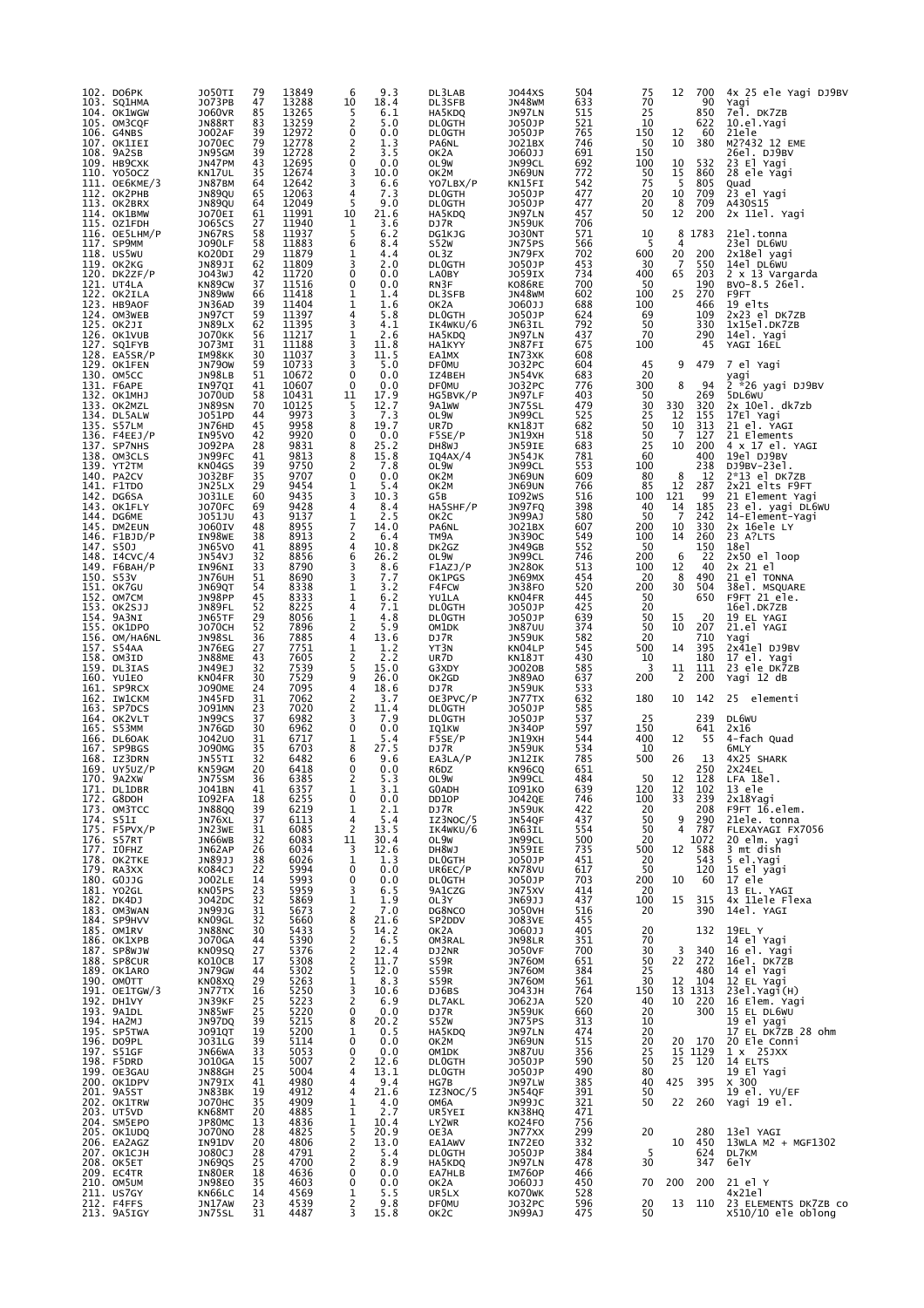| | | | | | | | | | | | | | |
|---|---|---|---|---|---|---|---|---|---|---|---|---|---|
| 102. | DO6PK | JO50TI | 79 | 13849 | 6 | 9.3 | DL3LAB | JO44XS | 504 | 75 | 12 | 700 | 4x 25 ele Yagi DJ9BV |
| 103. | SQ1HMA | JO73PB | 47 | 13288 | 10 | 18.4 | DL3SFB | JN48WM | 633 | 70 | | 90 | Yagi |
| 104. | OK1WGW | JO60VR | 85 | 13265 | 5 | 6.1 | HA5KDQ | JN97LN | 515 | 25 | | 850 | 7el. DK7ZB |
| 105. | OM3CQF | JN88RT | 83 | 13259 | 2 | 5.0 | DL0GTH | JO50JP | 521 | 10 | | 622 | 10.el.Yagi |
| 106. | G4NBS | JO02AF | 39 | 12972 | 0 | 0.0 | DL0GTH | JO50JP | 765 | 150 | 12 | 60 | 21ele |
| 107. | OK1IEI | JO70EC | 79 | 12778 | 2 | 1.3 | PA6NL | JO21BX | 746 | 50 | 10 | 380 | M2?432 12 EME |
| 108. | 9A2SB | JN95GM | 39 | 12728 | 2 | 3.5 | OK2A | JO60JJ | 691 | 150 | | | 26el. DJ9BV |
| 109. | HB9CXK | JN47PM | 43 | 12695 | 0 | 0.0 | OL9W | JN99CL | 692 | 100 | 10 | 532 | 23 El Yagi |
| 110. | YO5OCZ | KN17UL | 35 | 12674 | 3 | 10.0 | OK2M | JN69UN | 772 | 50 | 15 | 860 | 28 ele Yagi |
| 111. | OE6KME/3 | JN87BM | 64 | 12642 | 3 | 6.6 | YO7LBX/P | KN15FI | 542 | 75 | 5 | 805 | Quad |
| 112. | OK2PHB | JN89QU | 65 | 12063 | 4 | 7.3 | DL0GTH | JO50JP | 477 | 20 | 10 | 709 | 23 el Yagi |
| 113. | OK2BRX | JN89QU | 64 | 12049 | 5 | 9.0 | DL0GTH | JO50JP | 477 | 20 | 8 | 709 | A430S15 |
| 114. | OK1BMW | JO70EI | 61 | 11991 | 10 | 21.6 | HA5KDQ | JN97LN | 457 | 50 | 12 | 200 | 2x 11el. Yagi |
| 115. | OZ1FDH | JO65CS | 27 | 11940 | 1 | 3.6 | DJ7R | JN59UK | 706 | | | | |
| 116. | OE5LHM/P | JN67RS | 58 | 11937 | 5 | 6.2 | DG1KJG | JO30NT | 571 | 10 | 8 | 1783 | 21el.tonna |
| 117. | SP9MM | JO90LF | 58 | 11883 | 6 | 8.4 | S52W | JN75PS | 566 | 5 | 4 | | 23el DL6WU |
| 118. | US5WU | KO20DI | 29 | 11879 | 1 | 4.4 | OL3Z | JN79FX | 702 | 600 | 20 | 200 | 2x18el yagi |
| 119. | OK2KG | JN89JI | 62 | 11809 | 3 | 2.0 | DL0GTH | JO50JP | 453 | 30 | 7 | 550 | 14el DL6WU |
| 120. | DK2ZF/P | JO43WJ | 42 | 11720 | 0 | 0.0 | LA0BY | JO59IX | 734 | 400 | 65 | 203 | 2 x 13 Vargarda |
| 121. | UT4LA | KN89CW | 37 | 11516 | 0 | 0.0 | RN3F | KO86RE | 700 | 50 | | 190 | BVO-8.5 26el. |
| 122. | OK2ILA | JN89WW | 66 | 11418 | 1 | 1.4 | DL3SFB | JN48WM | 602 | 100 | 25 | 270 | F9FT |
| 123. | HB9AOF | JN36AD | 39 | 11404 | 1 | 1.6 | OK2A | JO60JJ | 688 | 100 | | 466 | 19 elts |
| 124. | OM3WEB | JN97CT | 59 | 11397 | 4 | 5.8 | DL0GTH | JO50JP | 624 | 69 | | 109 | 2x23 el DK7ZB |
| 125. | OK2JI | JN89LX | 62 | 11395 | 3 | 4.1 | IK4WKU/6 | JN63IL | 792 | 50 | | 330 | 1x15el.DK7ZB |
| 126. | OK1VUB | JO70KK | 56 | 11217 | 1 | 2.6 | HA5KDQ | JN97LN | 437 | 70 | | 290 | 14el. Yagi |
| 127. | SQ1FYB | JO73MI | 31 | 11188 | 3 | 11.8 | HA1KYY | JN87FI | 675 | 100 | | 45 | YAGI 16EL |
| 128. | EA5SR/P | IM98KK | 30 | 11037 | 3 | 11.5 | EA1MX | IN73XK | 608 | | | | |
| 129. | OK1FEN | JN79OW | 59 | 10733 | 3 | 5.0 | DF0MU | JO32PC | 604 | 45 | 9 | 479 | 7 el Yagi |
| 130. | OM5CC | JN98LB | 51 | 10672 | 0 | 0.0 | IZ4BEH | JN54VK | 683 | 20 | | | yagi |
| 131. | F6APE | IN97QI | 41 | 10607 | 0 | 0.0 | DF0MU | JO32PC | 776 | 300 | 8 | 94 | 2 *26 yagi DJ9BV |
| 132. | OK1MHJ | JO70UD | 58 | 10431 | 11 | 17.9 | HG5BVK/P | JN97LF | 403 | 50 | | 269 | 5DL6WU |
| 133. | OK2MZL | JN89SN | 70 | 10125 | 5 | 12.7 | 9A1WW | JN75SL | 479 | 30 | 330 | 320 | 2x 10el. dk7zb |
| 134. | DL5ALW | JO51PD | 44 | 9973 | 3 | 7.3 | OL9W | JN99CL | 525 | 25 | 12 | 155 | 17El Yagi |
| 135. | S57LM | JN76HD | 45 | 9958 | 8 | 19.7 | UR7D | KN18JT | 682 | 50 | 10 | 313 | 21 EL. YAGI |
| 136. | F4EEJ/P | IN95VO | 42 | 9920 | 0 | 0.0 | F5SE/P | JN19XH | 518 | 50 | 7 | 127 | 21 Elements |
| 137. | SP7NHS | JO92PA | 28 | 9831 | 8 | 25.2 | DH8WJ | JN59IE | 683 | 25 | 10 | 200 | 4 x 17 el. YAGI |
| 138. | OM3CLS | JN99FC | 41 | 9813 | 8 | 15.8 | IQ4AX/4 | JN54JK | 781 | 60 | | 400 | 19el DJ9BV |
| 139. | YT2TM | KN04GS | 39 | 9750 | 2 | 7.8 | OL9W | JN99CL | 553 | 100 | | 238 | DJ9BV-23el. |
| 140. | PA2CV | JO32BF | 35 | 9707 | 0 | 0.0 | OK2M | JN69UN | 609 | 80 | 8 | 12 | 2*13 el DK7ZB |
| 141. | F1TDO | JN25LX | 29 | 9454 | 1 | 5.4 | OK2M | JN69UN | 766 | 85 | 12 | 287 | 2x21 elts F9FT |
| 142. | DG6SA | JO31LE | 60 | 9435 | 3 | 10.3 | G5B | IO92WS | 516 | 100 | 121 | 99 | 21 Element Yagi |
| 143. | OK1FLY | JO70FC | 69 | 9428 | 4 | 8.4 | HA5SHF/P | JN97FQ | 398 | 40 | 14 | 185 | 23 el. yagi DL6WU |
| 144. | DG6ME | JO51JU | 43 | 9137 | 1 | 2.5 | OK2C | JN99AJ | 580 | 50 | 7 | 242 | 14-Element-Yagi |
| 145. | DM2EUN | JO60IV | 48 | 8955 | 7 | 14.0 | PA6NL | JO21BX | 607 | 200 | 10 | 330 | 2x 16ele LY |
| 146. | F1BJD/P | IN98WE | 38 | 8913 | 2 | 6.4 | TM9A | JN39OC | 549 | 100 | 14 | 260 | 23 A?LTS |
| 147. | S50J | JN65VO | 41 | 8895 | 4 | 10.8 | DK2GZ | JN49GB | 552 | 50 | | 150 | 18el |
| 148. | I4CVC/4 | JN54VJ | 32 | 8856 | 6 | 26.2 | OL9W | JN99CL | 746 | 200 | 6 | 22 | 2x50 el loop |
| 149. | F6BAH/P | IN96NI | 33 | 8790 | 3 | 8.6 | F1AZJ/P | JN28OK | 513 | 100 | 12 | 40 | 2x 21 el |
| 150. | S53V | JN76UH | 51 | 8690 | 3 | 7.7 | OK1PGS | JN69MX | 454 | 20 | 8 | 490 | 21 el TONNA |
| 151. | OK7GU | JN69QT | 54 | 8338 | 1 | 3.2 | F4FCW | JN38FO | 520 | 200 | 30 | 504 | 38el. MSQUARE |
| 152. | OM7CM | JN98PP | 45 | 8333 | 1 | 6.2 | YU1LA | KN04FR | 445 | 50 | | 650 | F9FT 21 ele. |
| 153. | OK2SJJ | JN89FL | 52 | 8225 | 4 | 7.1 | DL0GTH | JO50JP | 425 | 20 | | | 16el.DK7ZB |
| 154. | 9A3NI | JN65TF | 29 | 8056 | 1 | 4.8 | DL0GTH | JO50JP | 639 | 50 | 15 | 20 | 19 EL YAGI |
| 155. | OK1DPO | JO70CH | 52 | 7896 | 2 | 5.9 | OM1DK | JN87UU | 374 | 50 | 10 | 207 | 21.el YAGI |
| 156. | OM/HA6NL | JN98SL | 36 | 7885 | 4 | 13.6 | DJ7R | JN59UK | 582 | 20 | | 710 | Yagi |
| 157. | S54AA | JN76EG | 27 | 7751 | 1 | 1.2 | YT3N | KN04LP | 545 | 500 | 14 | 395 | 2x41el DJ9BV |
| 158. | OM3ID | JN88ME | 43 | 7605 | 2 | 2.2 | UR7D | KN18JT | 430 | 10 | | 180 | 17 el. Yagi |
| 159. | DL3IAS | JN49EJ | 32 | 7539 | 5 | 15.0 | G3XDY | JO02OB | 585 | 3 | 11 | 111 | 23 ele DK7ZB |
| 160. | YU1EO | KN04FR | 30 | 7529 | 9 | 26.0 | OK2GD | JN89AO | 637 | 200 | 2 | 200 | Yagi 12 dB |
| 161. | SP9RCX | JO90ME | 24 | 7095 | 4 | 18.6 | DJ7R | JN59UK | 533 | | | | |
| 162. | IW1CKM | JN45FD | 31 | 7062 | 2 | 3.7 | OE3PVC/P | JN77TX | 632 | 180 | 10 | 142 | 25 elementi |
| 163. | SP7DCS | JO91MN | 23 | 7020 | 2 | 11.4 | DL0GTH | JO50JP | 585 | | | | |
| 164. | OK2VLT | JN99CS | 37 | 6982 | 3 | 7.9 | DL0GTH | JO50JP | 537 | 25 | | 239 | DL6WU |
| 165. | S53MM | JN76GD | 30 | 6962 | 0 | 0.0 | IQ1KW | JN34OP | 597 | 150 | | 641 | 2x16 |
| 166. | DL6OAK | JO42UO | 31 | 6717 | 1 | 5.4 | F5SE/P | JN19XH | 544 | 400 | 12 | 55 | 4-fach Quad |
| 167. | SP9BGS | JO90MG | 35 | 6703 | 8 | 27.5 | DJ7R | JN59UK | 534 | 10 | | | 6MLY |
| 168. | IZ3DRN | JN55TI | 32 | 6482 | 6 | 9.6 | EA3LA/P | JN12IK | 785 | 500 | 26 | 13 | 4X25 SHARK |
| 169. | UY5UZ/P | KN59GM | 20 | 6418 | 0 | 0.0 | R6DZ | KN96CQ | 651 | | | 250 | 2X24EL |
| 170. | 9A2XW | JN75SM | 36 | 6385 | 2 | 5.3 | OL9W | JN99CL | 484 | 50 | 12 | 128 | LFA 18el. |
| 171. | DL1DBR | JO41BN | 41 | 6357 | 1 | 3.1 | G0ADH | IO91KO | 639 | 120 | 12 | 102 | 13 ele |
| 172. | G8DOH | IO92FA | 18 | 6255 | 0 | 0.0 | DD1OP | JO42QE | 746 | 100 | 33 | 239 | 2x18Yagi |
| 173. | OM3TCC | JN88QQ | 39 | 6219 | 1 | 2.1 | DJ7R | JN59UK | 422 | 20 | | 208 | F9FT 16.elem. |
| 174. | S51I | JN76XL | 37 | 6113 | 4 | 5.4 | IZ3NOC/5 | JN54QF | 437 | 50 | 9 | 290 | 21ele. tonna |
| 175. | F5PVX/P | JN23WE | 31 | 6085 | 2 | 13.5 | IK4WKU/6 | JN63IL | 554 | 50 | 4 | 787 | FLEXAYAGI FX7056 |
| 176. | S57RT | JN66WB | 32 | 6083 | 11 | 30.4 | OL9W | JN99CL | 500 | 20 | | 1072 | 20 elm. yagi |
| 177. | I0FHZ | JN62AP | 26 | 6034 | 3 | 12.6 | DH8WJ | JN59IE | 735 | 500 | 12 | 588 | 3 mt dish |
| 178. | OK2TKE | JN89JJ | 38 | 6026 | 1 | 1.3 | DL0GTH | JO50JP | 451 | 20 | | 543 | 5 el.Yagi |
| 179. | RA3XX | KO84CJ | 22 | 5994 | 0 | 0.0 | UR6EC/P | KN78VU | 617 | 50 | | 120 | 15 el yagi |
| 180. | G0JJG | JO02LE | 14 | 5993 | 0 | 0.0 | DL0GTH | JO50JP | 703 | 200 | 10 | 60 | 17 ele |
| 181. | YO2GL | KN05PS | 23 | 5959 | 3 | 6.5 | 9A1CZG | JN75XV | 414 | 20 | | | 13 EL. YAGI |
| 182. | DK4DJ | JO42DC | 32 | 5869 | 1 | 1.9 | OL3Y | JN69JJ | 437 | 100 | 15 | 315 | 4x 11ele Flexa |
| 183. | OM3WAN | JN99JG | 31 | 5673 | 2 | 7.0 | DG8NCO | JO50VH | 516 | 20 | | 390 | 14el. YAGI |
| 184. | SP9HVV | KO09GL | 32 | 5660 | 8 | 21.6 | SP2DDV | JO83VE | 455 | | | | |
| 185. | OM1RV | JN88NC | 30 | 5433 | 5 | 14.2 | OK2A | JO60JJ | 405 | 20 | | 132 | 19EL Y |
| 186. | OK1XPB | JO70GA | 44 | 5390 | 2 | 6.5 | OM3RAL | JN98LR | 351 | 70 | | | 14 el Yagi |
| 187. | SP8WJW | KN09SQ | 27 | 5376 | 2 | 12.4 | DJ2NR | JO50VF | 700 | 30 | 3 | 340 | 16 el. Yagi |
| 188. | SP8CUR | KO10CB | 17 | 5308 | 2 | 11.7 | S59R | JN76OM | 651 | 50 | 22 | 272 | 16el. DK7ZB |
| 189. | OK1ARO | JN79GW | 44 | 5302 | 5 | 12.0 | S59R | JN76OM | 384 | 25 | | 480 | 14 el Yagi |
| 190. | OM0TT | KN08XQ | 29 | 5263 | 1 | 8.3 | S59R | JN76OM | 561 | 30 | 12 | 104 | 12 EL Yagi |
| 191. | OE1TGW/3 | JN77TX | 16 | 5250 | 3 | 10.6 | DJ6BS | JO43JH | 764 | 150 | 13 | 1313 | 23el.Yagi(H) |
| 192. | DH1VY | JN39KF | 25 | 5223 | 2 | 6.9 | DL7AKL | JO62JA | 520 | 40 | 10 | 220 | 16 Elem. Yagi |
| 193. | 9A1DL | JN85WF | 25 | 5220 | 0 | 0.0 | DJ7R | JN59UK | 660 | 20 | | 300 | 15 EL DL6WU |
| 194. | HA2MJ | JN97DQ | 39 | 5215 | 8 | 20.2 | S52W | JN75PS | 313 | 10 | | | 19 el yagi |
| 195. | SP5TWA | JO91QT | 19 | 5200 | 1 | 0.5 | HA5KDQ | JN97LN | 474 | 20 | | | 17 EL DK7ZB 28 ohm |
| 196. | DO9PL | JO31LG | 39 | 5114 | 0 | 0.0 | OK2M | JN69UN | 515 | 20 | 20 | 170 | 20 Ele Conni |
| 197. | S51GF | JN66WA | 33 | 5053 | 0 | 0.0 | OM1DK | JN87UU | 356 | 25 | 15 | 1129 | 1 x 25JXX |
| 198. | F5DRD | JO10GA | 15 | 5007 | 2 | 12.6 | DL0GTH | JO50JP | 590 | 50 | 25 | 120 | 14 ELTS |
| 199. | OE3GAU | JN88GH | 25 | 5004 | 4 | 13.1 | DL0GTH | JO50JP | 490 | 80 | | | 19 El Yagi |
| 200. | OK1DPV | JN79IX | 41 | 4980 | 4 | 9.4 | HG7B | JN97LW | 385 | 40 | 425 | 395 | X 300 |
| 201. | 9A5ST | JN83BK | 19 | 4912 | 4 | 21.6 | IZ3NOC/5 | JN54QF | 391 | 50 | | | 19 el. YU/EF |
| 202. | OK1TRW | JO70HC | 35 | 4909 | 1 | 4.0 | OM6A | JN99JC | 321 | 50 | 22 | 260 | Yagi 19 el. |
| 203. | UT5VD | KN68MT | 20 | 4885 | 1 | 2.7 | UR5YEI | KN38HQ | 471 | | | | |
| 204. | SM5EPO | JP80MC | 13 | 4836 | 1 | 10.4 | LY2WR | KO24FO | 756 | | | | |
| 205. | OK1UDQ | JO70NO | 28 | 4825 | 5 | 20.9 | OE3A | JN77XX | 299 | 20 | | 280 | 13el YAGI |
| 206. | EA2AGZ | IN91DV | 20 | 4806 | 2 | 13.0 | EA1AWV | IN72EO | 332 | | 10 | 450 | 13WLA M2 + MGF1302 |
| 207. | OK1CJH | JO80CJ | 28 | 4791 | 2 | 5.4 | DL0GTH | JO50JP | 384 | 5 | | 624 | DL7KM |
| 208. | OK5ET | JN69QS | 25 | 4700 | 2 | 8.9 | HA5KDQ | JN97LN | 478 | 30 | | 347 | 6elY |
| 209. | EC4TR | IN80ER | 18 | 4636 | 0 | 0.0 | EA7HLB | IM76OP | 466 | | | | |
| 210. | OM5UM | JN98EO | 35 | 4603 | 0 | 0.0 | OK2A | JO60JJ | 450 | 70 | 200 | 200 | 21 el Y |
| 211. | US7GY | KN66LC | 14 | 4569 | 1 | 5.5 | UR5LX | KO70WK | 528 | | | | 4x21el |
| 212. | F4FFS | JN17AW | 23 | 4539 | 2 | 9.8 | DF0MU | JO32PC | 596 | 20 | 13 | 110 | 23 ELEMENTS DK7ZB co |
| 213. | 9A5IGY | JN75SL | 31 | 4487 | 3 | 15.8 | OK2C | JN99AJ | 475 | 50 | | | X510/10 ele oblong |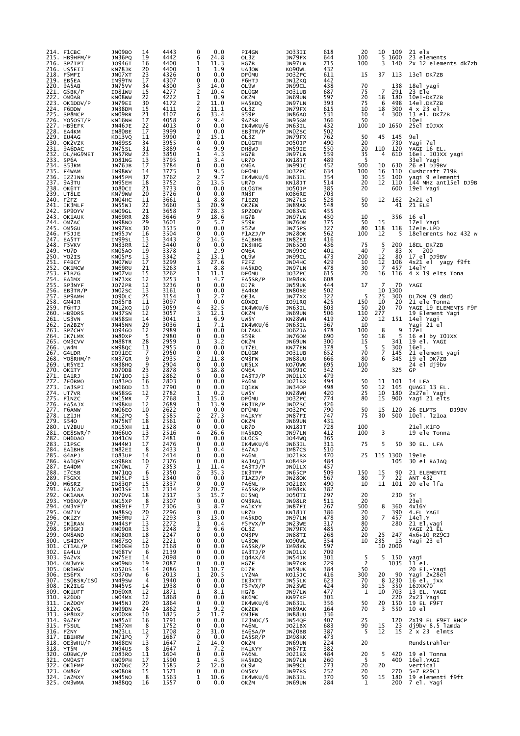| | | | | | | | | | | | | | |
|---|---|---|---|---|---|---|---|---|---|---|---|---|---|
| 214. | F1CBC | JN09BO | 14 | 4443 | 0 | 0.0 | PI4GN | JO33II | 618 | 20 | 10 | 109 | 21 els |
| 215. | HB9HFM/P | JN36PQ | 19 | 4442 | 6 | 24.8 | OL3Z | JN79FX | 644 | 100 | 5 | 1600 | 23 elements |
| 216. | SP2IPT | JO94GI | 16 | 4400 | 1 | 11.3 | HG7B | JN97LW | 715 | 100 | 3 | 140 | 2x 12 elements dk7zb |
| 216. | US5EII | KN78JK | 20 | 4400 | 1 | 1.9 | UA3OW | KO90WL | 432 | | | | |
| 218. | F5MFI | JN07XT | 23 | 4326 | 0 | 0.0 | DF0MU | JO32PC | 611 | 15 | 37 | 113 | 13el DK7ZB |
| 219. | EB5EA | IM99TN | 17 | 4307 | 0 | 0.0 | F6HTJ | JN12KQ | 442 | | | | |
| 220. | 9A5AB | JN75VV | 34 | 4300 | 3 | 14.0 | OL9W | JN99CL | 438 | 70 | | 138 | 18el yagi |
| 221. | G5BK/P | IO81WU | 15 | 4277 | 2 | 10.4 | DL0GM | JO31UB | 687 | 75 | 7 | 291 | 23 Ele |
| 222. | OM0AB | KN08WW | 22 | 4222 | 1 | 0.9 | OK2M | JN69UN | 597 | 20 | 18 | 180 | 10el-DK7ZB |
| 223. | OK1DDV/P | JN79EI | 30 | 4172 | 2 | 11.0 | HA5KDQ | JN97LN | 393 | 75 | 6 | 498 | 14el.DK7ZB |
| 224. | F6DDW | JN38DM | 15 | 4111 | 2 | 11.1 | OL3Z | JN79FX | 615 | 10 | 18 | 300 | 4 x 23 el. |
| 225. | SP8MCP | KN09RR | 21 | 4107 | 6 | 33.4 | S59P | JN86AO | 531 | 10 | 4 | 300 | 13 el. DK7ZB |
| 226. | YO5OST/P | KN16NH | 17 | 4058 | 2 | 9.4 | 9A2SB | JN95GM | 366 | 50 | | | 10el |
| 227. | HB9EFK | JN46JE | 22 | 4013 | 0 | 0.0 | IK4WKU/6 | JN63IL | 432 | 100 | 10 | 1650 | 25el IOJXX |
| 228. | EA4KM | IN80BE | 17 | 3999 | 0 | 0.0 | EB3TR/P | JN02SC | 502 | | | | |
| 229. | EU4AG | KO13VQ | 11 | 3990 | 2 | 15.1 | OL3Z | JN79FX | 762 | 50 | 45 | 145 | 9el |
| 230. | OK2VZK | JN89SS | 34 | 3955 | 0 | 0.0 | DL0GTH | JO50JP | 490 | 20 | | 730 | Yagi 7el |
| 231. | 9A6DAC | JN75SL | 31 | 3889 | 4 | 9.9 | DH8WJ | JN59IE | 550 | 20 | 110 | 120 | YAGI 16 EL. |
| 232. | DL/HG9MET | JN57RW | 23 | 3850 | 1 | 4.3 | HG7B | JN97LW | 559 | 35 | 4 | 610 | 16el. IOJXX yagi |
| 233. | SP6A | JO81NG | 13 | 3795 | 1 | 3.4 | UR7D | KN18JT | 489 | 5 | | | 33el Yagi |
| 234. | S53RM | JN76JB | 17 | 3784 | 0 | 0.0 | OM6A | JN99JC | 452 | 500 | 10 | 630 | 26 el DJ9BV |
| 235. | F4WAM | IN98WV | 14 | 3775 | 1 | 9.5 | DF0MU | JO32PC | 634 | 100 | 16 | 110 | Cushcraft 719B |
| 236. | IZ2JNN | JN45PM | 37 | 3762 | 2 | 9.7 | IK4WKU/6 | JN63IL | 354 | 30 | 15 | 100 | yagi 9 elementi |
| 237. | 9A3TU | JN95EH | 18 | 3752 | 2 | 13.5 | UR7D | KN18JT | 514 | 20 | 12 | 110 | 144 MHz ant15el DJ9B |
| 238. | OK6TT | JO80CI | 21 | 3733 | 0 | 0.0 | DL0GTH | JO50JP | 385 | 20 | | 600 | 19el Yagi |
| 239. | UT8LE | KN79WW | 20 | 3726 | 0 | 0.0 | RN3F | KO86RE | 703 | | | | |
| 240. | F2FZ | JN04HC | 11 | 3661 | 1 | 8.8 | F1EZQ | JN27LS | 528 | 50 | 12 | 162 | 2x21 el |
| 241. | IK3MLF | JN55WJ | 22 | 3660 | 3 | 20.9 | OK2EW | JN89AK | 548 | 50 | | 41 | 21 ELE |
| 242. | SP9OYV | KN09GL | 21 | 3658 | 7 | 28.3 | SP2DDV | JO83VE | 455 | | | | |
| 243. | OK1AUK | JN69RR | 28 | 3646 | 9 | 18.6 | HG7B | JN97LW | 450 | 10 | | 356 | 16 el |
| 244. | OM7AC | JN98NO | 29 | 3601 | 2 | 5.7 | S59R | JN76OM | 375 | 50 | 15 | | 17el Yagi |
| 245. | OM5GU | JN97BX | 30 | 3535 | 0 | 0.0 | S52W | JN75PS | 327 | 80 | 118 | 118 | 12ele.LPD |
| 246. | F5JJE | IN95JV | 16 | 3504 | 0 | 0.0 | F1AZJ/P | JN28OK | 562 | 100 | 12 | 5 | 18elements hoz 432 w |
| 247. | EA5TT | IM99SL | 13 | 3443 | 2 | 14.5 | EA1BHB | IN82EI | 416 | | | | |
| 248. | F5VKV | JN33RR | 12 | 3440 | 0 | 0.0 | IK3HHG | JN65DO | 436 | 75 | 5 | 200 | 18EL DK7ZB |
| 249. | YU7D | KN05AO | 19 | 3378 | 1 | 2.9 | OM6A | JN99JC | 401 | 40 | 7 | 83 | X - 200 |
| 250. | YO2IS | KN05PS | 13 | 3342 | 2 | 13.1 | OL9W | JN99CL | 473 | 200 | 12 | 80 | 17 el DJ9BV |
| 251. | F4BCY | JN07WU | 17 | 3299 | 3 | 27.6 | F2FZ | JN04HC | 429 | 10 | 12 | 106 | 4x21 el yagy f9ft |
| 252. | OK1MCW | JN69RU | 21 | 3263 | 1 | 8.8 | HA5KDQ | JN97LN | 478 | 30 | 7 | 457 | 14elY |
| 253. | F1BZG | JN07VU | 15 | 3262 | 1 | 11.1 | DF0MU | JO32PC | 615 | 20 | 16 | 116 | 4 X 19 elts Tona |
| 254. | EA1MX | IN73XK | 12 | 3253 | 1 | 4.7 | EA5SR/P | IM98KK | 608 | | | | |
| 255. | SP3NYF | JO72PR | 12 | 3236 | 0 | 0.0 | DJ7R | JN59UK | 444 | 17 | 7 | 70 | YAGI |
| 256. | EB3TR/P | JN02SC | 13 | 3161 | 0 | 0.0 | EA4KM | IN80BE | 502 | | 10 | 1300 | |
| 257. | SP9AMH | JO90LC | 25 | 3154 | 1 | 2.7 | OE3A | JN77XX | 322 | 5 | 25 | 300 | DL7KM (9 dBd) |
| 258. | GW4JR | IO85FB | 11 | 3097 | 0 | 0.0 | G0XOI | IO91RQ | 425 | 150 | 10 | 20 | 21 ele Tonna |
| 259. | F6HTJ | JN12KQ | 10 | 3059 | 4 | 32.5 | IK4WKU/6 | JN63IL | 803 | 50 | 20 | 70 | YAGI 19 ELEMENTS F9F |
| 260. | HB9DRS | JN37SN | 12 | 3057 | 3 | 12.1 | OK2M | JN69UN | 506 | 110 | 277 | | 19 Element Yagi |
| 261. | US3VN | KN58SH | 14 | 3041 | 1 | 6.9 | UW5Y | KN28WH | 419 | 20 | 12 | 151 | 14el Yagi |
| 262. | IW2BZY | JN45NN | 29 | 3036 | 1 | 7.1 | IK4WKU/6 | JN63IL | 367 | 10 | | | Yagi 21 el |
| 263. | SP2CHY | JO94GO | 12 | 2989 | 0 | 0.0 | DL7AKL | JO62JA | 478 | 100 | 8 | 9 | 17el |
| 264. | IK7LMX | JN80XP | 5 | 2980 | 0 | 0.0 | S59R | JN76OM | 690 | 50 | 18 | 5 | 16 el by IOJXX |
| 265. | OM3CVV | JN88TR | 28 | 2959 | 1 | 3.2 | OK2M | JN69UN | 300 | 15 | | 341 | 19 el. YAGI |
| 266. | UW4M | KN98QC | 11 | 2955 | 0 | 0.0 | UT7EL | KN77EN | 378 | 5 | 5 | 300 | 16el. |
| 267. | G4LDR | IO91EC | 7 | 2950 | 0 | 0.0 | DL0GM | JO31UB | 652 | 70 | 7 | 145 | 21 element yagi |
| 268. | YO8RHM/P | KN37GR | 9 | 2935 | 2 | 11.8 | OM3FW | JN88UU | 666 | 80 | 6 | 345 | 19 el DK7ZB |
| 269. | UR5YEI | KN38HQ | 9 | 2904 | 0 | 0.0 | UR5LX | KO70WK | 695 | 100 | | | 24 el dj9bv |
| 270. | OK1TY | JO70DB | 23 | 2878 | 5 | 18.8 | OM6A | JN99JC | 342 | 20 | | 325 | GP |
| 271. | EA1RJ | IN71OO | 13 | 2862 | 0 | 0.0 | EA3TJ/P | JN01LX | 479 | | | | |
| 272. | 2E0BMO | IO83PO | 16 | 2803 | 0 | 0.0 | PA6NL | JO21BX | 494 | 50 | 11 | 101 | 14 LFA |
| 273. | IW3SPI | JN66OD | 13 | 2790 | 0 | 0.0 | IQ1KW | JN34OP | 498 | 50 | 12 | 165 | QUAGI 13 EL. |
| 274. | UT7VR | KN58SG | 12 | 2782 | 1 | 0.2 | UW5Y | KN28WH | 420 | 25 | 10 | 180 | 2x27el Yagi |
| 275. | F1NZC | JN15MR | 7 | 2768 | 1 | 15.0 | DF0MU | JO32PC | 774 | 80 | 15 | 900 | Yagi 21 elts |
| 276. | EA5AJX | IM98KU | 12 | 2689 | 1 | 13.9 | EB3TR/P | JN02SC | 426 | | | | |
| 277. | F6ANW | JN06EO | 10 | 2622 | 0 | 0.0 | DF0MU | JO32PC | 790 | 50 | 15 | 120 | 26 ELMTS DJ9BV |
| 278. | LZ1JH | KN12PQ | 5 | 2585 | 2 | 27.3 | HA1KYY | JN87FI | 747 | 75 | 30 | 500 | 10el. lz1oa |
| 279. | S54O | JN75NT | 18 | 2561 | 0 | 0.0 | OK2M | JN69UN | 431 | | | | |
| 280. | LY2BUU | KO15XH | 11 | 2528 | 0 | 0.0 | UR7D | KN18JT | 728 | 100 | | | 21el.K1FO |
| 281. | OE8SWR/P | JN66UO | 13 | 2516 | 4 | 26.6 | HA5KDQ | JN97LN | 412 | 100 | 3 | | 19 ele Tonna |
| 282. | DH6DAO | JO41CN | 17 | 2481 | 0 | 0.0 | DL0CS | JO44WQ | 365 | | | | |
| 283. | I1PSC | JN44MJ | 17 | 2476 | 0 | 0.0 | IK4WKU/6 | JN63IL | 311 | 75 | 5 | 50 | 30 EL. LFA |
| 284. | EA1BHB | IN82EI | 8 | 2433 | 1 | 0.4 | EA7AJ | IM87CS | 510 | | | | |
| 285. | G4APJ | IO83UP | 14 | 2414 | 0 | 0.0 | PA6NL | JO21BX | 470 | 25 | 115 | 1300 | 19ele |
| 286. | RA1QFY | KO98BX | 10 | 2376 | 0 | 0.0 | RA3AQ/3 | KO84SP | 484 | | | 105 | 30 el RA3AQ |
| 287. | EA4DM | IN70WL | 7 | 2353 | 1 | 11.4 | EA3TJ/P | JN01LX | 457 | | | | |
| 288. | I7CSB | JN71QQ | 6 | 2350 | 2 | 35.3 | IK3TPP | JN65CP | 509 | 150 | 15 | 90 | 21 ELEMENTI |
| 289. | F5GXX | IN95LP | 13 | 2340 | 0 | 0.0 | F1AZJ/P | JN28OK | 567 | 80 | 7 | 22 | ANT 432 |
| 290. | M6SRZ | IO83QP | 15 | 2337 | 0 | 0.0 | PA6NL | JO21BX | 490 | 10 | 11 | 101 | 20 ele lfa |
| 291. | EA3CAZ | JN01SE | 13 | 2334 | 2 | 20.7 | EA5SR/P | IM98KK | 382 | | | | |
| 292. | OK1ANA | JO70VE | 18 | 2317 | 3 | 15.7 | DJ5NQ | JO50TI | 297 | 20 | | 230 | 5Y |
| 293. | YO6XK/P | KN15XP | 8 | 2307 | 0 | 0.0 | OM3RAL | JN98LR | 511 | 20 | | | 23el |
| 294. | OM3YFT | JN99IF | 17 | 2306 | 3 | 8.7 | HA1KYY | JN87FI | 267 | 500 | 8 | 360 | 4x16Y |
| 295. | OM2IV | JN88SQ | 20 | 2296 | 0 | 0.0 | UR7D | KN18JT | 386 | 20 | | 390 | 4.EL YAGI |
| 296. | OK1ZY | JN69RU | 17 | 2293 | 3 | 13.0 | HA5KDQ | JN97LN | 478 | 30 | 7 | 457 | 14el.Y |
| 297. | IK1RAN | JN44SF | 13 | 2272 | 1 | 0.4 | F5PVX/P | JN23WE | 317 | 80 | | 280 | 21 El.yagi |
| 298. | SP9GKJ | KN09OR | 13 | 2248 | 2 | 6.6 | OL3Z | JN79FX | 485 | 20 | | | YAGI 21 EL |
| 299. | OM8AND | KN08OR | 18 | 2247 | 0 | 0.0 | OM3PV | JN88TI | 268 | 20 | 25 | 247 | 4x6+10 RZ9CJ |
| 300. | US4IKY | KN87SQ | 12 | 2221 | 0 | 0.0 | UA3OW | KO90WL | 354 | 10 | 235 | 13 | Yagi 23 el |
| 301. | CT1AL/P | IN60EH | 10 | 2168 | 0 | 0.0 | EA5SR/P | IM98KK | 597 | | 10 | 2000 | |
| 302. | EA4LU | IM68TV | 6 | 2139 | 0 | 0.0 | EA3TJ/P | JN01LX | 709 | | | | |
| 303. | 9A2VX | JN75EI | 14 | 2098 | 0 | 0.0 | IQ4AX/4 | JN54JK | 301 | 5 | 5 | 150 | yagi |
| 304. | OM3WYB | KN09ND | 19 | 2087 | 0 | 0.0 | HG7F | JN97KR | 229 | 2 | | 1035 | 11 el. |
| 305. | DB1HGV | JO52DS | 14 | 2086 | 1 | 10.7 | DJ7R | JN59UK | 384 | 50 | | | 20 El.-Yagi |
| 306. | ES6FX | KO37OW | 6 | 2013 | 1 | 20.5 | LY2NA | KO15JC | 416 | 300 | 20 | 90 | Yagi 2x28el |
| 307. | IS0BSR/IS0 | JM49SW | 4 | 1940 | 0 | 0.0 | IK3XTT | JN55LK | 623 | 70 | 8 | 1230 | 16 el. jxx |
| 308. | IK2ILG | JN45VS | 14 | 1938 | 0 | 0.0 | F5PVX/P | JN23WE | 424 | 30 | 15 | 350 | 16JXX70 |
| 309. | OK1UFF | JO60XR | 12 | 1871 | 1 | 8.1 | HG7B | JN97LW | 477 | 1 | 10 | 703 | 13 EL. YAGI |
| 310. | RZ6DD | LN04MX | 12 | 1868 | 0 | 0.0 | RK6MC | KN97KF | 301 | | | 220 | 2x23 Yagi |
| 311. | IW2DOY | JN45NJ | 20 | 1864 | 0 | 0.0 | IK4WKU/6 | JN63IL | 356 | 50 | 20 | 150 | 19 EL F9FT |
| 312. | OK2VG | JN99DN | 24 | 1862 | 1 | 9.2 | OK2EW | JN89AK | 164 | 70 | 3 | 550 | 10 el |
| 313. | SP8DXZ | KO00XB | 10 | 1825 | 2 | 11.7 | OM3FW | JN88UU | 336 | | | | |
| 314. | 9A2EY | JN85AT | 16 | 1791 | 0 | 0.0 | IZ3NOC/5 | JN54QF | 407 | 25 | | 120 | 2X19 EL F9FT RHCP |
| 315. | F5SUL | IN87XH | 8 | 1752 | 0 | 0.0 | PA6NL | JO21BX | 683 | 90 | 15 | 23 | dj9bv 8.5 lamda |
| 316. | F2NY | JN23LL | 12 | 1708 | 2 | 31.0 | EA6SA/P | JN20BB | 387 | 5 | 12 | 15 | 2 x 23 elmts |
| 317. | EB1HRW | IN71PQ | 7 | 1687 | 0 | 0.0 | EA5SR/P | IM98KK | 473 | | | | |
| 318. | OE3WHU/P | JN88EN | 13 | 1647 | 2 | 14.0 | OK2M | JN69UN | 224 | 20 | | | Rundstrahler |
| 318. | YT5M | JN94US | 8 | 1647 | 1 | 7.2 | HA1KYY | JN87FI | 382 | | | | |
| 320. | G0BWC/P | IO83RO | 11 | 1604 | 0 | 0.0 | PA6NL | JO21BX | 484 | 20 | 5 | 420 | 19 el Tonna |
| 321. | OM0AST | KN09PH | 17 | 1590 | 1 | 4.5 | HA5KDQ | JN97LN | 260 | 5 | | 400 | 16el.YAGI |
| 322. | OK1FMP | JO70GC | 22 | 1585 | 2 | 12.0 | OL9W | JN99CL | 273 | 20 | 20 | | vertical |
| 323. | OM8GY | KN08OR | 15 | 1571 | 0 | 0.0 | OM5KV | JN97BS | 252 | 20 | | 270 | 5+7 RZ9CJ |
| 324. | IW2MXY | JN45NO | 8 | 1563 | 1 | 10.6 | IK4WKU/6 | JN63IL | 370 | 50 | 15 | 180 | 19 elementi f9ft |
| 325. | OM3WMA | JN88QQ | 16 | 1557 | 0 | 0.0 | OK2M | JN69UN | 284 | 1 | | 200 | 7 el. Yagi |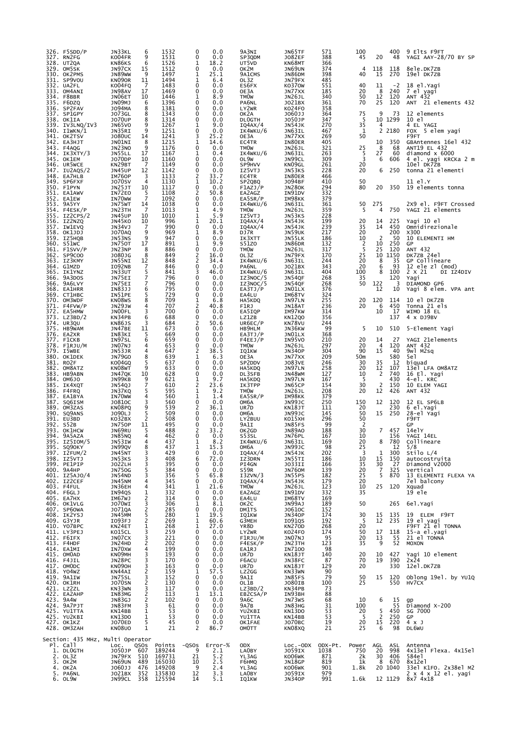| Pl. | Call | Loc. | QSOs | Points | -QSOs | Error-% | ODX | Loc.-ODX | ODX-Pt. | Power | AGL | ASL | Antenna |
|---|---|---|---|---|---|---|---|---|---|---|---|---|---|
| 326. | F5SDD/P | JN33KL | 6 | 1532 | 0 | 0.0 | 9A3NI | JN65TF | 571 | 100 | | 400 | 9 Elts F9FT |
| 327. | RN2FG | KO04FR | 9 | 1531 | 0 | 0.0 | SP3QDM | JO82EF | 388 | 45 | 20 | 48 | YAGI AAY-28/70 BY SP |
| 328. | UT2QA | KN86KS | 6 | 1526 | 1 | 18.2 | UT5VD | KN68MT | 366 | | | | |
| 329. | OM5SK | JN97CX | 15 | 1512 | 0 | 0.0 | OK2M | JN69UN | 374 | 4 | 118 | 118 | 8ele.DK7ZB |
| 330. | OK2PMS | JN89WW | 9 | 1497 | 1 | 25.1 | 9A1CMS | JN86DM | 398 | 40 | 15 | 270 | 19el DK7ZB |
| 331. | SP9VOU | KN09OR | 11 | 1494 | 1 | 6.4 | OL3Z | JN79FX | 485 | | | | |
| 332. | UA2FL | KO04FQ | 7 | 1483 | 0 | 0.0 | ES6FX | KO37OW | 551 | 40 | 11 | -2 | 18 el.Yagi |
| 333. | OM4ANI | JN98AV | 17 | 1469 | 0 | 0.0 | OE3A | JN77XX | 185 | 20 | 8 | 240 | 7 el yagi |
| 334. | F8BBR | JN06ET | 10 | 1446 | 1 | 8.9 | TM0W | JN26JL | 340 | 50 | 12 | 120 | ANT 432 |
| 335. | F6DZQ | JN09MJ | 6 | 1396 | 0 | 0.0 | PA6NL | JO21BX | 361 | 70 | 25 | 120 | ANT 21 elements 432 |
| 336. | SP2FAV | JO94MA | 8 | 1381 | 0 | 0.0 | LY2WR | KO24FO | 358 | | | | |
| 337. | SP1GPY | JO73GL | 8 | 1343 | 0 | 0.0 | OK2A | JO60JJ | 364 | 75 | 9 | 73 | 12 elements |
| 338. | OK1IA | JO70UP | 8 | 1314 | 0 | 0.0 | DL0GTH | JO50JP | 347 | 5 | 10 | 1299 | 10 el |
| 339. | IV3LNQ/IV3 | JN65VO | 9 | 1267 | 1 | 9.0 | IQ4AX/4 | JN54JK | 270 | 35 | 4 | | 4 EL YAGI |
| 340. | I1WKN/1 | JN35RI | 9 | 1251 | 0 | 0.0 | IK4WKU/6 | JN63IL | 467 | 1 | 2 | 2180 | FOX 5 elem yagi |
| 341. | OK2TSV | JO80UC | 14 | 1241 | 3 | 25.2 | OE3A | JN77XX | 269 | 50 | | | F9FT |
| 342. | EA3HJT | JN01NI | 8 | 1215 | 1 | 14.6 | EC4TR | IN80ER | 405 | | 10 | 350 | GBAntennes 16el 432 |
| 343. | F4AQG | JN23NO | 9 | 1176 | 0 | 0.0 | TM0W | JN26JL | 321 | 25 | 8 | 68 | ANT19 EL 432 |
| 344. | IK3XTY/3 | JN55LL | 17 | 1167 | 1 | 0.4 | IK4WKU/6 | JN63IL | 263 | 5 | 27 | 60 | diamond x 6000 |
| 345. | OK1EM | JO70DP | 10 | 1160 | 0 | 0.0 | OL9W | JN99CL | 309 | 3 | 6 | 606 | 4 el. yagi KRCKa 2 m |
| 346. | UR5WCE | KN29BT | 7 | 1149 | 0 | 0.0 | SP9HVV | KN09GL | 261 | 20 | | | 10el DK7ZB |
| 347. | IU2AQS/2 | JN45UP | 12 | 1142 | 0 | 0.0 | IZ5VTJ | JN53KS | 228 | 20 | 6 | 250 | tonna 21 elementi |
| 348. | EA7HLB | IM76OP | 3 | 1133 | 2 | 33.7 | EC4TR | IN80ER | 466 | | | | |
| 349. | SP6FXF | JO70SV | 4 | 1130 | 1 | 10.2 | SP2QBQ | JO94BF | 410 | 50 | | | 11 el.Y |
| 350. | F1PYN | JN25JT | 10 | 1117 | 0 | 0.0 | F1AZJ/P | JN28OK | 294 | 80 | 20 | 350 | 19 elements tonna |
| 351. | EA1AWV | IN72EO | 5 | 1108 | 2 | 50.8 | EA2AGZ | IN91DV | 332 | | | | |
| 352. | EA1EW | IN70WW | 7 | 1092 | 0 | 0.0 | EA5SR/P | IM98KK | 379 | | | | |
| 353. | 9A5YY | JN75WT | 14 | 1038 | 0 | 0.0 | IK4WKU/6 | JN63IL | 361 | 50 | 275 | | 2x9 el. F9FT Crossed |
| 354. | F4ESK/P | JN23TH | 7 | 1013 | 1 | 4.9 | TM0W | JN26JL | 359 | 5 | 4 | 750 | YAGI 21 elements |
| 355. | IZ2CPS/2 | JN45UP | 10 | 1010 | 1 | 5.9 | IZ5VTJ | JN53KS | 228 | | | | |
| 356. | IZ2NZQ | JN45KO | 10 | 996 | 1 | 20.1 | IQ4AX/4 | JN54JK | 199 | 20 | 14 | 225 | Yagi 10 el |
| 357. | IW1EVQ | JN34VJ | 7 | 990 | 0 | 0.0 | IQ4AX/4 | JN54JK | 239 | 35 | 14 | 450 | Omnidirezionale |
| 358. | OK1JDJ | JO70AQ | 9 | 969 | 1 | 8.9 | DJ7R | JN59UK | 217 | 20 | | 200 | X300 |
| 359. | IZ5HQB | JN53NS | 9 | 947 | 0 | 0.0 | IK3XTT | JN55LK | 186 | 10 | 2 | 50 | 10 ELEMENTI HM |
| 360. | S51WC | JN75OT | 17 | 891 | 1 | 9.9 | S51ZO | JN86DR | 132 | 2 | 10 | 250 | GP |
| 361. | F1SVV/P | JN23NP | 8 | 886 | 0 | 0.0 | TM0W | JN26JL | 317 | 5 | 25 | 120 | ANT 432 |
| 362. | SP9COO | JO80JG | 8 | 849 | 2 | 16.0 | OL3Z | JN79FX | 170 | 25 | 10 | 1150 | DK7ZB 24el |
| 363. | IZ3KMY | JN55NI | 12 | 848 | 2 | 34.4 | IK4WKU/6 | JN63IL | 244 | 20 | 8 | 35 | GP Collineare |
| 364. | G1MZD | IO92NB | 7 | 846 | 0 | 0.0 | PA6NL | JO21BX | 343 | 20 | 6 | 93 | 12 ele zl (mod) |
| 365. | IK1YNZ | JN33UT | 5 | 841 | 3 | 46.0 | IK4WKU/6 | JN63IL | 404 | 100 | 8 | 100 | 2 X 21 DI IZ4DIV |
| 366. | 9A3DOS | JN75EI | 7 | 796 | 0 | 0.0 | IZ3NOC/5 | JN54QF | 268 | 35 | | 120 | Yagi |
| 366. | 9A6LVY | JN75EI | 7 | 796 | 0 | 0.0 | IZ3NOC/5 | JN54QF | 268 | 50 | 122 | 3 | DIAMOND GP6 |
| 368. | EA1HRR | IN83JJ | 6 | 795 | 0 | 0.0 | EA3TJ/P | JN01LX | 376 | | 12 | 10 | Yagi 8 elem. VPA ant |
| 369. | CT1HBC | IN51PE | 5 | 729 | 0 | 0.0 | EA4LU | IM68TV | 324 | | | | |
| 370. | OM3WDF | KN08WS | 8 | 709 | 1 | 6.8 | HA5KDQ | JN97LN | 255 | 20 | 120 | 114 | 10 el DK7ZB |
| 371. | F4FVW/P | JN29JW | 4 | 707 | 2 | 40.8 | F1RJ | JN18AT | 236 | 20 | 6 | 450 | Tonna 21 els |
| 372. | EA5HMW | JN00FL | 3 | 700 | 0 | 0.0 | EA5IQP | IM97KW | 314 | | 10 | 17 | WIMO 18 EL |
| 373. | LZ3BD/2 | KN34PB | 6 | 688 | 0 | 0.0 | LZ1ZB | KN12QO | 356 | | | 137 | 4 x DJ9BV |
| 374. | UR3QU | KN86JS | 3 | 684 | 2 | 50.6 | UR6EC/P | KN78VU | 244 | | | | |
| 375. | HB9WAM | JN47BE | 11 | 673 | 0 | 0.0 | HB9HLM | JN36KW | 99 | 5 | 10 | 510 | 5-Element Yagi |
| 376. | EA2XR | IN83KI | 5 | 669 | 0 | 0.0 | EA3TJ/P | JN01LX | 368 | | | | |
| 377. | F1CKB | IN97SL | 6 | 659 | 0 | 0.0 | F4EEJ/P | IN95VO | 210 | 20 | 14 | 27 | YAGI 21elements |
| 378. | F1RJU/M | JN07NJ | 4 | 653 | 0 | 0.0 | TM0W | JN26JL | 297 | 20 | 4 | 120 | ANT 432 |
| 379. | I5WBE | JN53JR | 4 | 647 | 2 | 38.5 | IQ1KW | JN34OP | 304 | 90 | 15 | 40 | 9wl M2sq |
| 380. | OK1DEK | JN79GO | 8 | 639 | 1 | 6.3 | OE3A | JN77XX | 209 | 50m | | 580 | 5el |
| 381. | RO2F | KO04GQ | 5 | 637 | 0 | 0.0 | SP2DDV | JO83VE | 246 | 30 | 35 | 12 | biquad |
| 382. | OM8ATZ | KN08WT | 9 | 633 | 0 | 0.0 | HA5KDQ | JN97LN | 258 | 20 | 12 | 107 | 13el LFA OM8ATZ |
| 383. | HB9ABN | JN47QK | 10 | 628 | 0 | 0.0 | DL3SFB | JN48WM | 127 | 10 | 2 | 740 | 16 El. Yagi |
| 384. | OM6JO | JN99KB | 9 | 621 | 1 | 9.7 | HA5KDQ | JN97LN | 167 | 5 | | 430 | 4-el. KRC |
| 385. | IK4XQT | JN54QJ | 7 | 610 | 2 | 23.6 | IK3TPP | JN65CP | 154 | 30 | 2 | 150 | 10 ELEM YAGI |
| 386. | F4FRQ | JN37KQ | 5 | 595 | 1 | 9.2 | TM0W | JN26JL | 208 | 20 | 12 | 426 | ANT 432 |
| 387. | EA1BYA | IN70WW | 4 | 560 | 1 | 1.4 | EA5SR/P | IM98KK | 379 | | | | |
| 387. | SQ6ISM | JO81OC | 3 | 560 | 0 | 0.0 | OM6A | JN99JC | 250 | 150 | 12 | 120 | 12 EL SP6LB |
| 389. | OM3ZAS | KN08PQ | 9 | 539 | 2 | 36.1 | UR7D | KN18JT | 111 | 20 | | 230 | 6 el.Yagi |
| 390. | SQ9ANS | JO90LJ | 5 | 509 | 0 | 0.0 | OM6A | JN99JC | 145 | 50 | 15 | 250 | 28-el Yagi |
| 391. | EU3BD | KO32BX | 2 | 508 | 0 | 0.0 | LY2BUU | KO15XH | 296 | 50 | | | F9FT |
| 392. | S52B | JN75OP | 11 | 495 | 0 | 0.0 | 9A1I | JN85FS | 99 | 2 | | | GP |
| 393. | OK1HCW | JN69RU | 5 | 488 | 2 | 33.2 | OK2GD | JN89AO | 188 | 30 | 7 | 457 | 14elY |
| 394. | 9A5AZA | JN85NQ | 4 | 462 | 0 | 0.0 | S55SL | JN76PL | 167 | 10 | | 156 | YAGI 14EL |
| 395. | IZ5IOM/5 | JN53IW | 4 | 437 | 1 | 8.2 | IK4WKU/6 | JN63IL | 169 | 20 | 8 | 780 | Collineare |
| 395. | SQ9OKY | JN99QV | 8 | 437 | 1 | 15.3 | OM6A | JN99JC | 98 | 25 | | 12 | 5/8 |
| 397. | I2FUM/2 | JN45NT | 3 | 429 | 0 | 0.0 | IQ4AX/4 | JN54JK | 202 | 3 | 1 | 300 | Stilo L/4 |
| 398. | IZ5VTJ | JN53KS | 3 | 408 | 6 | 72.0 | IZ3DRN | JN55TI | 186 | 10 | 15 | 150 | autocostruita |
| 399. | PE1PIP | JO22LH | 3 | 395 | 0 | 0.0 | PI4GN | JO33II | 166 | 35 | 30 | 27 | Diamond V2000 |
| 400. | 9A4HP | JN75OG | 5 | 384 | 0 | 0.0 | S59R | JN76OM | 139 | 20 | 7 | 325 | vertical |
| 401. | IZ5AJO/4 | JN54ND | 3 | 356 | 5 | 65.8 | I3ZVN/3 | JN55PS | 182 | 25 | 5 | 870 | 13 ELEMENTI FLEXA YA |
| 402. | IZ2CEF | JN45NM | 4 | 345 | 0 | 0.0 | IQ4AX/4 | JN54JK | 179 | 20 | | | 7el balcony |
| 403. | F4FUL | JN36EH | 4 | 341 | 1 | 21.6 | TM0W | JN26JL | 123 | 10 | 25 | 120 | Xquad |
| 404. | F6GLJ | IN94QS | 1 | 332 | 0 | 0.0 | EA2AGZ | IN91DV | 332 | 35 | | | 19 ele |
| 405. | EA7HX | IM67WJ | 2 | 314 | 0 | 0.0 | EA4LU | IM68TV | 169 | | | | |
| 406. | OK1VLG | JO70WI | 3 | 306 | 1 | 8.1 | OK2C | JN99AJ | 189 | 50 | | 265 | 6el.Yagi |
| 407. | SP6OWA | JO71QA | 2 | 285 | 0 | 0.0 | DM1TS | JO61OC | 152 | | | | |
| 408. | IK2YSJ | JN45MM | 5 | 280 | 1 | 19.5 | IQ1KW | JN34OP | 174 | 30 | 15 | 135 | 19 ELEM F9FT |
| 409. | G3YJR | IO93FJ | 2 | 269 | 1 | 60.6 | G3MEH | IO91QS | 192 | 5 | 12 | 235 | 19 el yagi |
| 410. | YO7BPC | KN24ET | 1 | 268 | 1 | 27.0 | YR8D | KN27OD | 268 | 20 | | | F9FT 21 el TONNA |
| 411. | LY3PEJ | KO15CL | 3 | 259 | 0 | 0.0 | LY2WR | KO24FO | 174 | 50 | 17 | 118 | 15-a el.yagi |
| 412. | F6IFX | JN07CX | 3 | 221 | 0 | 0.0 | F1RJU/M | JN07NJ | 95 | 20 | 13 | 55 | 21 el TONNA |
| 413. | F4HDF | JN24HD | 2 | 202 | 0 | 0.0 | F4ESK/P | JN23TH | 123 | 35 | 9 | 52 | MOXON |
| 414. | EA1MI | IN70XW | 4 | 199 | 0 | 0.0 | EA1RJ | IN71OO | 98 | | | | |
| 415. | OM0AD | KN09MH | 3 | 193 | 0 | 0.0 | UR7D | KN18JT | 140 | 20 | 10 | 427 | Yagi 10 element |
| 416. | F4JIL | JN28PC | 3 | 170 | 0 | 0.0 | F6ACU | JN38FC | 87 | 70 | 19 | 390 | 2x24 |
| 417. | OM0DC | KN09OH | 3 | 163 | 0 | 0.0 | UR7D | KN18JT | 129 | 20 | | 330 | 12el.DK7ZB |
| 418. | YO4WZ | KN44AI | 2 | 159 | 1 | 57.5 | LZ2GG | KN33WN | 90 | | | | |
| 419. | 9A1IW | JN75SL | 3 | 152 | 0 | 0.0 | 9A1I | JN85FS | 79 | 50 | 15 | 120 | Oblong 19el. by YU1Q |
| 420. | OK1RH | JO70SN | 2 | 130 | 0 | 0.0 | OL1B | JO80IB | 100 | 25 | | 550 | HV7CX |
| 421. | LZ2ZL | KN33WN | 3 | 117 | 0 | 0.0 | LZ3BD/2 | KN34PB | 73 | | | | |
| 422. | EA2AHP | IN83MG | 2 | 113 | 1 | 13.1 | EB2CSA/P | IN93BH | 88 | | | | |
| 423. | 9A4W | JN83GJ | 2 | 102 | 0 | 0.0 | 9A6C | JN73WS | 68 | 10 | 6 | 15 | gp |
| 424. | 9A7PJT | JN83FM | 3 | 61 | 0 | 0.0 | 9A7B | JN83HG | 31 | 100 | | 55 | Diamond X-200 |
| 425. | YU1TTA | KN14BB | 1 | 53 | 0 | 0.0 | YU2KBI | KN13DO | 53 | 20 | 5 | 450 | SG 7000 |
| 425. | YU2KBI | KN13DO | 1 | 53 | 0 | 0.0 | YU1TTA | KN14BB | 53 | 5 | 2 | 250 | GP |
| 427. | OK1KZ | JO70ED | 5 | 45 | 0 | 0.0 | OK1FAE | JO70BC | 19 | 20 | 15 | 220 | 4 x J |
| 428. | OM3ZAH | KN08UO | 1 | 21 | 2 | 86.7 | OM0TT | KN08XQ | 21 | 25 | 6 | 98 | DL6WU |

## Section: 435 MHz, Multi Operator

| Pl. | Call | Loc. | QSOs | Points | -QSOs | Error-% | ODX | Loc.-ODX | ODX-Pt. | Power | AGL | ASL | Antenna |
|---|---|---|---|---|---|---|---|---|---|---|---|---|---|
| 1. | DL0GTH | JO50JP | 607 | 189244 | 9 | 2.1 | LA0BY | JO59IX | 1038 | 750 | 20 | 998 | 4x13el Flexa. 4x15el |
| 2. | OL3Z | JN79FX | 510 | 169731 | 21 | 5.2 | YL3AG | KO06WK | 871 | 2k | 30 | 406 | 584el |
| 3. | OK2M | JN69UN | 489 | 165030 | 10 | 2.5 | F6HMQ | JN18GP | 819 | 1k | 8 | 670 | 8x12el |
| 4. | OK2A | JO60JJ | 476 | 149208 | 9 | 2.4 | YL3AG | KO06WK | 901 | 1.8k | 20 | 1040 | 33el K1FO. 2x38el M2 |
| 5. | PA6NL | JO21BX | 352 | 135830 | 12 | 3.3 | LA0BY | JO59IX | 979 | | | | 2 x 4 x 12 el. yagi |
| 6. | OL9W | JN99CL | 358 | 125594 | 14 | 5.1 | IQ1KW | JN34OP | 991 | 1.6k | 12 | 1129 | 8x7 4x18 |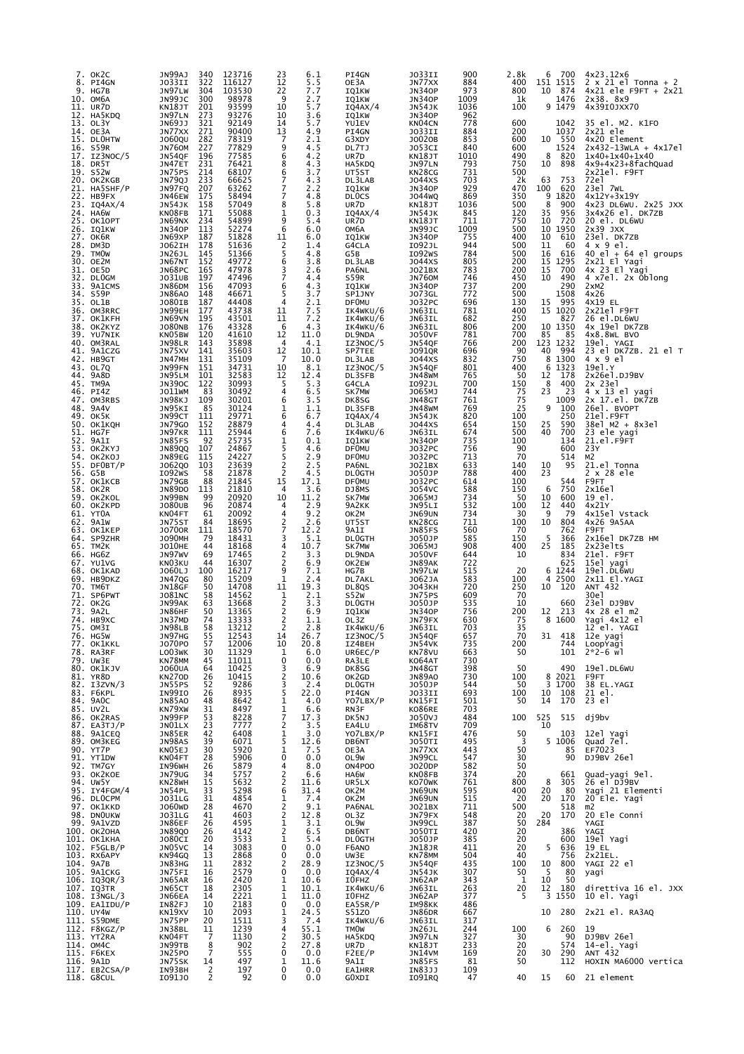| # | Call | Locator | QSOs | Points | | | ODX Call | ODX Locator | km | | | | Antenna |
|---|---|---|---|---|---|---|---|---|---|---|---|---|---|
| 7. | OK2C | JN99AJ | 340 | 123716 | 23 | 6.1 | PI4GN | JO33II | 900 | 2.8k | 6 | 700 | 4x23.12x6 |
| 8. | PI4GN | JO33II | 322 | 116127 | 12 | 5.5 | OE3A | JN77XX | 884 | 400 | 151 | 1515 | 2 x 21 el Tonna + 2 |
| 9. | HG7B | JN97LW | 304 | 103530 | 22 | 7.7 | IQ1KW | JN34OP | 973 | 800 | 10 | 874 | 4x21 ele F9FT + 2x21 |
| 10. | OM6A | JN99JC | 300 | 98978 | 9 | 2.7 | IQ1KW | JN34OP | 1009 | 1k | | 1476 | 2x38. 8x9 |
| 11. | UR7D | KN18JT | 201 | 93599 | 10 | 5.7 | IQ4AX/4 | JN54JK | 1036 | 100 | 9 | 1479 | 4x39IOJXX70 |
| 12. | HA5KDQ | JN97LN | 273 | 93276 | 10 | 3.6 | IQ1KW | JN34OP | 962 | | | | |
| 13. | OL3Y | JN69JJ | 321 | 92149 | 14 | 5.7 | YU1EV | KN04CN | 778 | 600 | | 1042 | 35 el. M2. K1FO |
| 14. | OE3A | JN77XX | 271 | 90400 | 13 | 4.9 | PI4GN | JO33II | 884 | 200 | | 1037 | 2x21 ele |
| 15. | DL0HTW | JO60QU | 282 | 78319 | 7 | 2.1 | G3XDY | JO02OB | 853 | 600 | 10 | 550 | 4x20 Element |
| 16. | S59R | JN76OM | 227 | 77829 | 9 | 4.5 | DL7TJ | JO53CI | 840 | 600 | | 1524 | 2x432-13WLA + 4x17el |
| 17. | IZ3NOC/5 | JN54QF | 196 | 77585 | 6 | 4.2 | UR7D | KN18JT | 1010 | 490 | 8 | 820 | 1x40+1x40+1x40 |
| 18. | DR5T | JN47ET | 231 | 76421 | 8 | 4.3 | HA5KDQ | JN97LN | 793 | 750 | 10 | 898 | 4x9+4x23+8fachQuad |
| 19. | S52W | JN75PS | 214 | 68107 | 6 | 3.7 | UT5ST | KN28CG | 731 | 500 | | | 2x21el. F9FT |
| 20. | OK2KGB | JN79QJ | 233 | 66625 | 7 | 4.3 | DL3LAB | JO44XS | 703 | 2k | 63 | 753 | 72el |
| 21. | HA5SHF/P | JN97FQ | 207 | 63262 | 7 | 2.2 | IQ1KW | JN34OP | 929 | 470 | 100 | 620 | 23el 7WL |
| 22. | HB9FX | JN46EW | 175 | 58494 | 7 | 4.8 | DL0CS | JO44WQ | 869 | 350 | 9 | 1820 | 4x12Y+3x19Y |
| 23. | IQ4AX/4 | JN54JK | 158 | 57049 | 8 | 5.8 | UR7D | KN18JT | 1036 | 500 | 8 | 900 | 4x23 DL6WU. 2x25 JXX |
| 24. | HA6W | KN08FB | 171 | 55088 | 1 | 0.3 | IQ4AX/4 | JN54JK | 845 | 120 | 35 | 956 | 3x4x26 el. DK7ZB |
| 25. | OK1OPT | JN69NX | 234 | 54899 | 9 | 5.4 | UR7D | KN18JT | 711 | 750 | 10 | 720 | 20 el. DL6WU |
| 26. | IQ1KW | JN34OP | 113 | 52274 | 6 | 6.0 | OM6A | JN99JC | 1009 | 500 | 10 | 1950 | 2x39 JXX |
| 27. | OK6R | JN69XP | 187 | 51828 | 11 | 6.0 | IQ1KW | JN34OP | 755 | 400 | 10 | 610 | 23el. DK7ZB |
| 28. | DM3D | JO62IH | 178 | 51636 | 2 | 1.4 | G4CLA | IO92JL | 944 | 500 | 11 | 60 | 4 x 9 el. |
| 29. | TM0W | JN26JL | 145 | 51366 | 5 | 4.8 | G5B | IO92WS | 784 | 500 | 16 | 616 | 40 el + 64 el groups |
| 30. | OE2M | JN67NT | 152 | 49772 | 6 | 3.8 | DL3LAB | JO44XS | 805 | 200 | 15 | 1295 | 2x21 El Yagi |
| 31. | OE5D | JN68PC | 165 | 47978 | 3 | 2.6 | PA6NL | JO21BX | 783 | 200 | 15 | 700 | 4x 23 El Yagi |
| 32. | DL0GM | JO31UB | 197 | 47496 | 7 | 4.4 | S59R | JN76OM | 746 | 450 | 10 | 490 | 4 x7el. 2x Oblong |
| 33. | 9A1CMS | JN86DM | 156 | 47093 | 6 | 4.3 | IQ1KW | JN34OP | 737 | 200 | | 290 | 2xM2 |
| 34. | S59P | JN86AO | 148 | 46671 | 5 | 3.7 | SP1JNY | JO73GL | 772 | 500 | | 1508 | 4x26 |
| 35. | OL1B | JO80IB | 187 | 44408 | 4 | 2.1 | DF0MU | JO32PC | 696 | 130 | 15 | 995 | 4X19 EL |
| 36. | OM3RRC | JN99EH | 177 | 43738 | 11 | 7.5 | IK4WKU/6 | JN63IL | 781 | 400 | 15 | 1020 | 2x21el F9FT |
| 37. | OK1KFH | JN69VN | 195 | 43501 | 11 | 7.2 | IK4WKU/6 | JN63IL | 682 | 250 | | 827 | 26 el.DL6WU |
| 38. | OK2KYZ | JO80NB | 176 | 43328 | 6 | 4.3 | IK4WKU/6 | JN63IL | 806 | 200 | 10 | 1350 | 4x 19el DK7ZB |
| 39. | YU7NIK | KN05BW | 120 | 41610 | 12 | 11.0 | DL9NDA | JO50VF | 781 | 70 | 85 | 85 | 4x8.8WL BVO |
| 40. | OM3KAL | JN98LR | 143 | 35898 | 4 | 4.1 | IZ3NOC/5 | JN54QF | 766 | 200 | 123 | 1232 | 19el. YAGI |
| 41. | 9A1CZG | JN75XV | 141 | 35603 | 12 | 10.1 | SP7TEE | JO91QR | 696 | 90 | 40 | 994 | 23 el DK7ZB. 21 el T |
| 42. | HB9GT | JN47MH | 131 | 35109 | 7 | 10.0 | DL3LAB | JO44XS | 832 | 750 | 8 | 1300 | 4 x 9 el |
| 43. | OL7Q | JN99FN | 151 | 34731 | 10 | 8.1 | IZ3NOC/5 | JN54QF | 801 | 400 | 6 | 1323 | 19el.Y |
| 44. | 9A8D | JN95LM | 101 | 32583 | 12 | 12.4 | DL3SFB | JN48WM | 765 | 50 | 12 | 178 | 2x26el.DJ9BV |
| 45. | TM9A | JN39OC | 122 | 30993 | 5 | 5.3 | G4CLA | IO92JL | 700 | 150 | 8 | 400 | 2x 23el |
| 46. | PI4Z | JO11WM | 83 | 30492 | 4 | 6.5 | SK7MW | JO65MJ | 744 | 75 | 23 | 23 | 4 x 13 el yagi |
| 47. | OM3RBS | JN98KJ | 109 | 30201 | 6 | 3.5 | DK8SG | JN48GT | 761 | 75 | | 1009 | 2x 17.el. DK7ZB |
| 48. | 9A4V | JN95KI | 85 | 30124 | 1 | 1.1 | DL3SFB | JN48WM | 769 | 25 | 9 | 100 | 26el. BVOPT |
| 49. | OK5K | JN99CT | 111 | 29771 | 6 | 6.7 | IQ4AX/4 | JN54JK | 820 | 100 | | 250 | 21el.F9FT |
| 50. | OK1KQH | JN79GO | 152 | 28879 | 4 | 4.4 | DL3LAB | JO44XS | 654 | 150 | 25 | 590 | 38el M2 + 8x3el |
| 51. | HG7F | JN97KR | 111 | 25944 | 6 | 7.6 | IK4WKU/6 | JN63IL | 674 | 500 | 40 | 700 | 23 ele yagi |
| 52. | 9A1I | JN85FS | 92 | 25735 | 1 | 0.1 | IQ1KW | JN34OP | 735 | 100 | | 134 | 21.el.F9FT |
| 53. | OK2KYJ | JN89QQ | 107 | 24867 | 5 | 4.6 | DF0MU | JO32PC | 756 | 90 | | 600 | 23Y |
| 54. | OK2KOJ | JN89EG | 115 | 24227 | 5 | 2.9 | DF0MU | JO32PC | 713 | 70 | | 514 | M2 |
| 55. | DF0BT/P | JO62QO | 103 | 23639 | 2 | 2.5 | PA6NL | JO21BX | 633 | 140 | 10 | 95 | 21.el Tonna |
| 56. | G5B | IO92WS | 58 | 21878 | 2 | 4.5 | DL0GTH | JO50JP | 788 | 400 | 23 | | 2 x 28 ele |
| 57. | OK1KCB | JN79GR | 88 | 21845 | 15 | 17.1 | DF0MU | JO32PC | 614 | 100 | | 544 | F9FT |
| 58. | OK2R | JN89DO | 113 | 21810 | 4 | 3.6 | DJ8MS | JO54VC | 588 | 150 | 6 | 750 | 2x16el |
| 59. | OK2KOL | JN99BN | 99 | 20920 | 10 | 11.2 | SK7MW | JO65MJ | 734 | 50 | 10 | 600 | 19 el. |
| 60. | OK2KPD | JO80UB | 96 | 20874 | 4 | 2.9 | 9A2KK | JN95LI | 532 | 100 | 12 | 440 | 4x21Y |
| 61. | YT0A | KN04FT | 61 | 20092 | 4 | 9.2 | OK2M | JN69UN | 734 | 30 | 9 | 79 | 4x15el Vstack |
| 62. | 9A1W | JN75ST | 84 | 18695 | 2 | 2.6 | UT5ST | KN28CG | 711 | 100 | 10 | 804 | 4x26 9A5AA |
| 63. | OK1KEP | JO70OR | 111 | 18570 | 7 | 12.2 | 9A1I | JN85FS | 560 | 70 | | 762 | F9FT |
| 64. | SP9ZHR | JO90MH | 79 | 18431 | 3 | 5.1 | DL0GTH | JO50JP | 585 | 150 | 5 | 366 | 2x16el DK7ZB HM |
| 65. | TM2K | JO10HE | 44 | 18168 | 4 | 10.7 | SK7MW | JO65MJ | 908 | 400 | 25 | 185 | 2x23elts |
| 66. | HG6Z | JN97WV | 69 | 17465 | 2 | 3.3 | DL9NDA | JO50VF | 644 | 10 | | 834 | 21el. F9FT |
| 67. | YU1VG | KN03KU | 44 | 16307 | 2 | 6.9 | OK2EW | JN89AK | 722 | | | 625 | 15el yagi |
| 68. | OK1KAD | JO60LJ | 100 | 16217 | 9 | 7.1 | HG7B | JN97LW | 515 | 20 | 6 | 1244 | 19el.DL6WU |
| 69. | HB9DKZ | JN47QG | 80 | 15209 | 1 | 2.4 | DL7AKL | JO62JA | 583 | 100 | 4 | 2500 | 2x11 El.YAGI |
| 70. | TM6T | JN18GF | 50 | 14708 | 11 | 19.3 | DL8QS | JO43KH | 720 | 250 | 10 | 120 | ANT 432 |
| 71. | SP6PWT | JO81NC | 58 | 14562 | 1 | 2.1 | S52W | JN75PS | 609 | 70 | | | 30el |
| 72. | OK2G | JN99AK | 63 | 13668 | 2 | 3.3 | DL0GTH | JO50JP | 535 | 10 | | 660 | 23el DJ9BV |
| 73. | 9A2L | JN86HF | 50 | 13365 | 2 | 6.9 | IQ1KW | JN34OP | 756 | 200 | 12 | 213 | 4x 28 el m2 |
| 74. | HB9XC | JN37MD | 74 | 13333 | 2 | 1.1 | OL3Z | JN79FX | 630 | 75 | 8 | 1600 | Yagi 4x12 el |
| 75. | OM3I | JN98LB | 58 | 13212 | 2 | 2.8 | IK4WKU/6 | JN63IL | 703 | 35 | | | 12 el. YAGI |
| 76. | HG5W | JN97HG | 55 | 12543 | 14 | 26.7 | IZ3NOC/5 | JN54QF | 657 | 70 | 31 | 418 | 12e yagi |
| 77. | OK1KKL | JO70PO | 57 | 12006 | 10 | 20.8 | IZ4BEH | JN54VK | 735 | 200 | | 744 | LoopYagi |
| 78. | RA3RF | LO03WK | 30 | 11329 | 1 | 6.0 | UR6EC/P | KN78VU | 663 | 50 | | 101 | 2*2-6 wl |
| 79. | UW3E | KN78MM | 45 | 11011 | 0 | 0.0 | RA3LE | KO64AT | 730 | | | | |
| 80. | OK1KJV | JO60UA | 64 | 10425 | 3 | 6.9 | DK8SG | JN48GT | 398 | 50 | | 490 | 19el.DL6WU |
| 81. | YR8D | KN27OD | 26 | 10415 | 2 | 10.6 | OK2GD | JN89AO | 730 | 100 | 8 | 2021 | F9FT |
| 82. | I3ZVN/3 | JN55PS | 52 | 9286 | 3 | 2.4 | DL0GTH | JO50JP | 544 | 50 | 3 | 1700 | 38 EL.YAGI |
| 83. | F6KPL | IN99IO | 26 | 8935 | 5 | 22.0 | PI4GN | JO33II | 693 | 100 | 10 | 108 | 21 el. |
| 84. | 9A0C | JN85AO | 48 | 8642 | 1 | 4.0 | YO7LBX/P | KN15FI | 501 | 50 | 14 | 170 | 23 el |
| 85. | UV2L | KN79XW | 31 | 8497 | 1 | 6.6 | RN3F | KO86RE | 703 | | | | |
| 86. | OK2RAS | JN99FP | 53 | 8228 | 7 | 17.3 | DK5NJ | JO50VJ | 484 | 100 | 525 | 515 | dj9bv |
| 87. | EA3TJ/P | JN01LX | 23 | 7777 | 2 | 3.5 | EA4LU | IM68TV | 709 | | 10 | | |
| 88. | 9A1CEQ | JN85ER | 42 | 6408 | 1 | 3.0 | YO7LBX/P | KN15FI | 476 | 50 | | 103 | 12el Yagi |
| 89. | OM3KEG | JN98AS | 39 | 6071 | 5 | 12.6 | DB6NT | JO50TI | 495 | 3 | 5 | 1006 | Quad 7el. |
| 90. | YT7P | KN05EJ | 30 | 5920 | 1 | 7.5 | OE3A | JN77XX | 443 | 50 | | 85 | EF7023 |
| 91. | YT1DW | KN04FT | 28 | 5906 | 0 | 0.0 | OL9W | JN99CL | 547 | 30 | | 90 | DJ9BV 26el |
| 92. | TM7GY | IN96WH | 26 | 5879 | 4 | 8.0 | ON4POO | JO20OP | 582 | 50 | | | |
| 93. | OK2KOE | JN79UG | 34 | 5757 | 2 | 6.6 | HA6W | KN08FB | 374 | 20 | | 661 | Quad-yagi 9el. |
| 94. | UW5Y | KN28WH | 15 | 5632 | 2 | 11.6 | UR5LX | KO70WK | 761 | 800 | 8 | 305 | 26 el DJ9BV |
| 95. | IY4FGM/4 | JN54PL | 33 | 5298 | 6 | 31.4 | OK2M | JN69UN | 595 | 400 | 20 | 80 | Yagi 21 Elementi |
| 96. | DL0CPM | JO31LG | 31 | 4854 | 1 | 7.4 | OK2M | JN69UN | 515 | 20 | 20 | 170 | 20 Ele. Yagi |
| 97. | OK1KKD | JO60WD | 28 | 4670 | 2 | 9.1 | PA6NAL | JO21BX | 711 | 500 | | 518 | m2 |
| 98. | DN0UKW | JO31LG | 41 | 4603 | 2 | 12.8 | OL3Z | JN79FX | 548 | 20 | 20 | 170 | 20 Ele Conni |
| 99. | 9A1VZD | JN86EF | 26 | 4595 | 1 | 3.1 | OL9W | JN99CL | 387 | 50 | 284 | | YAGI |
| 100. | OK2OHA | JN89QO | 26 | 4142 | 2 | 6.5 | DB6NT | JO50TI | 420 | 20 | | 386 | YAGI |
| 101. | OK1KHA | JO80CI | 20 | 3533 | 1 | 5.4 | DL0GTH | JO50JP | 385 | 20 | | 600 | 19el Yagi |
| 102. | F5GLB/P | JN05VC | 14 | 3083 | 0 | 0.0 | F6ANO | JN18JR | 411 | 20 | 5 | 636 | 19 EL |
| 103. | RX6APY | KN94GO | 13 | 2868 | 0 | 0.0 | UW3E | KN78MM | 504 | 40 | | 756 | 2x21EL. |
| 104. | 9A7B | JN83HG | 11 | 2832 | 2 | 28.9 | IZ3NOC/5 | JN54QF | 435 | 100 | 10 | 800 | YAGI 22 el |
| 105. | 9A1CKG | JN75FI | 16 | 2579 | 0 | 0.0 | IQ4AX/4 | JN54JK | 307 | 50 | 5 | 80 | yagi |
| 106. | IQ3QR/3 | JN65AR | 16 | 2420 | 1 | 10.6 | I0FHZ | JN62AP | 343 | 1 | 10 | 50 | |
| 107. | IQ3TR | JN65CT | 18 | 2305 | 1 | 10.1 | IK4WKU/6 | JN63IL | 263 | 20 | 12 | 180 | direttiva 16 el. JXX |
| 108. | I3NGL/3 | JN66EA | 14 | 2221 | 1 | 11.0 | I0FHZ | JN62AP | 377 | 5 | 3 | 1550 | 10 el. Yagi |
| 109. | EA1IDU/P | IN82FJ | 10 | 2183 | 0 | 0.0 | EA5SR/P | IM98KK | 486 | | | | |
| 110. | UY4W | KN19XV | 10 | 2093 | 1 | 24.5 | S51ZO | JN86DR | 667 | | 10 | 280 | 2x21 el. RA3AQ |
| 111. | S59DME | JN75PP | 20 | 1511 | 3 | 7.4 | IK4WKU/6 | JN63IL | 317 | | | | |
| 112. | F8KGZ/P | JN38BL | 11 | 1239 | 4 | 55.1 | TM0W | JN26JL | 244 | 100 | 6 | 260 | 19 |
| 113. | YT2RA | KN04FT | 7 | 1130 | 2 | 30.5 | HA5KDQ | JN97LN | 327 | 30 | | 90 | DJ9BV 26el |
| 114. | OM4C | JN99TB | 8 | 902 | 2 | 27.8 | UR7D | KN18JT | 233 | 20 | | 574 | 14-el. Yagi |
| 115. | F6KEX | JN25PO | 7 | 555 | 0 | 0.0 | F2EE/P | JN14VM | 169 | 20 | 30 | 290 | ANT 432 |
| 116. | 9A1D | JN75SK | 14 | 497 | 1 | 11.6 | 9A1I | JN85FS | 81 | 50 | | 112 | HOXIN MA6000 vertica |
| 117. | EB2CSA/P | IN93BH | 2 | 197 | 0 | 0.0 | EA1HRR | IN83JJ | 109 | | | | |
| 118. | G8CUL | IO91JO | 2 | 92 | 0 | 0.0 | G0XDI | IO91RQ | 47 | 40 | 15 | 60 | 21 element |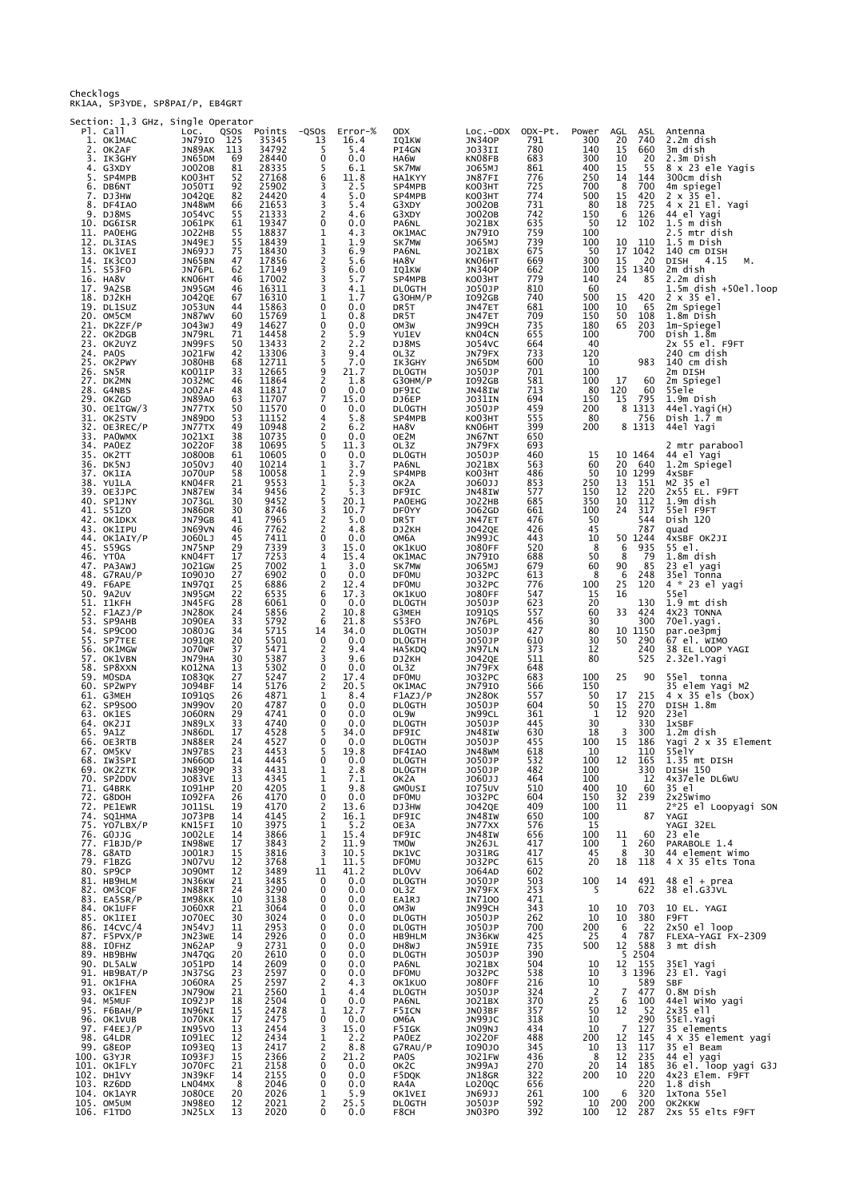Checklogs
RK1AA, SP3YDE, SP8PAI/P, EB4GRT

Section: 1,3 GHz, Single Operator

| Pl. | Call | Loc. | QSOs | Points | -QSOs | Error-% | ODX | Loc.-ODX | ODX-Pt. | Power | AGL | ASL | Antenna |
|---|---|---|---|---|---|---|---|---|---|---|---|---|---|
| 1. | OK1MAC | JN79IO | 125 | 35345 | 13 | 16.4 | IQ1KW | JN34OP | 791 | 300 | 20 | 740 | 2.2m dish |
| 2. | OK2AF | JN89AK | 113 | 34792 | 5 | 5.4 | PI4GN | JO33II | 780 | 140 | 15 | 660 | 3m dish |
| 3. | IK3GHY | JN65DM | 69 | 28440 | 0 | 0.0 | HA6W | KN08FB | 683 | 300 | 10 | 20 | 2.3m Dish |
| 4. | G3XDY | JO02OB | 81 | 28335 | 5 | 6.1 | SK7MW | JO65MJ | 861 | 400 | 15 | 55 | 8 x 23 ele Yagis |
| 5. | SP4MPB | KO03HT | 52 | 27168 | 6 | 11.8 | HA1KYY | JN87FI | 776 | 250 | 14 | 144 | 300cm dish |
| 6. | DB6NT | JO50TI | 92 | 25902 | 3 | 2.5 | SP4MPB | KO03HT | 725 | 700 | 8 | 700 | 4m spiegel |
| 7. | DJ3HW | JO42QE | 82 | 24420 | 4 | 5.0 | SP4MPB | KO03HT | 774 | 500 | 15 | 420 | 2 x 35 el. |
| 8. | DF4IAO | JN48WM | 66 | 21653 | 3 | 5.4 | G3XDY | JO02OB | 731 | 80 | 18 | 725 | 4 x 21 El. Yagi |
| 9. | DJ8MS | JO54VC | 55 | 21333 | 2 | 4.6 | G3XDY | JO02OB | 742 | 150 | 6 | 126 | 44 el Yagi |
| 10. | DG6ISR | JO61PK | 61 | 19347 | 0 | 0.0 | PA6NL | JO21BX | 635 | 50 | 12 | 102 | 1.5 m dish |
| 11. | PA0EHG | JO22HB | 55 | 18837 | 1 | 4.3 | OK1MAC | JN79IO | 759 | 100 | | | 2.5 mtr dish |
| 12. | DL3IAS | JN49EJ | 55 | 18439 | 1 | 1.9 | SK7MW | JO65MJ | 739 | 100 | 10 | 110 | 1.5 m Dish |
| 13. | OK1VEI | JN69JJ | 75 | 18430 | 3 | 6.9 | PA6NL | JO21BX | 675 | 50 | 17 | 1042 | 140 cm DISH |
| 14. | IK3COJ | JN65BN | 47 | 17856 | 2 | 5.6 | HA8V | KN06HT | 669 | 300 | 15 | 20 | DISH 4.15 M. |
| 15. | S53FO | JN76PL | 62 | 17149 | 3 | 6.0 | IQ1KW | JN34OP | 662 | 100 | 15 | 1340 | 2m dish |
| 16. | HA8V | KN06HT | 46 | 17002 | 3 | 5.7 | SP4MPB | KO03HT | 779 | 140 | 24 | 85 | 2.2m dish |
| 17. | 9A2SB | JN95GM | 46 | 16311 | 3 | 4.1 | DL0GTH | JO50JP | 810 | 60 | | | 1.5m dish +50el.loop |
| 18. | DJ2KH | JO42QE | 67 | 16310 | 1 | 1.7 | G3OHM/P | IO92GB | 740 | 500 | 15 | 420 | 2 x 35 el. |
| 19. | DL1SUZ | JO53UN | 44 | 15863 | 0 | 0.0 | DR5T | JN47ET | 681 | 100 | 10 | 65 | 2m Spiegel |
| 20. | OM5CM | JN87WV | 60 | 15769 | 1 | 0.8 | DR5T | JN47ET | 709 | 150 | 50 | 108 | 1.8m Dish |
| 21. | DK2ZF/P | JO43WJ | 49 | 14627 | 0 | 0.0 | OM3W | JN99CH | 735 | 180 | 65 | 203 | 1m-Spiegel |
| 22. | OK2DGB | JN79RL | 71 | 14458 | 2 | 5.9 | YU1EV | KN04CN | 655 | 100 | | 700 | Dish 1.8m |
| 23. | OK2UYZ | JN99FS | 50 | 13433 | 2 | 2.2 | DJ8MS | JO54VC | 664 | 40 | | | 2x 55 el. F9FT |
| 24. | PA0S | JO21FW | 42 | 13306 | 3 | 9.4 | OL3Z | JN79FX | 733 | 120 | | | 240 cm dish |
| 25. | OK2PWY | JO80HB | 68 | 12711 | 5 | 7.0 | IK3GHY | JN65DM | 600 | 10 | | 983 | 140 cm dish |
| 26. | SN5R | KO01IP | 33 | 12665 | 9 | 21.7 | DL0GTH | JO50JP | 701 | 100 | | | 2m DISH |
| 27. | DK2MN | JO32MC | 46 | 11864 | 2 | 1.8 | G3OHM/P | IO92GB | 581 | 100 | 17 | 60 | 2m Spiegel |
| 28. | G4NBS | JO02AF | 48 | 11817 | 0 | 0.0 | DF9IC | JN48IW | 713 | 80 | 120 | 60 | 55ele |
| 29. | OK2GD | JN89AO | 63 | 11707 | 7 | 15.0 | DJ6EP | JO31IN | 694 | 150 | 15 | 795 | 1.9m Dish |
| 30. | OE1TGW/3 | JN77TX | 50 | 11570 | 0 | 0.0 | DL0GTH | JO50JP | 459 | 200 | 8 | 1313 | 44el.Yagi(H) |
| 31. | OK2STV | JN89DO | 53 | 11152 | 4 | 5.8 | SP4MPB | KO03HT | 555 | 80 | | 756 | Dish 1.7 m |
| 32. | OE3REC/P | JN77TX | 49 | 10948 | 2 | 6.2 | HA8V | KN06HT | 399 | 200 | 8 | 1313 | 44el Yagi |
| 33. | PA0WMX | JO21XI | 38 | 10735 | 0 | 0.0 | OE2M | JN67NT | 650 | | | | |
| 34. | PA0EZ | JO22OF | 38 | 10695 | 5 | 11.3 | OL3Z | JN79FX | 693 | | | | 2 mtr parabool |
| 35. | OK2TT | JO80OB | 61 | 10605 | 0 | 0.0 | DL0GTH | JO50JP | 460 | 15 | 10 | 1464 | 44 el Yagi |
| 36. | DK5NJ | JO50VJ | 40 | 10214 | 1 | 3.7 | PA6NL | JO21BX | 563 | 60 | 20 | 640 | 1.2m Spiegel |
| 37. | OK1IA | JO70UP | 58 | 10058 | 1 | 2.9 | SP4MPB | KO03HT | 486 | 50 | 10 | 1299 | 4xSBF |
| 38. | YU1LA | KN04FR | 21 | 9553 | 1 | 5.3 | OK2A | JO60JJ | 853 | 250 | 13 | 151 | M2 35 el |
| 39. | OE3JPC | JN87EW | 34 | 9456 | 2 | 5.3 | DF9IC | JN48IW | 577 | 150 | 12 | 220 | 2X55 EL. F9FT |
| 40. | SP1JNY | JO73GL | 30 | 9452 | 5 | 20.1 | PA0EHG | JO22HB | 685 | 350 | 10 | 112 | 1.9m dish |
| 41. | S51ZO | JN86DR | 30 | 8746 | 3 | 10.7 | DF0YY | JO62GD | 661 | 100 | 24 | 317 | 55el F9FT |
| 42. | OK1DKX | JN79GB | 41 | 7965 | 2 | 5.0 | DR5T | JN47ET | 476 | 50 | | 544 | Dish 120 |
| 43. | OK1IPU | JN69VN | 46 | 7762 | 2 | 4.8 | DJ2KH | JO42QE | 426 | 45 | | 787 | quad |
| 44. | OK1AIY/P | JO60LJ | 45 | 7411 | 0 | 0.0 | OM6A | JN99JC | 443 | 10 | 50 | 1244 | 4xSBF OK2JI |
| 45. | S59GS | JN75NP | 29 | 7339 | 3 | 15.0 | OK1KUO | JO80FF | 520 | 8 | 6 | 935 | 55 el. |
| 46. | YT0A | KN04FT | 17 | 7253 | 4 | 15.4 | OK1MAC | JN79IO | 688 | 50 | 8 | 79 | 1.8m dish |
| 47. | PA3AWJ | JO21GW | 25 | 7002 | 1 | 3.0 | SK7MW | JO65MJ | 679 | 60 | 90 | 85 | 23 el yagi |
| 48. | G7RAU/P | IO90JO | 27 | 6902 | 0 | 0.0 | DF0MU | JO32PC | 613 | 8 | 6 | 248 | 35el Tonna |
| 49. | F6APE | IN97QI | 25 | 6886 | 2 | 12.4 | DF0MU | JO32PC | 776 | 100 | 25 | 120 | 4 * 23 el yagi |
| 50. | 9A2UV | JN95GM | 22 | 6535 | 6 | 17.3 | OK1KUO | JO80FF | 547 | 15 | 16 | | 55el |
| 51. | I1KFH | JN45FG | 28 | 6061 | 0 | 0.0 | DL0GTH | JO50JP | 623 | 20 | | 130 | 1.9 mt dish |
| 52. | F1AZJ/P | JN28OK | 24 | 5856 | 2 | 10.8 | G3MEH | IO91QS | 557 | 60 | 33 | 424 | 4X23 TONNA |
| 53. | SP9AHB | JO90EA | 33 | 5792 | 6 | 21.8 | S53FO | JN76PL | 456 | 30 | | 300 | 70el.yagi. |
| 54. | SP9COO | JO80JG | 34 | 5715 | 14 | 34.0 | DL0GTH | JO50JP | 427 | 80 | 10 | 1150 | par.oe3pmj |
| 55. | SP7TEE | JO91QR | 20 | 5501 | 0 | 0.0 | DL0GTH | JO50JP | 610 | 30 | 50 | 290 | 67 el. WIMO |
| 56. | OK1MGW | JO70WF | 37 | 5471 | 2 | 9.4 | HA5KDQ | JN97LN | 373 | 12 | | 240 | 38 EL LOOP YAGI |
| 57. | OK1VBN | JN79HA | 30 | 5387 | 3 | 9.6 | DJ2KH | JO42QE | 511 | 80 | | 525 | 2.32el.Yagi |
| 58. | SP8XXN | KO12NA | 13 | 5302 | 0 | 0.0 | OL3Z | JN79FX | 648 | | | | |
| 59. | M0SDA | IO83QK | 27 | 5247 | 2 | 17.4 | DF0MU | JO32PC | 683 | 100 | 25 | 90 | 55el tonna |
| 60. | SP2WPY | JO94BF | 14 | 5176 | 2 | 20.5 | OK1MAC | JN79IO | 566 | 150 | | | 35 elem Yagi M2 |
| 61. | G3MEH | IO91QS | 26 | 4871 | 1 | 8.4 | F1AZJ/P | JN28OK | 557 | 50 | 17 | 215 | 4 x 35 els (box) |
| 62. | SP9SOO | JN99OV | 20 | 4787 | 0 | 0.0 | DL0GTH | JO50JP | 604 | 50 | 15 | 270 | DISH 1.8m |
| 63. | OK1ES | JO60RN | 29 | 4741 | 0 | 0.0 | OL9W | JN99CL | 361 | 1 | 12 | 920 | 23el |
| 64. | OK2JI | JN89LX | 33 | 4740 | 0 | 0.0 | DL0GTH | JO50JP | 445 | 30 | | 330 | 1xSBF |
| 65. | 9A1Z | JN86DL | 17 | 4528 | 5 | 34.0 | DF9IC | JN48IW | 630 | 18 | 3 | 300 | 1.2m dish |
| 66. | OE3RTB | JN88ER | 24 | 4527 | 0 | 0.0 | DL0GTH | JO50JP | 455 | 100 | 15 | 186 | Yagi 2 x 35 Element |
| 67. | OM5KV | JN97BS | 23 | 4453 | 5 | 19.8 | DF4IAO | JN48WM | 618 | 10 | | 110 | 55elY |
| 68. | IW3SPI | JN66OD | 14 | 4445 | 0 | 0.0 | DL0GTH | JO50JP | 532 | 100 | 12 | 165 | 1.35 mt DISH |
| 69. | OK2ZTK | JN89QP | 33 | 4431 | 1 | 2.8 | DL0GTH | JO50JP | 482 | 100 | | 330 | DISH 150 |
| 70. | SP2DDV | JO83VE | 13 | 4345 | 1 | 7.1 | OK2A | JO60JJ | 464 | 100 | | 12 | 4x37ele DL6WU |
| 71. | G4BRK | IO91HP | 20 | 4205 | 1 | 9.8 | GM0USI | IO75UV | 510 | 400 | 10 | 60 | 35 el |
| 72. | G8DOH | IO92FA | 26 | 4170 | 0 | 0.0 | DF0MU | JO32PC | 604 | 150 | 32 | 239 | 2x25wimo |
| 73. | PE1EWR | JO11SL | 19 | 4170 | 2 | 13.6 | DJ3HW | JO42QE | 409 | 100 | 11 | | 2*25 el Loopyagi SON |
| 74. | SQ1HMA | JO73PB | 14 | 4145 | 2 | 16.1 | DF9IC | JN48IW | 650 | 100 | | 87 | YAGI |
| 75. | YO7LBX/P | KN15FI | 10 | 3975 | 1 | 5.2 | OE3A | JN77XX | 576 | 15 | | | YAGI 32EL |
| 76. | G0JJG | JO02LE | 14 | 3866 | 1 | 15.4 | DF9IC | JN48IW | 656 | 100 | 11 | 60 | 23 ele |
| 77. | F1BJD/P | IN98WE | 17 | 3843 | 2 | 11.9 | TM0W | JN26JL | 417 | 100 | 1 | 260 | PARABOLE 1.4 |
| 78. | G8ATD | JO01RJ | 15 | 3816 | 3 | 10.5 | DK1VC | JO31RG | 417 | 45 | 8 | 30 | 44 element Wimo |
| 79. | F1BZG | JN07VU | 12 | 3768 | 1 | 11.5 | DF0MU | JO32PC | 615 | 20 | 18 | 118 | 4 X 35 elts Tona |
| 80. | SP9CP | JO90MT | 12 | 3489 | 11 | 41.2 | DL0VV | JO64AD | 602 | | | | |
| 81. | HB9HLM | JN36KW | 21 | 3485 | 0 | 0.0 | DL0GTH | JO50JP | 503 | 100 | 14 | 491 | 48 el + prea |
| 82. | OM3CQF | JN88RT | 24 | 3290 | 0 | 0.0 | OL3Z | JN79FX | 253 | 5 | | 622 | 38 el.G3JVL |
| 83. | EA5SR/P | IM98KK | 10 | 3138 | 0 | 0.0 | EA1RJ | IN71OO | 471 | | | | |
| 84. | OK1UFF | JO60XR | 21 | 3064 | 0 | 0.0 | OM3W | JN99CH | 343 | 10 | 10 | 703 | 10 EL. YAGI |
| 85. | OK1IEI | JO70EC | 30 | 3024 | 0 | 0.0 | DL0GTH | JO50JP | 262 | 10 | 10 | 380 | F9FT |
| 86. | I4CVC/4 | JN54VJ | 11 | 2953 | 0 | 0.0 | DL0GTH | JO50JP | 700 | 200 | 6 | 22 | 2x50 el loop |
| 87. | F5PVX/P | JN23WE | 14 | 2926 | 0 | 0.0 | HB9HLM | JN36KW | 425 | 25 | 4 | 787 | FLEXA-YAGI FX-2309 |
| 88. | I0FHZ | JN62AP | 9 | 2731 | 0 | 0.0 | DH8WJ | JN59IE | 735 | 500 | 12 | 588 | 3 mt dish |
| 89. | HB9BHW | JN47QG | 20 | 2610 | 0 | 0.0 | DL0GTH | JO50JP | 390 | | 5 | 2504 | |
| 90. | DL5ALW | JO51PD | 14 | 2609 | 0 | 0.0 | PA6NL | JO21BX | 504 | 10 | 12 | 155 | 35El Yagi |
| 91. | HB9BAT/P | JN37SG | 23 | 2597 | 0 | 0.0 | DF0MU | JO32PC | 538 | 10 | 3 | 1396 | 23 El. Yagi |
| 91. | OK1FHA | JO60RA | 25 | 2597 | 2 | 4.3 | OK1KUO | JO80FF | 216 | 10 | | 589 | SBF |
| 93. | OK1FEN | JN79OW | 21 | 2560 | 1 | 4.4 | DL0GTH | JO50JP | 324 | 2 | 7 | 477 | 0.8m Dish |
| 94. | M5MUF | IO92JP | 18 | 2504 | 0 | 0.0 | PA6NL | JO21BX | 370 | 25 | 6 | 100 | 44el WiMo yagi |
| 95. | F6BAH/P | IN96NI | 15 | 2478 | 1 | 12.7 | F5ICN | JN03BF | 357 | 50 | 12 | 52 | 2x35 ell |
| 96. | OK1VUB | JO70KK | 17 | 2475 | 0 | 0.0 | OM6A | JN99JC | 318 | 10 | | 290 | 55El.Yagi |
| 97. | F4EEJ/P | IN95VO | 13 | 2454 | 3 | 15.0 | F5IGK | JN09NJ | 434 | 10 | 7 | 127 | 35 elements |
| 98. | G4LDR | IO91EC | 12 | 2434 | 1 | 2.2 | PA0EZ | JO22OF | 488 | 200 | 12 | 145 | 4 x 35 element yagi |
| 99. | G8EOP | IO93EQ | 13 | 2417 | 2 | 8.8 | G7RAU/P | IO90JO | 345 | 10 | 13 | 117 | 35 el Beam |
| 100. | G3YJR | IO93FJ | 15 | 2366 | 2 | 21.2 | PA0S | JO21FW | 436 | 8 | 12 | 235 | 44 el yagi |
| 101. | OK1FLY | JO70FC | 21 | 2158 | 0 | 0.0 | OK2C | JN99AJ | 270 | 20 | 14 | 185 | 36 el. loop yagi G3J |
| 102. | DH1VY | JN39KF | 14 | 2155 | 0 | 0.0 | F5DQK | JN18GR | 322 | 200 | 10 | 220 | 4x23 Elem. F9FT |
| 103. | RZ6DD | LN04MX | 8 | 2046 | 0 | 0.0 | RA4A | LO20QC | 656 | | | 220 | 1.8 dish |
| 104. | OK1AYR | JO80CE | 20 | 2026 | 1 | 5.9 | OK1VEI | JN69JJ | 261 | 100 | 6 | 320 | 1xTona 55el |
| 105. | OM5UM | JN98EO | 12 | 2021 | 2 | 25.5 | DL0GTH | JO50JP | 592 | 10 | 200 | 200 | OK2KKW |
| 106. | F1TDO | JN25LX | 13 | 2020 | 0 | 0.0 | F8CH | JN03PO | 392 | 100 | 12 | 287 | 2xs 55 elts F9FT |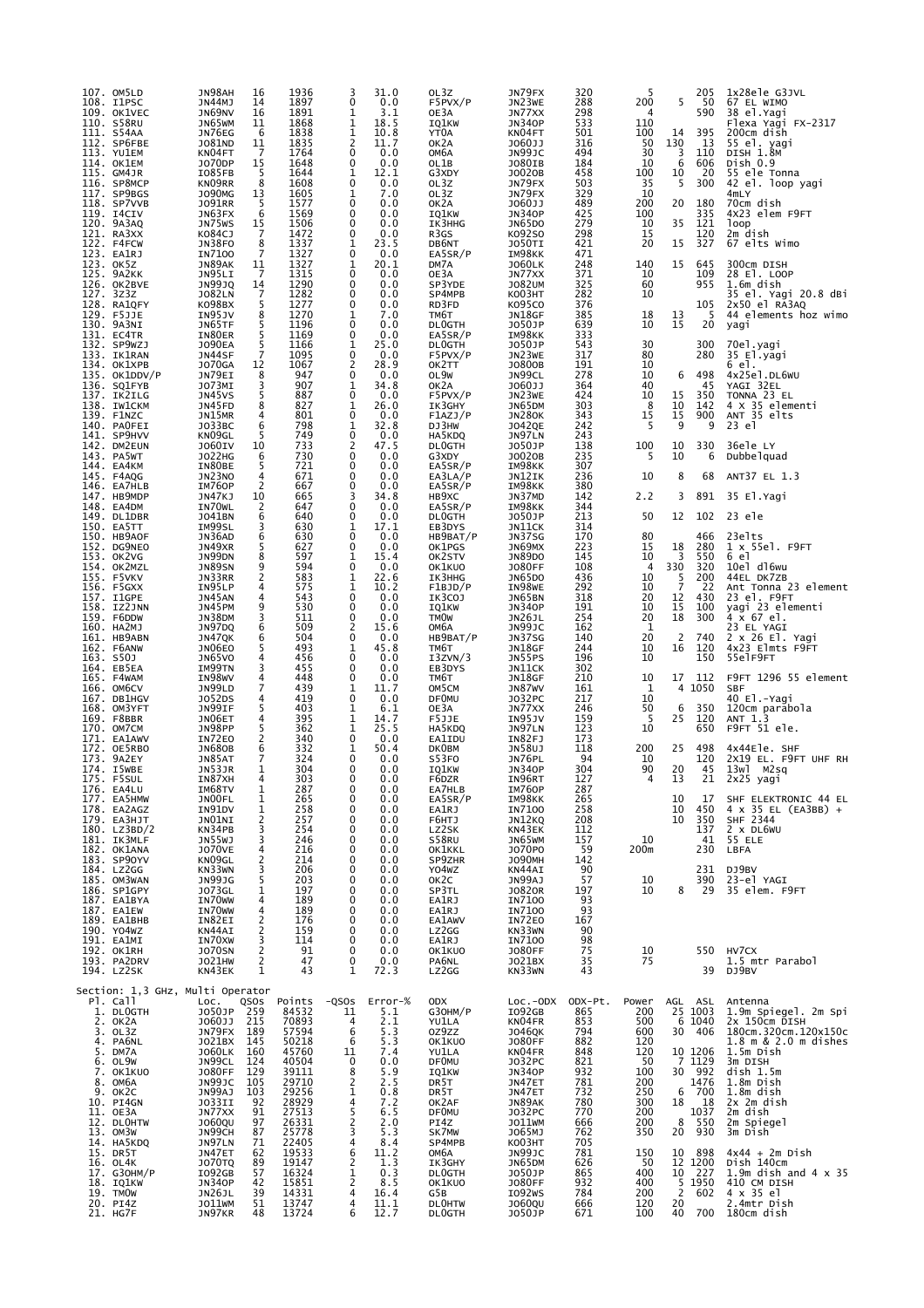| Pl. | Call | Loc. | QSOs | Points | -QSOs | Error-% | ODX | Loc.-ODX | ODX-Pt. | Power | AGL | ASL | Antenna |
|---|---|---|---|---|---|---|---|---|---|---|---|---|---|
| 107. | OM5LD | JN98AH | 16 | 1936 | 3 | 31.0 | OL3Z | JN79FX | 320 | 5 | | 205 | 1x28ele G3JVL |
| 108. | I1PSC | JN44MJ | 14 | 1897 | 0 | 0.0 | F5PVX/P | JN23WE | 288 | 200 | 5 | 50 | 67 EL WIMO |
| 109. | OK1VEC | JN69NV | 16 | 1891 | 1 | 3.1 | OE3A | JN77XX | 298 | 4 | | 590 | 38 el.Yagi |
| 110. | S58RU | JN65WM | 11 | 1868 | 1 | 18.5 | IQ1KW | JN34OP | 533 | 110 | | | Flexa Yagi FX-2317 |
| 111. | S54AA | JN76EG | 6 | 1838 | 1 | 10.8 | YT0A | KN04FT | 501 | 100 | 14 | 395 | 200cm dish |
| 112. | SP6FBE | JO81ND | 11 | 1835 | 2 | 11.7 | OK2A | JO60JJ | 316 | 50 | 130 | 13 | 55 el. yagi |
| 113. | YU1EM | KN04FT | 7 | 1764 | 0 | 0.0 | OM6A | JN99JC | 494 | 30 | 3 | 110 | DISH 1.8M |
| 114. | OK1EM | JO70DP | 15 | 1648 | 0 | 0.0 | OL1B | JO80IB | 184 | 10 | 6 | 606 | Dish 0.9 |
| 115. | GM4JR | IO85FB | 5 | 1644 | 1 | 12.1 | G3XDY | JO02OB | 458 | 100 | 10 | 20 | 55 ele Tonna |
| 116. | SP8MCP | KN09RR | 8 | 1608 | 0 | 0.0 | OL3Z | JN79FX | 503 | 35 | 5 | 300 | 42 el. loop yagi |
| 117. | SP9BGS | JO90MG | 13 | 1605 | 1 | 7.0 | OL3Z | JN79FX | 329 | 10 | | | 4mLY |
| 118. | SP7VVB | JO91RR | 5 | 1577 | 0 | 0.0 | OK2A | JO60JJ | 489 | 200 | 20 | 180 | 70cm dish |
| 119. | I4CIV | JN63FX | 6 | 1569 | 0 | 0.0 | IQ1KW | JN34OP | 425 | 100 | | 335 | 4X23 elem F9FT |
| 120. | 9A3AQ | JN75WS | 15 | 1506 | 0 | 0.0 | IK3HHG | JN65DO | 279 | 10 | 35 | 121 | loop |
| 121. | RA3XX | KO84CJ | 7 | 1472 | 0 | 0.0 | R3GS | KO92SO | 298 | 15 | | 120 | 2m dish |
| 122. | F4FCW | JN38FO | 8 | 1337 | 1 | 23.5 | DB6NT | JO50TI | 421 | 20 | 15 | 327 | 67 elts Wimo |
| 123. | EA1RJ | IN71OO | 7 | 1327 | 0 | 0.0 | EA5SR/P | IM98KK | 471 | | | | |
| 123. | OK5Z | JN89AK | 11 | 1327 | 1 | 20.1 | DM7A | JO60LK | 248 | 140 | 15 | 645 | 300cm DISH |
| 125. | 9A2KK | JN95LI | 7 | 1315 | 0 | 0.0 | OE3A | JN77XX | 371 | 10 | | 109 | 28 El. LOOP |
| 126. | OK2BVE | JN99JQ | 14 | 1290 | 0 | 0.0 | SP3YDE | JO82UM | 325 | 60 | | 955 | 1.6m dish |
| 127. | 3Z3Z | JO82LN | 7 | 1282 | 0 | 0.0 | SP4MPB | KO03HT | 282 | 10 | | | 35 el. Yagi 20.8 dBi |
| 128. | RA1QFY | KO98BX | 5 | 1277 | 0 | 0.0 | RD3FD | KO95CO | 376 | | | 105 | 2x50 el RA3AQ |
| 129. | F5JJE | IN95JV | 8 | 1270 | 1 | 7.0 | TM6T | JN18GF | 385 | 18 | 13 | 5 | 44 elements hoz wimo |
| 130. | 9A3NI | JN65TF | 5 | 1196 | 0 | 0.0 | DL0GTH | JO50JP | 639 | 10 | 15 | 20 | yagi |
| 131. | EC4TR | IN80ER | 5 | 1169 | 0 | 0.0 | EA5SR/P | IM98KK | 333 | | | | |
| 132. | SP9WZJ | JO90EA | 5 | 1166 | 1 | 25.0 | DL0GTH | JO50JP | 543 | 30 | | 300 | 70el.yagi |
| 133. | IK1RAN | JN44SF | 7 | 1095 | 0 | 0.0 | F5PVX/P | JN23WE | 317 | 80 | | 280 | 35 El.yagi |
| 134. | OK1XPB | JO70GA | 12 | 1067 | 2 | 28.9 | OK2TT | JO80OB | 191 | 10 | | | 6 el. |
| 135. | OK1DDV/P | JN79EI | 8 | 947 | 0 | 0.0 | OL9W | JN99CL | 278 | 10 | 6 | 498 | 4x25el.DL6WU |
| 136. | SQ1FYB | JO73MI | 3 | 907 | 1 | 34.8 | OK2A | JO60JJ | 364 | 40 | | 45 | YAGI 32EL |
| 137. | IK2ILG | JN45VS | 5 | 887 | 0 | 0.0 | F5PVX/P | JN23WE | 424 | 10 | 15 | 350 | TONNA 23 EL |
| 138. | IW1CKM | JN45FD | 8 | 827 | 1 | 26.0 | IK3GHY | JN65DM | 303 | 8 | 10 | 142 | 4 X 35 elementi |
| 139. | F1NZC | JN15MR | 4 | 801 | 0 | 0.0 | F1AZJ/P | JN28OK | 343 | 15 | 15 | 900 | ANT 35 elts |
| 140. | PA0FEI | JO33BC | 6 | 798 | 1 | 32.8 | DJ3HW | JO42QE | 242 | 5 | 9 | 9 | 23 el |
| 141. | SP9HVV | KN09GL | 5 | 749 | 0 | 0.0 | HA5KDQ | JN97LN | 243 | | | | |
| 142. | DM2EUN | JO60IV | 10 | 733 | 2 | 47.5 | DL0GTH | JO50JP | 138 | 100 | 10 | 330 | 36ele LY |
| 143. | PA5WT | JO22HG | 6 | 730 | 0 | 0.0 | G3XDY | JO02OB | 235 | 5 | 10 | 6 | Dubbelquad |
| 144. | EA4KM | IN80BE | 5 | 721 | 0 | 0.0 | EA5SR/P | IM98KK | 307 | | | | |
| 145. | F4AQG | JN23NO | 4 | 671 | 0 | 0.0 | EA3LA/P | JN12IK | 236 | 10 | 8 | 68 | ANT37 EL 1.3 |
| 146. | EA7HLB | IM76OP | 2 | 667 | 0 | 0.0 | EA5SR/P | IM98KK | 380 | | | | |
| 147. | HB9MDP | JN47KJ | 10 | 665 | 3 | 34.8 | HB9XC | JN37MD | 142 | 2.2 | 3 | 891 | 35 El.Yagi |
| 148. | EA4DM | IN70WL | 2 | 647 | 0 | 0.0 | EA5SR/P | IM98KK | 344 | | | | |
| 149. | DL1DBR | JO41BN | 6 | 640 | 0 | 0.0 | DL0GTH | JO50JP | 213 | 50 | 12 | 102 | 23 ele |
| 150. | EA5TT | IM99SL | 3 | 630 | 1 | 17.1 | EB3DYS | JN11CK | 314 | | | | |
| 150. | HB9AOF | JN36AD | 6 | 630 | 0 | 0.0 | HB9BAT/P | JN37SG | 170 | 80 | | 466 | 23elts |
| 152. | DG9NEO | JN49XR | 5 | 627 | 0 | 0.0 | OK1PGS | JN69MX | 223 | 15 | 18 | 280 | 1 x 55el. F9FT |
| 153. | OK2VG | JN99DN | 8 | 597 | 1 | 15.4 | OK2STV | JN89DO | 145 | 10 | 3 | 550 | 6 el |
| 154. | OK2MZL | JN89SN | 9 | 594 | 0 | 0.0 | OK1KUO | JO80FF | 108 | 4 | 330 | 320 | 10el dl6wu |
| 155. | F5VKV | JN33RR | 2 | 583 | 1 | 22.6 | IK3HHG | JN65DO | 436 | 10 | 5 | 200 | 44EL DK7ZB |
| 156. | F5GXX | IN95LP | 4 | 575 | 1 | 10.2 | F1BJD/P | IN98WE | 292 | 10 | 7 | 22 | Ant Tonna 23 element |
| 157. | I1GPE | JN45AN | 4 | 543 | 0 | 0.0 | IK3COJ | JN65BN | 318 | 20 | 12 | 430 | 23 el. F9FT |
| 158. | IZ2JNN | JN45PM | 9 | 530 | 0 | 0.0 | IQ1KW | JN34OP | 191 | 10 | 15 | 100 | yagi 23 elementi |
| 159. | F6DDW | JN38DM | 3 | 511 | 0 | 0.0 | TM0W | JN26JL | 254 | 20 | 18 | 300 | 4 x 67 el. |
| 160. | HA2MJ | JN97DQ | 6 | 509 | 2 | 15.6 | OM6A | JN99JC | 162 | 1 | | | 23 EL YAGI |
| 161. | HB9ABN | JN47QK | 6 | 504 | 0 | 0.0 | HB9BAT/P | JN37SG | 140 | 20 | 2 | 740 | 2 x 26 El. Yagi |
| 162. | F6ANW | JN06EO | 5 | 493 | 1 | 45.8 | TM6T | JN18GF | 244 | 10 | 16 | 120 | 4x23 Elmts F9FT |
| 163. | S50J | JN65VO | 4 | 456 | 0 | 0.0 | I3ZVN/3 | JN55PS | 196 | 10 | | 150 | 55elF9FT |
| 164. | EB5EA | IM99TN | 3 | 455 | 0 | 0.0 | EB3DYS | JN11CK | 302 | | | | |
| 165. | F4WAM | IN98WV | 4 | 448 | 0 | 0.0 | TM6T | JN18GF | 210 | 10 | 17 | 112 | F9FT 1296 55 element |
| 166. | OM6CV | JN99LD | 7 | 439 | 1 | 11.7 | OM5CM | JN87WV | 161 | 1 | 4 | 1050 | SBF |
| 167. | DB1HGV | JO52DS | 4 | 419 | 0 | 0.0 | DF0MU | JO32PC | 217 | 10 | | | 40 El.-Yagi |
| 168. | OM3YFT | JN99IF | 5 | 403 | 1 | 6.1 | OE3A | JN77XX | 246 | 50 | 6 | 350 | 120cm parabola |
| 169. | F8BBR | JN06ET | 4 | 395 | 1 | 14.7 | F5JJE | IN95JV | 159 | 5 | 25 | 120 | ANT 1.3 |
| 170. | OM7CM | JN98PP | 5 | 362 | 1 | 25.5 | HA5KDQ | JN97LN | 123 | 10 | | 650 | F9FT 51 ele. |
| 171. | EA1AWV | IN72EO | 2 | 340 | 0 | 0.0 | EA1IDU | IN82FJ | 173 | | | | |
| 172. | OE5RBO | JN68OB | 6 | 332 | 1 | 50.4 | DK0BM | JN58UJ | 118 | 200 | 25 | 498 | 4x44Ele. SHF |
| 173. | 9A2EY | JN85AT | 7 | 324 | 0 | 0.0 | S53FO | JN76PL | 94 | 10 | | 120 | 2X19 EL. F9FT UHF RH |
| 174. | I5WBE | JN53JR | 1 | 304 | 0 | 0.0 | IQ1KW | JN34OP | 304 | 90 | 20 | 45 | 13wl M2sq |
| 175. | F5SUL | IN87XH | 4 | 303 | 0 | 0.0 | F6DZR | IN96RT | 127 | 4 | 13 | 21 | 2x25 yagi |
| 176. | EA4LU | IM68TV | 1 | 287 | 0 | 0.0 | EA7HLB | IM76OP | 287 | | | | |
| 177. | EA5HMW | JN00FL | 1 | 265 | 0 | 0.0 | EA5SR/P | IM98KK | 265 | | 10 | 17 | SHF ELEKTRONIC 44 EL |
| 178. | EA2AGZ | IN91DV | 1 | 258 | 0 | 0.0 | EA1RJ | IN71OO | 258 | | 10 | 450 | 4 X 35 EL (EA3BB) + |
| 179. | EA3HJT | JN01NI | 2 | 257 | 0 | 0.0 | F6HTJ | JN12KQ | 208 | | 10 | 350 | SHF 2344 |
| 180. | LZ3BD/2 | KN34PB | 3 | 254 | 0 | 0.0 | LZ2SK | KN43EK | 112 | | | 137 | 2 x DL6WU |
| 181. | IK3MLF | JN55WJ | 3 | 246 | 0 | 0.0 | S58RU | JN65WM | 157 | 10 | | 41 | 55 ELE |
| 182. | OK1ANA | JO70VE | 4 | 216 | 0 | 0.0 | OK1KKL | JO70PO | 59 | 200m | | 230 | LBFA |
| 183. | SP9OYV | KN09GL | 2 | 214 | 0 | 0.0 | SP9ZHR | JO90MH | 142 | | | | |
| 184. | LZ2GG | KN33WN | 3 | 206 | 0 | 0.0 | YO4WZ | KN44AI | 90 | | | 231 | DJ9BV |
| 185. | OM3WAN | JN99JG | 5 | 203 | 0 | 0.0 | OK2C | JN99AJ | 57 | 10 | | 390 | 23-el YAGI |
| 186. | SP1GPY | JO73GL | 1 | 197 | 0 | 0.0 | SP3TL | JO82OR | 197 | 10 | 8 | 29 | 35 elem. F9FT |
| 187. | EA1BYA | IN70WW | 4 | 189 | 0 | 0.0 | EA1RJ | IN71OO | 93 | | | | |
| 187. | EA1EW | IN70WW | 4 | 189 | 0 | 0.0 | EA1RJ | IN71OO | 93 | | | | |
| 189. | EA1BHB | IN82EI | 2 | 176 | 0 | 0.0 | EA1AWV | IN72EO | 167 | | | | |
| 190. | YO4WZ | KN44AI | 2 | 159 | 0 | 0.0 | LZ2GG | KN33WN | 90 | | | | |
| 191. | EA1MI | IN70XW | 3 | 114 | 0 | 0.0 | EA1RJ | IN71OO | 98 | | | | |
| 192. | OK1RH | JO70SN | 2 | 91 | 0 | 0.0 | OK1KUO | JO80FF | 75 | 10 | | 550 | HV7CX |
| 193. | PA2DRV | JO21HW | 2 | 47 | 0 | 0.0 | PA6NL | JO21BX | 35 | 75 | | | 1.5 mtr Parabol |
| 194. | LZ2SK | KN43EK | 1 | 43 | 1 | 72.3 | LZ2GG | KN33WN | 43 | | | 39 | DJ9BV |

Section: 1,3 GHz, Multi Operator

| Pl. | Call | Loc. | QSOs | Points | -QSOs | Error-% | ODX | Loc.-ODX | ODX-Pt. | Power | AGL | ASL | Antenna |
|---|---|---|---|---|---|---|---|---|---|---|---|---|---|
| 1. | DL0GTH | JO50JP | 259 | 84532 | 11 | 5.1 | G3OHM/P | IO92GB | 865 | 200 | 25 | 1003 | 1.9m Spiegel. 2m Spi |
| 2. | OK2A | JO60JJ | 215 | 70893 | 4 | 2.1 | YU1LA | KN04FR | 853 | 500 | 6 | 1040 | 2x 150cm DISH |
| 3. | OL3Z | JN79FX | 189 | 57594 | 6 | 5.3 | OZ9ZZ | JO46QK | 794 | 600 | 30 | 406 | 180cm.320cm.120x150c |
| 4. | PA6NL | JO21BX | 145 | 50218 | 6 | 5.3 | OK1KUO | JO80FF | 882 | 120 | | | 1.8 m & 2.0 m dishes |
| 5. | DM7A | JO60LK | 160 | 45760 | 11 | 7.4 | YU1LA | KN04FR | 848 | 120 | 10 | 1206 | 1.5m Dish |
| 6. | OL9W | JN99CL | 124 | 40504 | 0 | 0.0 | DF0MU | JO32PC | 821 | 50 | 7 | 1129 | 3m DISH |
| 7. | OK1KUO | JO80FF | 129 | 39111 | 8 | 5.9 | IQ1KW | JN34OP | 932 | 100 | 30 | 992 | dish 1.5m |
| 8. | OM6A | JN99JC | 105 | 29710 | 2 | 2.5 | DR5T | JN47ET | 781 | 200 | | 1476 | 1.8m Dish |
| 9. | OK2C | JN99AJ | 103 | 29256 | 1 | 0.8 | DR5T | JN47ET | 732 | 250 | 6 | 700 | 1.8m dish |
| 10. | PI4GN | JO33II | 92 | 28929 | 4 | 7.2 | OK2AF | JN89AK | 780 | 300 | 18 | 18 | 2x 2m dish |
| 11. | OE3A | JN77XX | 91 | 27513 | 5 | 6.5 | DF0MU | JO32PC | 770 | 200 | | 1037 | 2m dish |
| 12. | DL0HTW | JO60QU | 97 | 26331 | 2 | 2.0 | PI4Z | JO11WM | 666 | 200 | 8 | 550 | 2m Spiegel |
| 13. | OM3W | JN99CH | 87 | 25778 | 3 | 5.3 | SK7MW | JO65MJ | 762 | 350 | 20 | 930 | 3m Dish |
| 14. | HA5KDQ | JN97LN | 71 | 22405 | 4 | 8.4 | SP4MPB | KO03HT | 705 | | | | |
| 15. | DR5T | JN47ET | 62 | 19533 | 6 | 11.2 | OM6A | JN99JC | 781 | 150 | 10 | 898 | 4x44 + 2m Dish |
| 16. | OL4K | JO70TQ | 89 | 19147 | 2 | 1.3 | IK3GHY | JN65DM | 626 | 50 | 12 | 1200 | Dish 140cm |
| 17. | G3OHM/P | IO92GB | 57 | 16324 | 1 | 0.3 | DL0GTH | JO50JP | 865 | 400 | 10 | 227 | 1.9m dish and 4 x 35 |
| 18. | IQ1KW | JN34OP | 42 | 15851 | 2 | 8.5 | OK1KUO | JO80FF | 932 | 400 | 5 | 1950 | 410 CM DISH |
| 19. | TM0W | JN26JL | 39 | 14331 | 4 | 16.4 | G5B | IO92WS | 784 | 200 | 2 | 602 | 4 x 35 el |
| 20. | PI4Z | JO11WM | 51 | 13747 | 4 | 11.1 | DL0HTW | JO60QU | 666 | 120 | 20 | | 2.4mtr Dish |
| 21. | HG7F | JN97KR | 48 | 13724 | 6 | 12.7 | DL0GTH | JO50JP | 671 | 100 | 40 | 700 | 180cm dish |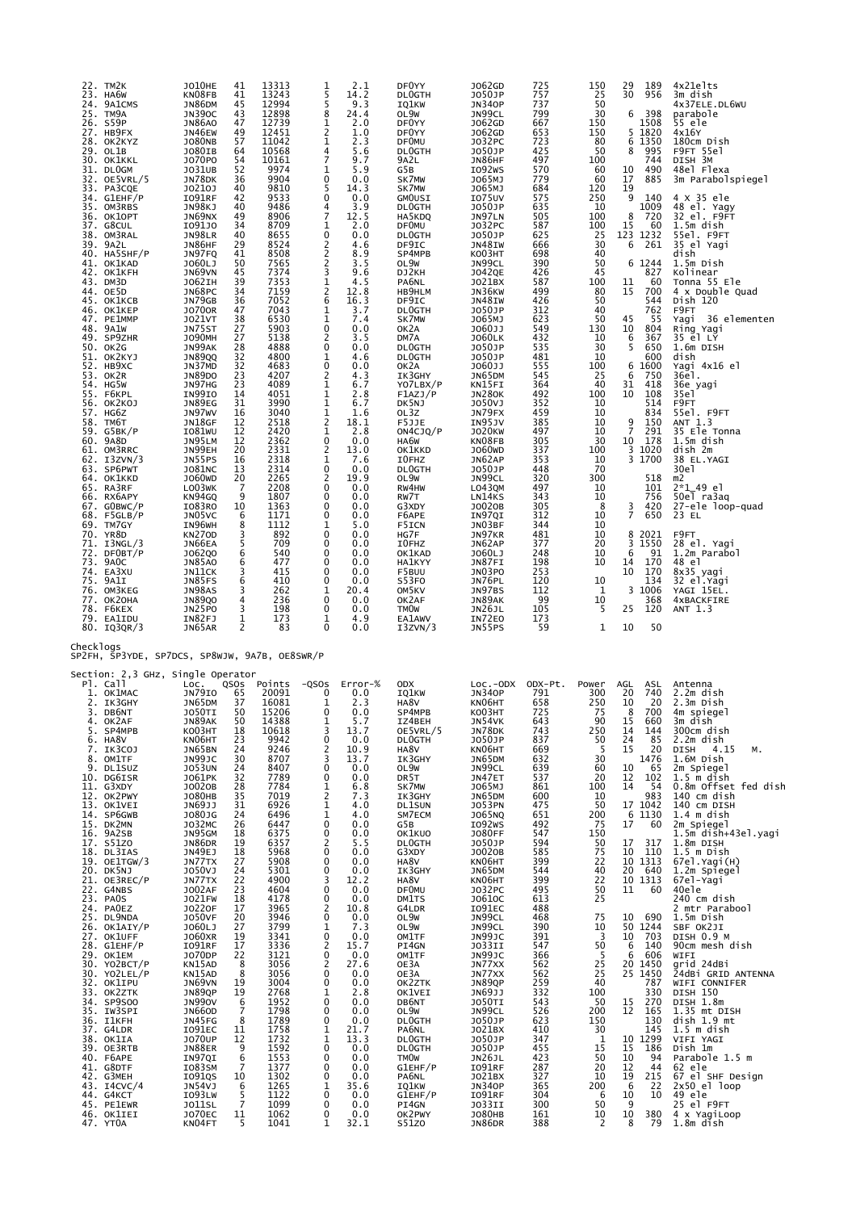| Pl. | Call | Loc. | QSOs | Points | -QSOs | Error-% | ODX | Loc.-ODX | ODX-Pt. | Power | AGL | ASL | Antenna |
|---|---|---|---|---|---|---|---|---|---|---|---|---|---|
| 22. | TM2K | JO10HE | 41 | 13313 | 1 | 2.1 | DF0YY | JO62GD | 725 | 150 | 29 | 189 | 4x21elts |
| 23. | HA6W | KN08FB | 41 | 13243 | 5 | 14.2 | DL0GTH | JO50JP | 757 | 25 | 30 | 956 | 3m dish |
| 24. | 9A1CMS | JN86DM | 45 | 12994 | 5 | 9.3 | IQ1KW | JN34OP | 737 | 50 | | | 4x37ELE.DL6WU |
| 25. | TM9A | JN39OC | 43 | 12898 | 8 | 24.4 | OL9W | JN99CL | 799 | 30 | 6 | 398 | parabole |
| 26. | S59P | JN86AO | 47 | 12739 | 1 | 2.0 | DF0YY | JO62GD | 667 | 150 | | 1508 | 55 ele |
| 27. | HB9FX | JN46EW | 49 | 12451 | 2 | 1.0 | DF0YY | JO62GD | 653 | 150 | 5 | 1820 | 4x16Y |
| 28. | OK2KYZ | JO80NB | 57 | 11042 | 1 | 2.3 | DF0MU | JO32PC | 723 | 80 | 6 | 1350 | 180cm Dish |
| 29. | OL1B | JO80IB | 64 | 10568 | 4 | 5.6 | DL0GTH | JO50JP | 425 | 50 | 8 | 995 | F9FT 55el |
| 30. | OK1KKL | JO70PO | 54 | 10161 | 7 | 9.7 | 9A2L | JN86HF | 497 | 100 | | 744 | DISH 3M |
| 31. | DL0GM | JO31UB | 52 | 9974 | 1 | 5.9 | G5B | IO92WS | 570 | 60 | 10 | 490 | 48el Flexa |
| 32. | OE5VRL/5 | JN78DK | 36 | 9904 | 0 | 0.0 | SK7MW | JO65MJ | 779 | 60 | 17 | 885 | 3m Parabolspiegel |
| 33. | PA3CQE | JO21OJ | 40 | 9810 | 5 | 14.3 | SK7MW | JO65MJ | 684 | 120 | 19 | | |
| 34. | G1EHF/P | IO91RF | 42 | 9533 | 0 | 0.0 | GM0USI | IO75UV | 575 | 250 | 9 | 140 | 4 X 35 ele |
| 35. | OM3RBS | JN98KJ | 40 | 9486 | 4 | 3.9 | DL0GTH | JO50JP | 635 | 10 | | 1009 | 48 el. Yagy |
| 36. | OK1OPT | JN69NX | 49 | 8906 | 7 | 12.5 | HA5KDQ | JN97LN | 505 | 100 | 8 | 720 | 32 el. F9FT |
| 37. | G8CUL | IO91JO | 34 | 8709 | 1 | 2.0 | DF0MU | JO32PC | 587 | 100 | 15 | 60 | 1.5m dish |
| 38. | OM3RAL | JN98LR | 40 | 8655 | 0 | 0.0 | DL0GTH | JO50JP | 625 | 25 | 123 | 1232 | 55el. F9FT |
| 39. | 9A2L | JN86HF | 29 | 8524 | 2 | 4.6 | DF9IC | JN48IW | 666 | 30 | 6 | 261 | 35 el Yagi |
| 40. | HA5SHF/P | JN97FQ | 41 | 8508 | 2 | 8.9 | SP4MPB | KO03HT | 698 | 40 | | | dish |
| 41. | OK1KAD | JO60LJ | 50 | 7565 | 2 | 3.5 | OL9W | JN99CL | 390 | 50 | 6 | 1244 | 1.5m Dish |
| 42. | OK1KFH | JN69VN | 45 | 7374 | 3 | 9.6 | DJ2KH | JO42QE | 426 | 45 | | 827 | Kolinear |
| 43. | DM3D | JO62IH | 39 | 7353 | 1 | 4.5 | PA6NL | JO21BX | 587 | 100 | 11 | 60 | Tonna 55 Ele |
| 44. | OE5D | JN68PC | 34 | 7159 | 2 | 12.8 | HB9HLM | JN36KW | 499 | 80 | 15 | 700 | 4 x Double Quad |
| 45. | OK1KCB | JN79GB | 36 | 7052 | 6 | 16.3 | DF9IC | JN48IW | 426 | 50 | | 544 | Dish 120 |
| 46. | OK1KEP | JO70OR | 47 | 7043 | 1 | 3.7 | DL0GTH | JO50JP | 312 | 40 | | 762 | F9FT |
| 47. | PE1MMP | JO21VT | 38 | 6530 | 1 | 7.4 | SK7MW | JO65MJ | 623 | 50 | 45 | 55 | Yagi 36 elementen |
| 48. | 9A1W | JN75ST | 27 | 5903 | 0 | 0.0 | OK2A | JO60JJ | 549 | 130 | 10 | 804 | Ring Yagi |
| 49. | SP9ZHR | JO90MH | 27 | 5138 | 2 | 3.5 | DM7A | JO60LK | 432 | 10 | 6 | 367 | 35 el LY |
| 50. | OK2G | JN99AK | 28 | 4888 | 0 | 0.0 | DL0GTH | JO50JP | 535 | 30 | 5 | 650 | 1.6m DISH |
| 51. | OK2KYJ | JN89QQ | 28 | 4800 | 1 | 4.6 | DL0GTH | JO50JP | 481 | 10 | | 600 | dish |
| 52. | HB9XC | JN37MD | 32 | 4683 | 0 | 0.0 | OK2A | JO60JJ | 555 | 100 | 6 | 1600 | Yagi 4x16 el |
| 53. | OK2R | JN89DO | 23 | 4207 | 2 | 4.3 | IK3GHY | JN65DM | 545 | 25 | 6 | 750 | 36el. |
| 54. | HG5W | JN97HG | 23 | 4089 | 1 | 6.7 | YO7LBX/P | KN15FI | 364 | 40 | 31 | 418 | 36e yagi |
| 55. | F6KPL | IN99IO | 14 | 4051 | 1 | 2.8 | F1AZJ/P | JN28OK | 492 | 100 | 10 | 108 | 35el |
| 56. | OK2KOJ | JN89EG | 31 | 3990 | 1 | 6.7 | DK5NJ | JO50VJ | 352 | 10 | | 514 | F9FT |
| 57. | HG6Z | JN97WV | 16 | 3040 | 1 | 1.6 | OL3Z | JN79FX | 459 | 10 | | 834 | 55el. F9FT |
| 58. | TM6T | JN18GF | 12 | 2518 | 2 | 18.1 | F5JJE | IN95JV | 385 | 10 | 9 | 150 | ANT 1.3 |
| 59. | G5BK/P | IO81WU | 12 | 2420 | 1 | 2.8 | ON4CJQ/P | JO20KW | 497 | 10 | 7 | 291 | 35 Ele Tonna |
| 60. | 9A8D | JN95LM | 12 | 2362 | 0 | 0.0 | HA6W | KN08FB | 305 | 30 | 10 | 178 | 1.5m dish |
| 61. | OM3RRC | JN99EH | 20 | 2331 | 2 | 13.0 | OK1KKD | JO60WD | 337 | 100 | 3 | 1020 | dish 2m |
| 62. | I3ZVN/3 | JN55PS | 16 | 2318 | 1 | 7.6 | I0FHZ | JN62AP | 353 | 10 | 3 | 1700 | 38 EL.YAGI |
| 63. | SP6PWT | JO81NC | 13 | 2314 | 0 | 0.0 | DL0GTH | JO50JP | 448 | 70 | | | 30el |
| 64. | OK1KKD | JO60WD | 20 | 2265 | 2 | 19.9 | OL9W | JN99CL | 320 | 300 | | 518 | m2 |
| 65. | RA3RF | LO03WK | 7 | 2208 | 0 | 0.0 | RW4HW | LO43QM | 497 | 10 | | 101 | 2*1_49 el |
| 66. | RX6APY | KN94GQ | 9 | 1807 | 0 | 0.0 | RW7T | LN14KS | 343 | 10 | | 756 | 50el ra3aq |
| 67. | G0BWC/P | IO83RO | 10 | 1363 | 0 | 0.0 | G3XDY | JO02OB | 305 | 8 | 3 | 420 | 27-ele loop-quad |
| 68. | F5GLB/P | JN05VC | 6 | 1171 | 0 | 0.0 | F6APE | IN97QI | 312 | 10 | 7 | 650 | 23 EL |
| 69. | TM7GY | IN96WH | 8 | 1112 | 1 | 5.0 | F5ICN | JN03BF | 344 | 10 | | | |
| 70. | YR8D | KN27OD | 3 | 892 | 0 | 0.0 | HG7F | JN97KR | 481 | 10 | 8 | 2021 | F9FT |
| 71. | I3NGL/3 | JN66EA | 5 | 709 | 0 | 0.0 | I0FHZ | JN62AP | 377 | 20 | 3 | 1550 | 28 el. Yagi |
| 72. | DF0BT/P | JO62QO | 6 | 540 | 0 | 0.0 | OK1KAD | JO60LJ | 248 | 10 | 6 | 91 | 1.2m Parabol |
| 73. | 9A0C | JN85AO | 6 | 477 | 0 | 0.0 | HA1KYY | JN87FI | 198 | 10 | 14 | 170 | 48 el |
| 74. | EA3XU | JN11CK | 3 | 415 | 0 | 0.0 | F5BUU | JN03PO | 253 | | 10 | 170 | 8x35 yagi |
| 75. | 9A1I | JN85FS | 6 | 410 | 0 | 0.0 | S53FO | JN76PL | 120 | 10 | | 134 | 32 el.Yagi |
| 76. | OM3KEG | JN98AS | 3 | 262 | 1 | 20.4 | OM5KV | JN97BS | 112 | 1 | 3 | 1006 | YAGI 15EL. |
| 77. | OK2OHA | JN89QO | 4 | 236 | 0 | 0.0 | OK2AF | JN89AK | 99 | 10 | | 368 | 4xBACKFIRE |
| 78. | F6KEX | JN25PO | 3 | 198 | 0 | 0.0 | TM0W | JN26JL | 105 | 5 | 25 | 120 | ANT 1.3 |
| 79. | EA1IDU | IN82FJ | 1 | 173 | 1 | 4.9 | EA1AWV | IN72EO | 173 | | | | |
| 80. | IQ3QR/3 | JN65AR | 2 | 83 | 0 | 0.0 | I3ZVN/3 | JN55PS | 59 | 1 | 10 | 50 | |

Checklogs
SP2FH, SP3YDE, SP7DCS, SP8WJW, 9A7B, OE8SWR/P

Section: 2,3 GHz, Single Operator

| Pl. | Call | Loc. | QSOs | Points | -QSOs | Error-% | ODX | Loc.-ODX | ODX-Pt. | Power | AGL | ASL | Antenna |
|---|---|---|---|---|---|---|---|---|---|---|---|---|---|
| 1. | OK1MAC | JN79IO | 65 | 20091 | 0 | 0.0 | IQ1KW | JN34OP | 791 | 300 | 20 | 740 | 2.2m dish |
| 2. | IK3GHY | JN65DM | 37 | 16081 | 1 | 2.3 | HA8V | KN06HT | 658 | 250 | 10 | 20 | 2.3m Dish |
| 3. | DB6NT | JO50TI | 50 | 15206 | 0 | 0.0 | SP4MPB | KO03HT | 725 | 75 | 8 | 700 | 4m spiegel |
| 4. | OK2AF | JN89AK | 50 | 14388 | 1 | 5.7 | IZ4BEH | JN54VK | 643 | 90 | 15 | 660 | 3m dish |
| 5. | SP4MPB | KO03HT | 18 | 10618 | 3 | 13.7 | OE5VRL/5 | JN78DK | 743 | 250 | 14 | 144 | 300cm dish |
| 6. | HA8V | KN06HT | 23 | 9942 | 0 | 0.0 | DL0GTH | JO50JP | 837 | 50 | 24 | 85 | 2.2m dish |
| 7. | IK3COJ | JN65BN | 24 | 9246 | 2 | 10.9 | HA8V | KN06HT | 669 | 5 | 15 | 20 | DISH 4.15 M. |
| 8. | OM1TF | JN99JC | 30 | 8707 | 3 | 13.7 | IK3GHY | JN65DM | 632 | 30 | | 1476 | 1.6M Dish |
| 9. | DL1SUZ | JO53UN | 24 | 8407 | 0 | 0.0 | OL9W | JN99CL | 639 | 60 | 10 | 65 | 2m Spiegel |
| 10. | DG6ISR | JO61PK | 32 | 7789 | 0 | 0.0 | DR5T | JN47ET | 537 | 20 | 12 | 102 | 1.5 m dish |
| 11. | G3XDY | JO02OB | 28 | 7784 | 1 | 6.8 | SK7MW | JO65MJ | 861 | 100 | 14 | 54 | 0.8m Offset fed dish |
| 12. | OK2PWY | JO80HB | 35 | 7019 | 2 | 7.3 | IK3GHY | JN65DM | 600 | 10 | | 983 | 140 cm dish |
| 13. | OK1VEI | JN69JJ | 31 | 6926 | 1 | 4.0 | DL1SUN | JO53PN | 475 | 50 | 17 | 1042 | 140 cm DISH |
| 14. | SP6GWB | JO80JG | 24 | 6496 | 1 | 4.0 | SM7ECM | JO65NQ | 651 | 200 | 6 | 1130 | 1.4 m dish |
| 15. | DK2MN | JO32MC | 26 | 6447 | 0 | 0.0 | G5B | IO92WS | 492 | 75 | 17 | 60 | 2m Spiegel |
| 16. | 9A2SB | JN95GM | 18 | 6375 | 0 | 0.0 | OK1KUO | JO80FF | 547 | 150 | | | 1.5m dish+43el.yagi |
| 17. | S51ZO | JN86DR | 19 | 6357 | 2 | 5.5 | DL0GTH | JO50JP | 594 | 50 | 17 | 317 | 1.8M DISH |
| 18. | DL3IAS | JN49EJ | 18 | 5968 | 0 | 0.0 | G3XDY | JO02OB | 585 | 75 | 10 | 110 | 1.5 m Dish |
| 19. | OE1TGW/3 | JN77TX | 27 | 5908 | 0 | 0.0 | HA8V | KN06HT | 399 | 22 | 10 | 1313 | 67el.Yagi(H) |
| 20. | DK5NJ | JO50VJ | 24 | 5301 | 0 | 0.0 | IK3GHY | JN65DM | 544 | 40 | 20 | 640 | 1.2m Spiegel |
| 21. | OE3REC/P | JN77TX | 22 | 4900 | 3 | 12.2 | HA8V | KN06HT | 399 | 22 | 10 | 1313 | 67el-Yagi |
| 22. | G4NBS | JO02AF | 23 | 4604 | 0 | 0.0 | DF0MU | JO32PC | 495 | 50 | 11 | 60 | 40ele |
| 23. | PA0S | JO21FW | 18 | 4178 | 0 | 0.0 | DM1TS | JO61OC | 613 | 25 | | | 240 cm dish |
| 24. | PA0EZ | JO22OF | 17 | 3965 | 2 | 10.8 | G4LDR | IO91EC | 488 | | | | 2 mtr Parabool |
| 25. | DL9NDA | JO50VF | 20 | 3946 | 0 | 0.0 | OL9W | JN99CL | 468 | 75 | 10 | 690 | 1.5m Dish |
| 26. | OK1AIY/P | JO60LJ | 27 | 3799 | 1 | 7.3 | OL9W | JN99CL | 390 | 10 | 50 | 1244 | SBF OK2JI |
| 27. | OK1UFF | JO60XR | 19 | 3341 | 0 | 0.0 | OM1TF | JN99JC | 391 | 3 | 10 | 704 | DISH 0.9 M |
| 28. | G1EHF/P | IO91RF | 17 | 3336 | 2 | 15.7 | PI4GN | JO33II | 547 | 50 | 6 | 140 | 90cm mesh dish |
| 29. | OK1EM | JO70DP | 22 | 3121 | 0 | 0.0 | OM1TF | JN99JC | 366 | 5 | 6 | 606 | WIFI |
| 30. | YO2BCT/P | KN15AD | 8 | 3056 | 2 | 27.6 | OE3A | JN77XX | 562 | 25 | 20 | 1450 | grid 24dBi |
| 30. | YO2LEL/P | KN15AD | 8 | 3056 | 0 | 0.0 | OE3A | JN77XX | 562 | 25 | 25 | 1450 | 24dBi GRID ANTENNA |
| 32. | OK1IPU | JN69VN | 19 | 3004 | 0 | 0.0 | OK2ZTK | JN89QP | 259 | 40 | | 787 | WIFI CONNIFER |
| 33. | OK2ZTK | JN89QP | 19 | 2768 | 1 | 2.8 | OK1VEI | JN69JJ | 332 | 100 | | 330 | DISH 150 |
| 34. | SP9SOO | JN99OV | 6 | 1952 | 0 | 0.0 | DB6NT | JO50TI | 543 | 50 | 15 | 270 | DISH 1.8m |
| 35. | IW3SPI | JN66OD | 7 | 1798 | 0 | 0.0 | OL9W | JN99CL | 526 | 200 | 12 | 165 | 1.35 mt DISH |
| 36. | I1KFH | JN45FG | 8 | 1789 | 0 | 0.0 | DL0GTH | JO50JP | 623 | 150 | | 130 | dish 1.9 mt |
| 37. | G4LDR | IO91EC | 11 | 1758 | 1 | 21.7 | PA6NL | JO21BX | 410 | 30 | | 145 | 1.5 m dish |
| 38. | OK1IA | JO70UP | 12 | 1732 | 1 | 13.3 | DL0GTH | JO50JP | 347 | 1 | 10 | 1299 | VIFI YAGI |
| 39. | OE3RTB | JN88ER | 9 | 1592 | 0 | 0.0 | DL0GTH | JO50JP | 455 | 15 | 15 | 186 | Dish 1m |
| 40. | F6APE | IN97QI | 6 | 1553 | 0 | 0.0 | TM0W | JN26JL | 423 | 50 | 10 | 94 | Parabole 1.5 m |
| 41. | G8DTF | IO83SM | 7 | 1377 | 0 | 0.0 | G1EHF/P | IO91RF | 287 | 20 | 12 | 44 | 62 ele |
| 42. | G3MEH | IO91QS | 10 | 1302 | 0 | 0.0 | PA6NL | JO21BX | 327 | 10 | 19 | 215 | 67 el SHF Design |
| 43. | I4CVC/4 | JN54VJ | 6 | 1265 | 1 | 35.6 | IQ1KW | JN34OP | 365 | 200 | 6 | 22 | 2x50 el loop |
| 44. | G4KCT | IO93LW | 5 | 1122 | 0 | 0.0 | G1EHF/P | IO91RF | 304 | 6 | 10 | 10 | 49 ele |
| 45. | PE1EWR | JO11SL | 7 | 1099 | 0 | 0.0 | PI4GN | JO33II | 300 | 50 | 9 | | 25 el F9FT |
| 46. | OK1IEI | JO70EC | 11 | 1062 | 0 | 0.0 | OK2PWY | JO80HB | 161 | 10 | 10 | 380 | 4 x YagiLoop |
| 47. | YT0A | KN04FT | 5 | 1041 | 1 | 32.1 | S51ZO | JN86DR | 388 | 2 | 8 | 79 | 1.8m dish |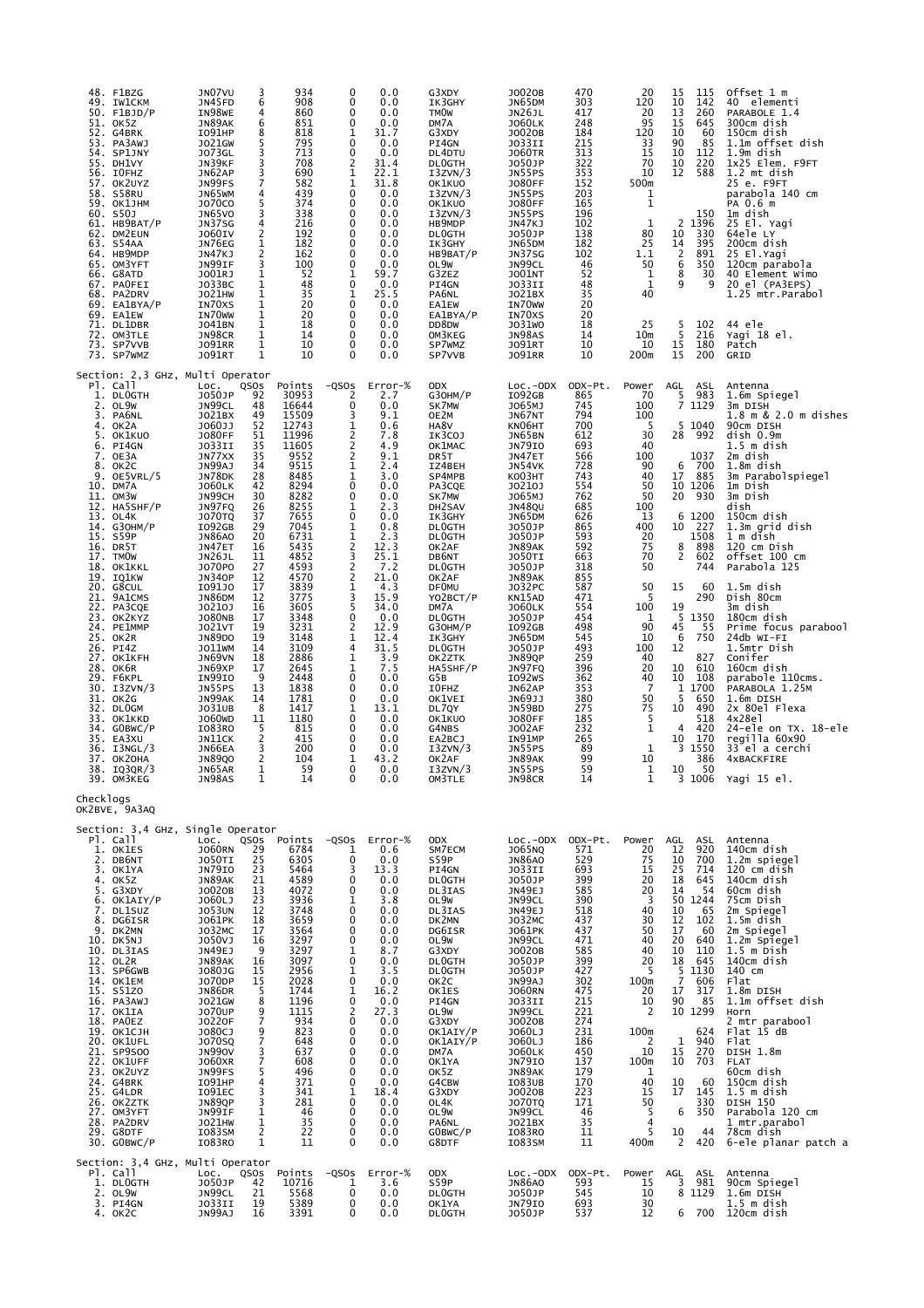| Pl. | Call | Loc. | QSOs | Points | -QSOs | Error-% | ODX | Loc.-ODX | ODX-Pt. | Power | AGL | ASL | Antenna |
|---|---|---|---|---|---|---|---|---|---|---|---|---|---|
| 48. | F1BZG | JN07VU | 3 | 934 | 0 | 0.0 | G3XDY | JO02OB | 470 | 20 | 15 | 115 | Offset 1 m |
| 49. | IW1CKM | JN45FD | 6 | 908 | 0 | 0.0 | IK3GHY | JN65DM | 303 | 120 | 10 | 142 | 40 elementi |
| 50. | F1BJD/P | IN98WE | 4 | 860 | 0 | 0.0 | TM0W | JN26JL | 417 | 20 | 13 | 260 | PARABOLE 1.4 |
| 51. | OK5Z | JN89AK | 6 | 851 | 0 | 0.0 | DM7A | JO60LK | 248 | 95 | 15 | 645 | 300cm dish |
| 52. | G4BRK | IO91HP | 8 | 818 | 1 | 31.7 | G3XDY | JO02OB | 184 | 120 | 10 | 60 | 150cm dish |
| 53. | PA3AWJ | JO21GW | 5 | 795 | 0 | 0.0 | PI4GN | JO33II | 215 | 33 | 90 | 85 | 1.1m offset dish |
| 54. | SP1JNY | JO73GL | 3 | 713 | 0 | 0.0 | DL4DTU | JO60TR | 313 | 15 | 10 | 112 | 1.9m dish |
| 55. | DH1VY | JN39KF | 3 | 708 | 2 | 31.4 | DL0GTH | JO50JP | 322 | 70 | 10 | 220 | 1x25 Elem. F9FT |
| 56. | I0FHZ | JN62AP | 3 | 690 | 1 | 22.1 | I3ZVN/3 | JN55PS | 353 | 10 | 12 | 588 | 1.2 mt dish |
| 57. | OK2UYZ | JN99FS | 7 | 582 | 1 | 31.8 | OK1KUO | JO80FF | 152 | 500m | | | 25 e. F9FT |
| 58. | S58RU | JN65WM | 4 | 439 | 0 | 0.0 | I3ZVN/3 | JN55PS | 203 | 1 | | | parabola 140 cm |
| 59. | OK1JHM | JO70CO | 5 | 374 | 0 | 0.0 | OK1KUO | JO80FF | 165 | 1 | | | PA 0.6 m |
| 60. | S50J | JN65VO | 3 | 338 | 0 | 0.0 | I3ZVN/3 | JN55PS | 196 | | | 150 | 1m dish |
| 61. | HB9BAT/P | JN37SG | 4 | 216 | 0 | 0.0 | HB9MDP | JN47KJ | 102 | 1 | 2 | 1396 | 25 El. Yagi |
| 62. | DM2EUN | JO60IV | 2 | 192 | 0 | 0.0 | DL0GTH | JO50JP | 138 | 80 | 10 | 330 | 64ele LY |
| 63. | S54AA | JN76EG | 1 | 182 | 0 | 0.0 | IK3GHY | JN65DM | 182 | 25 | 14 | 395 | 200cm dish |
| 64. | HB9MDP | JN47KJ | 2 | 162 | 0 | 0.0 | HB9BAT/P | JN37SG | 102 | 1.1 | 2 | 891 | 25 El.Yagi |
| 65. | OM3YFT | JN99IF | 3 | 100 | 0 | 0.0 | OL9W | JN99CL | 46 | 50 | 6 | 350 | 120cm parabola |
| 66. | G8ATD | JO01RJ | 1 | 52 | 1 | 59.7 | G3ZEZ | JO01NT | 52 | 1 | 8 | 30 | 40 Element Wimo |
| 67. | PA0FEI | JO33BC | 1 | 48 | 0 | 0.0 | PI4GN | JO33II | 48 | 1 | 9 | 9 | 20 el (PA3EPS) |
| 68. | PA2DRV | JO21HW | 1 | 35 | 1 | 25.5 | PA6NL | JO21BX | 35 | 40 | | | 1.25 mtr.Parabol |
| 69. | EA1BYA/P | IN70XS | 1 | 20 | 0 | 0.0 | EA1EW | IN70WW | 20 | | | | |
| 69. | EA1EW | IN70WW | 1 | 20 | 0 | 0.0 | EA1BYA/P | IN70XS | 20 | | | | |
| 71. | DL1DBR | JO41BN | 1 | 18 | 0 | 0.0 | DD8DW | JO31WO | 18 | 25 | 5 | 102 | 44 ele |
| 72. | OM3TLE | JN98CR | 1 | 14 | 0 | 0.0 | OM3KEG | JN98AS | 14 | 10m | 5 | 216 | Yagi 18 el. |
| 73. | SP7VVB | JO91RR | 1 | 10 | 0 | 0.0 | SP7WMZ | JO91RT | 10 | 10 | 15 | 180 | Patch |
| 73. | SP7WMZ | JO91RT | 1 | 10 | 0 | 0.0 | SP7VVB | JO91RR | 10 | 200m | 15 | 200 | GRID |

## Section: 2,3 GHz, Multi Operator

| Pl. | Call | Loc. | QSOs | Points | -QSOs | Error-% | ODX | Loc.-ODX | ODX-Pt. | Power | AGL | ASL | Antenna |
|---|---|---|---|---|---|---|---|---|---|---|---|---|---|
| 1. | DL0GTH | JO50JP | 92 | 30953 | 2 | 2.7 | G3OHM/P | IO92GB | 865 | 70 | 5 | 983 | 1.6m Spiegel |
| 2. | OL9W | JN99CL | 48 | 16644 | 0 | 0.0 | SK7MW | JO65MJ | 745 | 100 | 7 | 1129 | 3m DISH |
| 3. | PA6NL | JO21BX | 49 | 15509 | 3 | 9.1 | OE2M | JN67NT | 794 | 100 | | | 1.8 m & 2.0 m dishes |
| 4. | OK2A | JO60JJ | 52 | 12743 | 1 | 0.6 | HA8V | KN06HT | 700 | 5 | 5 | 1040 | 90cm DISH |
| 5. | OK1KUO | JO80FF | 51 | 11996 | 2 | 7.8 | IK3COJ | JN65BN | 612 | 30 | 28 | 992 | dish 0.9m |
| 6. | PI4GN | JO33II | 35 | 11605 | 2 | 4.9 | OK1MAC | JN79IO | 693 | 40 | | | 1.5 m dish |
| 7. | OE3A | JN77XX | 35 | 9552 | 2 | 9.1 | DR5T | JN47ET | 566 | 100 | | 1037 | 2m dish |
| 8. | OK2C | JN99AJ | 34 | 9515 | 1 | 2.4 | IZ4BEH | JN54VK | 728 | 90 | 6 | 700 | 1.8m dish |
| 9. | OE5VRL/5 | JN78DK | 28 | 8485 | 1 | 3.0 | SP4MPB | KO03HT | 743 | 40 | 17 | 885 | 3m Parabolspiegel |
| 10. | DM7A | JO60LK | 42 | 8294 | 0 | 0.0 | PA3CQE | JO21OJ | 554 | 50 | 10 | 1206 | 1m Dish |
| 11. | OM3W | JN99CH | 30 | 8282 | 0 | 0.0 | SK7MW | JO65MJ | 762 | 50 | 20 | 930 | 3m Dish |
| 12. | HA5SHF/P | JN97FQ | 26 | 8255 | 1 | 2.3 | DH2SAV | JN48QU | 685 | 100 | | | dish |
| 13. | OL4K | JO70TQ | 37 | 7655 | 0 | 0.0 | IK3GHY | JN65DM | 626 | 13 | 6 | 1200 | 150cm dish |
| 14. | G3OHM/P | IO92GB | 29 | 7045 | 1 | 0.8 | DL0GTH | JO50JP | 865 | 400 | 10 | 227 | 1.3m grid dish |
| 15. | S59P | JN86AO | 20 | 6731 | 1 | 2.3 | DL0GTH | JO50JP | 593 | 20 | | 1508 | 1 m dish |
| 16. | DR5T | JN47ET | 16 | 5435 | 2 | 12.3 | OK2AF | JN89AK | 592 | 75 | 8 | 898 | 120 cm Dish |
| 17. | TM0W | JN26JL | 11 | 4852 | 3 | 25.1 | DB6NT | JO50TI | 663 | 70 | 2 | 602 | offset 100 cm |
| 18. | OK1KKL | JO70PO | 27 | 4593 | 2 | 7.2 | DL0GTH | JO50JP | 318 | 50 | | 744 | Parabola 125 |
| 19. | IQ1KW | JN34OP | 12 | 4570 | 2 | 21.0 | OK2AF | JN89AK | 855 | | | | |
| 20. | G8CUL | IO91JO | 17 | 3839 | 1 | 4.3 | DF0MU | JO32PC | 587 | 50 | 15 | 60 | 1.5m dish |
| 21. | 9A1CMS | JN86DM | 12 | 3775 | 3 | 15.9 | YO2BCT/P | KN15AD | 471 | 5 | | 290 | Dish 80cm |
| 22. | PA3CQE | JO21OJ | 16 | 3605 | 5 | 34.0 | DM7A | JO60LK | 554 | 100 | 19 | | 3m dish |
| 23. | OK2KYZ | JO80NB | 17 | 3348 | 0 | 0.0 | DL0GTH | JO50JP | 454 | 1 | 5 | 1350 | 180cm dish |
| 24. | PE1MMP | JO21VT | 19 | 3231 | 2 | 12.9 | G3OHM/P | IO92GB | 498 | 90 | 45 | 55 | Prime focus parabool |
| 25. | OK2R | JN89DO | 19 | 3148 | 1 | 12.4 | IK3GHY | JN65DM | 545 | 10 | 6 | 750 | 24db WI-FI |
| 26. | PI4Z | JO11WM | 14 | 3109 | 4 | 31.5 | DL0GTH | JO50JP | 493 | 100 | 12 | | 1.5mtr Dish |
| 27. | OK1KFH | JN69VN | 18 | 2886 | 1 | 3.9 | OK2ZTK | JN89QP | 259 | 40 | | 827 | Conifer |
| 28. | OK6R | JN69XP | 17 | 2645 | 1 | 7.5 | HA5SHF/P | JN97FQ | 396 | 20 | 10 | 610 | 160cm dish |
| 29. | F6KPL | IN99IO | 9 | 2448 | 0 | 0.0 | G5B | IO92WS | 362 | 40 | 10 | 108 | parabole 110cms. |
| 30. | I3ZVN/3 | JN55PS | 13 | 1838 | 0 | 0.0 | I0FHZ | JN62AP | 353 | 7 | 1 | 1700 | PARABOLA 1.25M |
| 31. | OK2G | JN99AK | 14 | 1781 | 0 | 0.0 | OK1VEI | JN69JJ | 380 | 50 | 5 | 650 | 1.6m DISH |
| 32. | DL0GM | JO31UB | 8 | 1417 | 1 | 13.1 | DL7QY | JN59BD | 275 | 75 | 10 | 490 | 2x 80el Flexa |
| 33. | OK1KKD | JO60WD | 11 | 1180 | 0 | 0.0 | OK1KUO | JO80FF | 185 | 5 | | 518 | 4x28el |
| 34. | G0BWC/P | IO83RO | 5 | 815 | 0 | 0.0 | G4NBS | JO02AF | 132 | 1 | 4 | 420 | 24-ele on TX. 18-ele |
| 35. | EA3XU | JN11CK | 2 | 415 | 0 | 0.0 | EA2BCJ | IN91MP | 265 | | 10 | 170 | regilla 60x90 |
| 36. | I3NGL/3 | JN66EA | 3 | 200 | 0 | 0.0 | I3ZVN/3 | JN55PS | 89 | 1 | 3 | 1550 | 33 el a cerchi |
| 37. | OK2OHA | JN89QO | 2 | 104 | 1 | 43.2 | OK2AF | JN89AK | 99 | 10 | | 386 | 4xBACKFIRE |
| 38. | IQ3QR/3 | JN65AR | 1 | 59 | 0 | 0.0 | I3ZVN/3 | JN55PS | 59 | 1 | 10 | 50 | |
| 39. | OM3KEG | JN98AS | 1 | 14 | 0 | 0.0 | OM3TLE | JN98CR | 14 | 1 | 3 | 1006 | Yagi 15 el. |

Checklogs
OK2BVE, 9A3AQ

## Section: 3,4 GHz, Single Operator

| Pl. | Call | Loc. | QSOs | Points | -QSOs | Error-% | ODX | Loc.-ODX | ODX-Pt. | Power | AGL | ASL | Antenna |
|---|---|---|---|---|---|---|---|---|---|---|---|---|---|
| 1. | OK1ES | JO60RN | 29 | 6784 | 1 | 0.6 | SM7ECM | JO65NQ | 571 | 20 | 12 | 920 | 140cm dish |
| 2. | DB6NT | JO50TI | 25 | 6305 | 0 | 0.0 | S59P | JN86AO | 529 | 75 | 10 | 700 | 1.2m spiegel |
| 3. | OK1YA | JN79IO | 23 | 5464 | 3 | 13.3 | PI4GN | JO33II | 693 | 15 | 25 | 714 | 120 cm dish |
| 4. | OK5Z | JN89AK | 21 | 4589 | 0 | 0.0 | DL0GTH | JO50JP | 399 | 20 | 18 | 645 | 140cm dish |
| 5. | G3XDY | JO02OB | 13 | 4072 | 0 | 0.0 | DL3IAS | JN49EJ | 585 | 20 | 14 | 54 | 60cm dish |
| 6. | OK1AIY/P | JO60LJ | 23 | 3936 | 1 | 3.8 | OL9W | JN99CL | 390 | 3 | 50 | 1244 | 75cm Dish |
| 7. | DL1SUZ | JO53UN | 12 | 3748 | 0 | 0.0 | DL3IAS | JN49EJ | 518 | 40 | 10 | 65 | 2m Spiegel |
| 8. | DG6ISR | JO61PK | 18 | 3659 | 0 | 0.0 | DK2MN | JO32MC | 437 | 30 | 12 | 102 | 1.5m dish |
| 9. | DK2MN | JO32MC | 17 | 3564 | 0 | 0.0 | DG6ISR | JO61PK | 437 | 50 | 17 | 60 | 2m Spiegel |
| 10. | DK5NJ | JO50VJ | 16 | 3297 | 0 | 0.0 | OL9W | JN99CL | 471 | 40 | 20 | 640 | 1.2m Spiegel |
| 10. | DL3IAS | JN49EJ | 9 | 3297 | 1 | 8.7 | G3XDY | JO02OB | 585 | 40 | 10 | 110 | 1.5 m Dish |
| 12. | OL2R | JN89AK | 16 | 3097 | 0 | 0.0 | DL0GTH | JO50JP | 399 | 20 | 18 | 645 | 140cm dish |
| 13. | SP6GWB | JO80JG | 15 | 2956 | 1 | 3.5 | DL0GTH | JO50JP | 427 | 5 | 5 | 1130 | 140 cm |
| 14. | OK1EM | JO70DP | 15 | 2028 | 0 | 0.0 | OK2C | JN99AJ | 302 | 100m | 7 | 606 | Flat |
| 15. | S51ZO | JN86DR | 5 | 1744 | 1 | 16.2 | OK1ES | JO60RN | 475 | 20 | 17 | 317 | 1.8m DISH |
| 16. | PA3AWJ | JO21GW | 8 | 1196 | 0 | 0.0 | PI4GN | JO33II | 215 | 10 | 90 | 85 | 1.1m offset dish |
| 17. | OK1IA | JO70UP | 9 | 1115 | 2 | 27.3 | OL9W | JN99CL | 221 | 2 | 10 | 1299 | Horn |
| 18. | PA0EZ | JO22OF | 7 | 934 | 0 | 0.0 | G3XDY | JO02OB | 274 | | | | 2 mtr parabool |
| 19. | OK1CJH | JO80CJ | 9 | 823 | 0 | 0.0 | OK1AIY/P | JO60LJ | 231 | 100m | | 624 | Flat 15 dB |
| 20. | OK1UFL | JO70SQ | 7 | 648 | 0 | 0.0 | OK1AIY/P | JO60LJ | 186 | 2 | 1 | 940 | Flat |
| 21. | SP9SOO | JN99OV | 3 | 637 | 0 | 0.0 | DM7A | JO60LK | 450 | 10 | 15 | 270 | DISH 1.8m |
| 22. | OK1UFF | JO60XR | 7 | 608 | 0 | 0.0 | OK1YA | JN79IO | 137 | 100m | 10 | 703 | FLAT |
| 23. | OK2UYZ | JN99FS | 5 | 496 | 0 | 0.0 | OK5Z | JN89AK | 179 | 1 | | | 60cm dish |
| 24. | G4BRK | IO91HP | 4 | 371 | 0 | 0.0 | G4CBW | IO83UB | 170 | 40 | 10 | 60 | 150cm dish |
| 25. | G4LDR | IO91EC | 3 | 341 | 1 | 18.4 | G3XDY | JO02OB | 223 | 15 | 17 | 145 | 1.5 m dish |
| 26. | OK2ZTK | JN89QP | 3 | 281 | 0 | 0.0 | OL4K | JO70TQ | 171 | 50 | | 330 | DISH 150 |
| 27. | OM3YFT | JN99IF | 1 | 46 | 0 | 0.0 | OL9W | JN99CL | 46 | 5 | 6 | 350 | Parabola 120 cm |
| 28. | PA2DRV | JO21HW | 1 | 35 | 0 | 0.0 | PA6NL | JO21BX | 35 | 4 | | | 1 mtr.parabol |
| 29. | G8DTF | IO83SM | 2 | 22 | 0 | 0.0 | G0BWC/P | IO83RO | 11 | 5 | 10 | 44 | 78cm dish |
| 30. | G0BWC/P | IO83RO | 1 | 11 | 0 | 0.0 | G8DTF | IO83SM | 11 | 400m | 2 | 420 | 6-ele planar patch a |

## Section: 3,4 GHz, Multi Operator

| Pl. | Call | Loc. | QSOs | Points | -QSOs | Error-% | ODX | Loc.-ODX | ODX-Pt. | Power | AGL | ASL | Antenna |
|---|---|---|---|---|---|---|---|---|---|---|---|---|---|
| 1. | DL0GTH | JO50JP | 42 | 10716 | 1 | 3.6 | S59P | JN86AO | 593 | 15 | 3 | 981 | 90cm Spiegel |
| 2. | OL9W | JN99CL | 21 | 5568 | 0 | 0.0 | DL0GTH | JO50JP | 545 | 10 | 8 | 1129 | 1.6m DISH |
| 3. | PI4GN | JO33II | 19 | 5389 | 0 | 0.0 | OK1YA | JN79IO | 693 | 30 | | | 1.5 m dish |
| 4. | OK2C | JN99AJ | 16 | 3391 | 0 | 0.0 | DL0GTH | JO50JP | 537 | 12 | 6 | 700 | 120cm dish |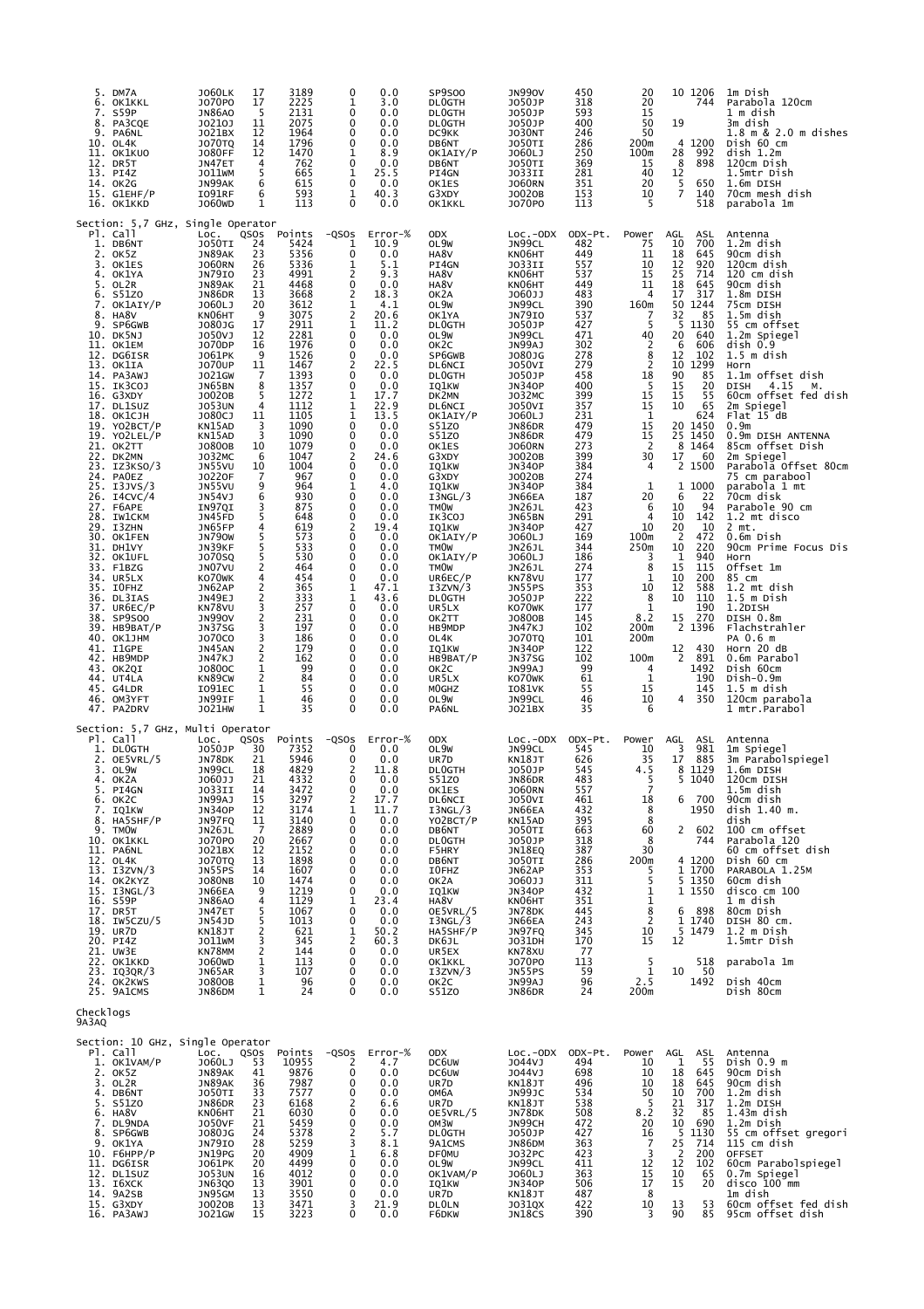| Pl. | Call | Loc. | QSOs | Points | -QSOs | Error-% | ODX | Loc.-ODX | ODX-Pt. | Power | AGL | ASL | Antenna |
|---|---|---|---|---|---|---|---|---|---|---|---|---|---|
| 5. | DM7A | JO60LK | 17 | 3189 | 0 | 0.0 | SP9SOO | JN99OV | 450 | 20 | 10 | 1206 | 1m Dish |
| 6. | OK1KKL | JO70PO | 17 | 2225 | 1 | 3.0 | DL0GTH | JO50JP | 318 | 20 | | 744 | Parabola 120cm |
| 7. | S59P | JN86AO | 5 | 2131 | 0 | 0.0 | DL0GTH | JO50JP | 593 | 15 | | | 1 m dish |
| 8. | PA3CQE | JO21OJ | 11 | 2075 | 0 | 0.0 | DL0GTH | JO50JP | 400 | 50 | 19 | | 3m dish |
| 9. | PA6NL | JO21BX | 12 | 1964 | 0 | 0.0 | DC9KK | JO30NT | 246 | 50 | | | 1.8 m & 2.0 m dishes |
| 10. | OL4K | JO70TQ | 14 | 1796 | 0 | 0.0 | DB6NT | JO50TI | 286 | 200m | 4 | 1200 | Dish 60 cm |
| 11. | OK1KUO | JO80FF | 12 | 1470 | 1 | 8.9 | OK1AIY/P | JO60LJ | 250 | 100m | 28 | 992 | dish 1.2m |
| 12. | DR5T | JN47ET | 4 | 762 | 0 | 0.0 | DB6NT | JO50TI | 369 | 15 | 8 | 898 | 120cm Dish |
| 13. | PI4Z | JO11WM | 5 | 665 | 1 | 25.5 | PI4GN | JO33II | 281 | 40 | 12 | | 1.5mtr Dish |
| 14. | OK2G | JN99AK | 6 | 615 | 0 | 0.0 | OK1ES | JO60RN | 351 | 20 | 5 | 650 | 1.6m DISH |
| 15. | G1EHF/P | IO91RF | 6 | 593 | 1 | 40.3 | G3XDY | JO02OB | 153 | 10 | 7 | 140 | 70cm mesh dish |
| 16. | OK1KKD | JO60WD | 1 | 113 | 0 | 0.0 | OK1KKL | JO70PO | 113 | 5 | | 518 | parabola 1m |

## Section: 5,7 GHz, Single Operator

| Pl. | Call | Loc. | QSOs | Points | -QSOs | Error-% | ODX | Loc.-ODX | ODX-Pt. | Power | AGL | ASL | Antenna |
|---|---|---|---|---|---|---|---|---|---|---|---|---|---|
| 1. | DB6NT | JO50TI | 24 | 5424 | 1 | 10.9 | OL9W | JN99CL | 482 | 75 | 10 | 700 | 1.2m dish |
| 2. | OK5Z | JN89AK | 23 | 5356 | 0 | 0.0 | HA8V | KN06HT | 449 | 11 | 18 | 645 | 90cm dish |
| 3. | OK1ES | JO60RN | 26 | 5336 | 1 | 5.1 | PI4GN | JO33II | 557 | 10 | 12 | 920 | 120cm dish |
| 4. | OK1YA | JN79IO | 23 | 4991 | 2 | 9.3 | HA8V | KN06HT | 537 | 15 | 25 | 714 | 120 cm dish |
| 5. | OL2R | JN89AK | 21 | 4468 | 0 | 0.0 | HA8V | KN06HT | 449 | 11 | 18 | 645 | 90cm dish |
| 6. | S51ZO | JN86DR | 13 | 3668 | 2 | 18.3 | OK2A | JO60JJ | 483 | 4 | 17 | 317 | 1.8m DISH |
| 7. | OK1AIY/P | JO60LJ | 20 | 3612 | 1 | 4.1 | OL9W | JN99CL | 390 | 160m | 50 | 1244 | 75cm DISH |
| 8. | HA8V | KN06HT | 9 | 3075 | 2 | 20.6 | OK1YA | JN79IO | 537 | 7 | 32 | 85 | 1.5m dish |
| 9. | SP6GWB | JO80JG | 17 | 2911 | 1 | 11.2 | DL0GTH | JO50JP | 427 | 5 | 5 | 1130 | 55 cm offset |
| 10. | DK5NJ | JO50VJ | 12 | 2281 | 0 | 0.0 | OL9W | JN99CL | 471 | 40 | 20 | 640 | 1.2m Spiegel |
| 11. | OK1EM | JO70DP | 16 | 1976 | 0 | 0.0 | OK2C | JN99AJ | 302 | 2 | 6 | 606 | dish 0.9 |
| 12. | DG6ISR | JO61PK | 9 | 1526 | 0 | 0.0 | SP6GWB | JO80JG | 278 | 8 | 12 | 102 | 1.5 m dish |
| 13. | OK1IA | JO70UP | 11 | 1467 | 2 | 22.5 | DL6NCI | JO50VI | 279 | 2 | 10 | 1299 | Horn |
| 14. | PA3AWJ | JO21GW | 7 | 1393 | 0 | 0.0 | DL0GTH | JO50JP | 458 | 18 | 90 | 85 | 1.1m offset dish |
| 15. | IK3COJ | JN65BN | 8 | 1357 | 0 | 0.0 | IQ1KW | JN34OP | 400 | 5 | 15 | 20 | DISH 4.15 M. |
| 16. | G3XDY | JO02OB | 5 | 1272 | 1 | 17.7 | DK2MN | JO32MC | 399 | 15 | 15 | 55 | 60cm offset fed dish |
| 17. | DL1SUZ | JO53UN | 4 | 1112 | 1 | 22.9 | DL6NCI | JO50VI | 357 | 15 | 10 | 65 | 2m Spiegel |
| 18. | OK1CJH | JO80CJ | 11 | 1105 | 1 | 13.5 | OK1AIY/P | JO60LJ | 231 | 1 | | 624 | Flat 15 dB |
| 19. | YO2BCT/P | KN15AD | 3 | 1090 | 0 | 0.0 | S51ZO | JN86DR | 479 | 15 | 20 | 1450 | 0.9m |
| 19. | YO2LEL/P | KN15AD | 3 | 1090 | 0 | 0.0 | S51ZO | JN86DR | 479 | 15 | 25 | 1450 | 0.9m DISH ANTENNA |
| 21. | OK2TT | JO80OB | 10 | 1079 | 0 | 0.0 | OK1ES | JO60RN | 273 | 2 | 8 | 1464 | 85cm offset Dish |
| 22. | DK2MN | JO32MC | 6 | 1047 | 2 | 24.6 | G3XDY | JO02OB | 399 | 30 | 17 | 60 | 2m Spiegel |
| 23. | IZ3KSO/3 | JN55VU | 10 | 1004 | 0 | 0.0 | IQ1KW | JN34OP | 384 | 4 | 2 | 1500 | Parabola Offset 80cm |
| 24. | PA0EZ | JO22OF | 7 | 967 | 0 | 0.0 | G3XDY | JO02OB | 274 | | | | 75 cm parabool |
| 25. | I3JVS/3 | JN55VU | 9 | 964 | 1 | 4.0 | IQ1KW | JN34OP | 384 | 1 | 1 | 1000 | parabola 1 mt |
| 26. | I4CVC/4 | JN54VJ | 6 | 930 | 0 | 0.0 | I3NGL/3 | JN66EA | 187 | 20 | 6 | 22 | 70cm disk |
| 27. | F6APE | IN97QI | 3 | 875 | 0 | 0.0 | TM0W | JN26JL | 423 | 6 | 10 | 94 | Parabole 90 cm |
| 28. | IW1CKM | JN45FD | 5 | 648 | 0 | 0.0 | IK3COJ | JN65BN | 291 | 4 | 10 | 142 | 1.2 mt disco |
| 29. | I3ZHN | JN65FP | 4 | 619 | 2 | 19.4 | IQ1KW | JN34OP | 427 | 10 | 20 | 10 | 2 mt. |
| 30. | OK1FEN | JN79OW | 5 | 573 | 0 | 0.0 | OK1AIY/P | JO60LJ | 169 | 100m | 2 | 472 | 0.6m Dish |
| 31. | DH1VY | JN39KF | 5 | 533 | 0 | 0.0 | TM0W | JN26JL | 344 | 250m | 10 | 220 | 90cm Prime Focus Dis |
| 32. | OK1UFL | JO70SQ | 5 | 530 | 0 | 0.0 | OK1AIY/P | JO60LJ | 186 | 3 | 1 | 940 | Horn |
| 33. | F1BZG | JN07VU | 2 | 464 | 0 | 0.0 | TM0W | JN26JL | 274 | 8 | 15 | 115 | Offset 1m |
| 34. | UR5LX | KO70WK | 4 | 454 | 0 | 0.0 | UR6EC/P | KN78VU | 177 | 1 | 10 | 200 | 85 cm |
| 35. | IOFHZ | JN62AP | 2 | 365 | 1 | 47.1 | I3ZVN/3 | JN55PS | 353 | 10 | 12 | 588 | 1.2 mt dish |
| 36. | DL3IAS | JN49EJ | 2 | 333 | 1 | 43.6 | DL0GTH | JO50JP | 222 | 8 | 10 | 110 | 1.5m Dish |
| 37. | UR6EC/P | KN78VU | 3 | 257 | 0 | 0.0 | UR5LX | KO70WK | 177 | 1 | | 190 | 1.2DISH |
| 38. | SP9SOO | JN99OV | 2 | 231 | 0 | 0.0 | OK2TT | JO80OB | 145 | 8.2 | 15 | 270 | DISH 0.8m |
| 39. | HB9BAT/P | JN37SG | 3 | 197 | 0 | 0.0 | HB9MDP | JN47KJ | 102 | 200m | 2 | 1396 | Flachstrahler |
| 40. | OK1JHM | JO70CO | 3 | 186 | 0 | 0.0 | OL4K | JO70TQ | 101 | 200m | | | PA 0.6 m |
| 41. | I1GPE | JN45AN | 2 | 179 | 0 | 0.0 | IQ1KW | JN34OP | 122 | | 12 | 430 | Horn 20 dB |
| 42. | HB9MDP | JN47KJ | 2 | 162 | 0 | 0.0 | HB9BAT/P | JN37SG | 102 | 100m | 2 | 891 | 0.6m Parabol |
| 43. | OK2QI | JO80OC | 1 | 99 | 0 | 0.0 | OK2C | JN99AJ | 99 | 4 | | 1492 | Dish 60cm |
| 44. | UT4LA | KN89CW | 2 | 84 | 0 | 0.0 | UR5LX | KO70WK | 61 | 1 | | 190 | Dish-0.9m |
| 45. | G4LDR | IO91EC | 1 | 55 | 0 | 0.0 | M0GHZ | IO81VK | 55 | 15 | | 145 | 1.5 m dish |
| 46. | OM3YFT | JN99IF | 1 | 46 | 0 | 0.0 | OL9W | JN99CL | 46 | 10 | 4 | 350 | 120cm parabola |
| 47. | PA2DRV | JO21HW | 1 | 35 | 0 | 0.0 | PA6NL | JO21BX | 35 | 6 | | | 1 mtr.Parabol |

## Section: 5,7 GHz, Multi Operator

| Pl. | Call | Loc. | QSOs | Points | -QSOs | Error-% | ODX | Loc.-ODX | ODX-Pt. | Power | AGL | ASL | Antenna |
|---|---|---|---|---|---|---|---|---|---|---|---|---|---|
| 1. | DL0GTH | JO50JP | 30 | 7352 | 0 | 0.0 | OL9W | JN99CL | 545 | 10 | 3 | 981 | 1m Spiegel |
| 2. | OE5VRL/5 | JN78DK | 21 | 5946 | 0 | 0.0 | UR7D | KN18JT | 626 | 35 | 17 | 885 | 3m Parabolspiegel |
| 3. | OL9W | JN99CL | 18 | 4829 | 2 | 11.8 | DL0GTH | JO50JP | 545 | 4.5 | 8 | 1129 | 1.6m DISH |
| 4. | OK2A | JO60JJ | 21 | 4332 | 0 | 0.0 | S51ZO | JN86DR | 483 | 5 | 5 | 1040 | 120cm DISH |
| 5. | PI4GN | JO33II | 14 | 3472 | 0 | 0.0 | OK1ES | JO60RN | 557 | 7 | | | 1.5m dish |
| 6. | OK2C | JN99AJ | 15 | 3297 | 2 | 17.7 | DL6NCI | JO50VI | 461 | 18 | 6 | 700 | 90cm dish |
| 7. | IQ1KW | JN34OP | 12 | 3174 | 1 | 11.7 | I3NGL/3 | JN66EA | 432 | 8 | | 1950 | dish 1.40 m. |
| 8. | HA5SHF/P | JN97FQ | 11 | 3140 | 0 | 0.0 | YO2BCT/P | KN15AD | 395 | 8 | | | dish |
| 9. | TM0W | JN26JL | 7 | 2889 | 0 | 0.0 | DB6NT | JO50TI | 663 | 60 | 2 | 602 | 100 cm offset |
| 10. | OK1KKL | JO70PO | 20 | 2667 | 0 | 0.0 | DL0GTH | JO50JP | 318 | 8 | | 744 | Parabola 120 |
| 11. | PA6NL | JO21BX | 12 | 2152 | 0 | 0.0 | F5HRY | JN18EQ | 387 | 30 | | | 60 cm offset dish |
| 12. | OL4K | JO70TQ | 13 | 1898 | 0 | 0.0 | DB6NT | JO50TI | 286 | 200m | 4 | 1200 | Dish 60 cm |
| 13. | I3ZVN/3 | JN55PS | 14 | 1607 | 0 | 0.0 | IOFHZ | JN62AP | 353 | 5 | 1 | 1700 | PARABOLA 1.25M |
| 14. | OK2KYZ | JO80NB | 10 | 1474 | 0 | 0.0 | OK2A | JO60JJ | 311 | 5 | 5 | 1350 | 60cm dish |
| 15. | I3NGL/3 | JN66EA | 9 | 1219 | 0 | 0.0 | IQ1KW | JN34OP | 432 | 1 | 1 | 1550 | disco cm 100 |
| 16. | S59P | JN86AO | 4 | 1129 | 1 | 23.4 | HA8V | KN06HT | 351 | 1 | | | 1 m dish |
| 17. | DR5T | JN47ET | 5 | 1067 | 0 | 0.0 | OE5VRL/5 | JN78DK | 445 | 8 | 6 | 898 | 80cm Dish |
| 18. | IW5CZU/5 | JN54JD | 5 | 1013 | 0 | 0.0 | I3NGL/3 | JN66EA | 243 | 2 | 1 | 1740 | DISH 80 cm. |
| 19. | UR7D | KN18JT | 2 | 621 | 1 | 50.2 | HA5SHF/P | JN97FQ | 345 | 10 | 5 | 1479 | 1.2 m Dish |
| 20. | PI4Z | JO11WM | 3 | 345 | 2 | 60.3 | DK6JL | JO31DH | 170 | 15 | 12 | | 1.5mtr Dish |
| 21. | UW3E | KN78MM | 2 | 144 | 0 | 0.0 | UR5EX | KN78XU | 77 | | | | |
| 22. | OK1KKD | JO60WD | 1 | 113 | 0 | 0.0 | OK1KKL | JO70PO | 113 | 5 | | 518 | parabola 1m |
| 23. | IQ3QR/3 | JN65AR | 3 | 107 | 0 | 0.0 | I3ZVN/3 | JN55PS | 59 | 1 | 10 | 50 | |
| 24. | OK2KWS | JO80OB | 1 | 96 | 0 | 0.0 | OK2C | JN99AJ | 96 | 2.5 | | 1492 | Dish 40cm |
| 25. | 9A1CMS | JN86DM | 1 | 24 | 0 | 0.0 | S51ZO | JN86DR | 24 | 200m | | | Dish 80cm |

Checklogs
9A3AQ

## Section: 10 GHz, Single Operator

| Pl. | Call | Loc. | QSOs | Points | -QSOs | Error-% | ODX | Loc.-ODX | ODX-Pt. | Power | AGL | ASL | Antenna |
|---|---|---|---|---|---|---|---|---|---|---|---|---|---|
| 1. | OK1VAM/P | JO60LJ | 53 | 10995 | 2 | 4.7 | DC6UW | JO44VJ | 494 | 10 | 1 | 55 | Dish 0.9 m |
| 2. | OK5Z | JN89AK | 41 | 9876 | 0 | 0.0 | DC6UW | JO44VJ | 698 | 10 | 18 | 645 | 90cm Dish |
| 3. | OL2R | JN89AK | 36 | 7987 | 0 | 0.0 | UR7D | KN18JT | 496 | 10 | 18 | 645 | 90cm dish |
| 4. | DB6NT | JO50TI | 33 | 7577 | 0 | 0.0 | OM6A | JN99JC | 534 | 50 | 10 | 700 | 1.2m dish |
| 5. | S51ZO | JN86DR | 23 | 6168 | 2 | 6.6 | UR7D | KN18JT | 538 | 5 | 21 | 317 | 1.2m DISH |
| 6. | HA8V | KN06HT | 21 | 6030 | 0 | 0.0 | OE5VRL/5 | JN78DK | 508 | 8.2 | 32 | 85 | 1.43m dish |
| 7. | DL9NDA | JO50VF | 21 | 5459 | 0 | 0.0 | OM3W | JN99CH | 472 | 20 | 10 | 690 | 1.2m Dish |
| 8. | SP6GWB | JO80JG | 24 | 5378 | 2 | 5.7 | DL0GTH | JO50JP | 427 | 16 | 5 | 1130 | 55 cm offset gregori |
| 9. | OK1YA | JN79IO | 28 | 5259 | 3 | 8.1 | 9A1CMS | JN86DM | 363 | 7 | 25 | 714 | 115 cm dish |
| 10. | F6HPP/P | JN19PG | 20 | 4909 | 1 | 6.8 | DF0MU | JO32PC | 423 | 3 | 2 | 200 | OFFSET |
| 11. | DG6ISR | JO61PK | 20 | 4499 | 0 | 0.0 | OL9W | JN99CL | 411 | 12 | 12 | 102 | 60cm Parabolspiegel |
| 12. | DL1SUZ | JO53UN | 16 | 4012 | 0 | 0.0 | OK1VAM/P | JO60LJ | 363 | 15 | 10 | 65 | 0.7m Spiegel |
| 13. | I6XCK | JN63QO | 13 | 3901 | 0 | 0.0 | IQ1KW | JN34OP | 506 | 17 | 15 | 20 | disco 100 mm |
| 14. | 9A2SB | JN95GM | 13 | 3550 | 0 | 0.0 | UR7D | KN18JT | 487 | 8 | | | 1m dish |
| 15. | G3XDY | JO02OB | 13 | 3471 | 3 | 21.9 | DL0LN | JO31QX | 422 | 10 | 13 | 53 | 60cm offset fed dish |
| 16. | PA3AWJ | JO21GW | 15 | 3223 | 0 | 0.0 | F6DKW | JN18CS | 390 | 3 | 90 | 85 | 95cm offset dish |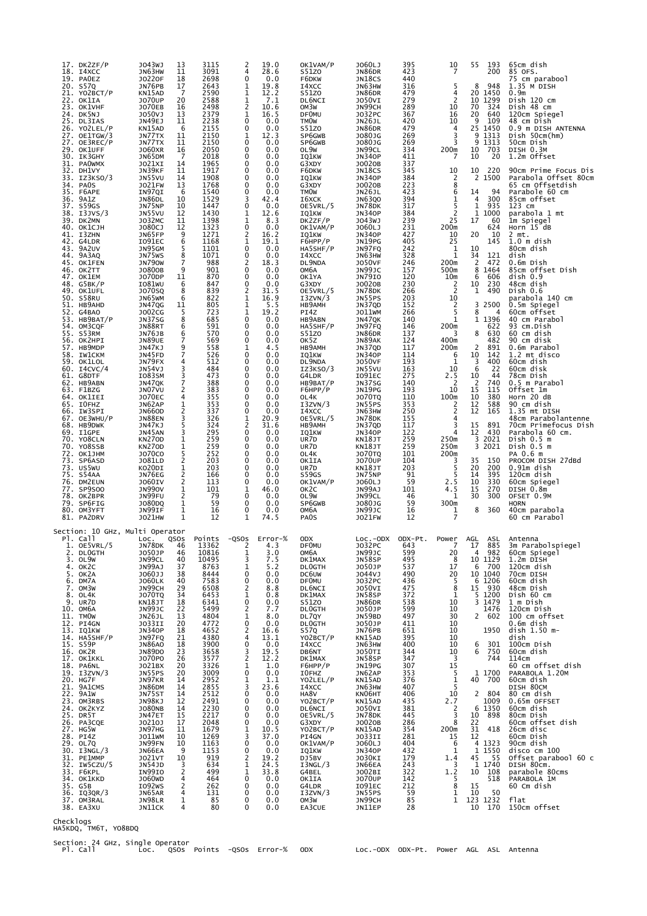| Pl. | Call | Loc. | QSOs | Points | -QSOs | Error-% | ODX | Loc.-ODX | ODX-Pt. | Power | AGL | ASL | Antenna |
|---|---|---|---|---|---|---|---|---|---|---|---|---|---|
| 17. | DK2ZF/P | JO43WJ | 13 | 3115 | 2 | 19.0 | OK1VAM/P | JO60LJ | 395 | 10 | 55 | 193 | 65cm dish |
| 18. | I4XCC | JN63HW | 11 | 3091 | 4 | 28.6 | S51ZO | JN86DR | 423 | 7 | | 200 | 85 OFS. |
| 19. | PA0EZ | JO22OF | 18 | 2698 | 0 | 0.0 | F6DKW | JN18CS | 440 | | | | 75 cm parabool |
| 20. | S57Q | JN76PB | 17 | 2643 | 1 | 19.8 | I4XCC | JN63HW | 316 | 5 | 8 | 948 | 1.35 M DISH |
| 21. | YO2BCT/P | KN15AD | 7 | 2590 | 1 | 12.2 | S51ZO | JN86DR | 479 | 4 | 20 | 1450 | 0.9m |
| 22. | OK1IA | JO70UP | 20 | 2588 | 1 | 7.1 | DL6NCI | JO50VI | 279 | 2 | 10 | 1299 | Dish 120 cm |
| 23. | OK1VHF | JO70EB | 16 | 2498 | 2 | 10.6 | OM3W | JN99CH | 289 | 10 | 70 | 324 | Dish 48 cm |
| 24. | DK5NJ | JO50VJ | 13 | 2379 | 1 | 16.5 | DF0MU | JO32PC | 367 | 16 | 20 | 640 | 120cm Spiegel |
| 25. | DL3IAS | JN49EJ | 11 | 2238 | 0 | 0.0 | TM0W | JN26JL | 420 | 10 | 9 | 109 | 48 cm Dish |
| 26. | YO2LEL/P | KN15AD | 6 | 2155 | 0 | 0.0 | S51ZO | JN86DR | 479 | 4 | 25 | 1450 | 0.9 m DISH ANTENNA |
| 27. | OE1TGW/3 | JN77TX | 11 | 2150 | 1 | 12.3 | SP6GWB | JO80JG | 269 | 3 | 9 | 1313 | Dish 50cm(hm) |
| 27. | OE3REC/P | JN77TX | 11 | 2150 | 0 | 0.0 | SP6GWB | JO80JG | 269 | 3 | 9 | 1313 | 50cm Dish |
| 29. | OK1UFF | JO60XR | 16 | 2050 | 0 | 0.0 | OL9W | JN99CL | 334 | 200m | 10 | 703 | DISH 0.3M |
| 30. | IK3GHY | JN65DM | 7 | 2018 | 0 | 0.0 | IQ1KW | JN34OP | 411 | 7 | 10 | 20 | 1.2m Offset |
| 31. | PA0WMX | JO21XI | 14 | 1965 | 0 | 0.0 | G3XDY | JO02OB | 337 | | | | |
| 32. | DH1VY | JN39KF | 11 | 1917 | 0 | 0.0 | F6DKW | JN18CS | 345 | 10 | 10 | 220 | 90cm Prime Focus Dis |
| 33. | IZ3KSO/3 | JN55VU | 14 | 1908 | 0 | 0.0 | IQ1KW | JN34OP | 384 | 2 | 2 | 1500 | Parabola Offset 80cm |
| 34. | PA0S | JO21FW | 13 | 1768 | 0 | 0.0 | G3XDY | JO02OB | 223 | 8 | | | 65 cm Offsetdish |
| 35. | F6APE | IN97QI | 6 | 1540 | 0 | 0.0 | TM0W | JN26JL | 423 | 6 | 14 | 94 | Parabole 60 cm |
| 36. | 9A1Z | JN86DL | 10 | 1529 | 3 | 42.4 | I6XCK | JN63QO | 394 | 1 | 4 | 300 | 85cm offset |
| 37. | S59GS | JN75NP | 10 | 1447 | 0 | 0.0 | OE5VRL/5 | JN78DK | 317 | 5 | 1 | 935 | 123 cm |
| 38. | I3JVS/3 | JN55VU | 12 | 1430 | 1 | 12.6 | IQ1KW | JN34OP | 384 | 2 | 1 | 1000 | parabola 1 mt |
| 39. | DK2MN | JO32MC | 11 | 1398 | 1 | 8.3 | DK2ZF/P | JO43WJ | 239 | 25 | 17 | 60 | 1m Spiegel |
| 40. | OK1CJH | JO80CJ | 12 | 1323 | 0 | 0.0 | OK1VAM/P | JO60LJ | 231 | 200m | | 624 | Horn 15 dB |
| 41. | I3ZHN | JN65FP | 9 | 1271 | 2 | 16.2 | IQ1KW | JN34OP | 427 | 10 | 20 | 10 | 2 mt. |
| 42. | G4LDR | IO91EC | 6 | 1168 | 1 | 19.1 | F6HPP/P | JN19PG | 405 | 25 | | 145 | 1.0 m dish |
| 43. | 9A2UV | JN95GM | 5 | 1101 | 0 | 0.0 | HA5SHF/P | JN97FQ | 242 | 1 | 10 | | 80cm dish |
| 44. | 9A3AQ | JN75WS | 8 | 1071 | 0 | 0.0 | I4XCC | JN63HW | 328 | 1 | 34 | 121 | dish |
| 45. | OK1FEN | JN79OW | 7 | 988 | 2 | 18.3 | DL9NDA | JO50VF | 246 | 200m | 2 | 472 | 0.6m Dish |
| 46. | OK2TT | JO80OB | 9 | 901 | 0 | 0.0 | OM6A | JN99JC | 157 | 500m | 8 | 1464 | 85cm offset Dish |
| 47. | OK1EM | JO70DP | 11 | 870 | 0 | 0.0 | OK1YA | JN79IO | 120 | 10m | 6 | 606 | dish 0.9 |
| 48. | G5BK/P | IO81WU | 6 | 847 | 0 | 0.0 | G3XDY | JO02OB | 230 | 2 | 10 | 230 | 48cm dish |
| 49. | OK1UFL | JO70SQ | 8 | 839 | 2 | 31.5 | OE5VRL/5 | JN78DK | 266 | 2 | 1 | 490 | Dish 0.6 |
| 50. | S58RU | JN65WM | 6 | 822 | 1 | 16.9 | I3ZVN/3 | JN55PS | 203 | 10 | | | parabola 140 cm |
| 51. | HB9AHD | JN47QG | 11 | 805 | 1 | 5.5 | HB9AMH | JN37QD | 152 | 2 | 3 | 2500 | 0.5m Spiegel |
| 52. | G4BAO | JO02CG | 5 | 723 | 1 | 19.2 | PI4Z | JO11WM | 266 | 5 | 8 | 4 | 60cm offset |
| 53. | HB9BAT/P | JN37SG | 8 | 685 | 0 | 0.0 | HB9ABN | JN47QK | 140 | 1 | 1 | 1396 | 40 cm Parabol |
| 54. | OM3CQF | JN88RT | 6 | 591 | 0 | 0.0 | HA5SHF/P | JN97FQ | 146 | 200m | | 622 | 93 cm.Dish |
| 55. | S53RM | JN76JB | 6 | 570 | 0 | 0.0 | S51ZO | JN86DR | 137 | 3 | 8 | 630 | 60 cm dish |
| 56. | OK2HPI | JN89UE | 7 | 569 | 0 | 0.0 | OK5Z | JN89AK | 124 | 400m | | 482 | 90 cm disk |
| 57. | HB9MDP | JN47KJ | 9 | 558 | 1 | 4.5 | HB9AMH | JN37QD | 117 | 200m | 2 | 891 | 0.6m Parabol |
| 58. | IW1CKM | JN45FD | 7 | 526 | 0 | 0.0 | IQ1KW | JN34OP | 114 | 6 | 10 | 142 | 1.2 mt disco |
| 59. | OK1LOL | JN79FX | 4 | 512 | 0 | 0.0 | DL9NDA | JO50VF | 193 | 1 | 3 | 400 | 60cm dish |
| 60. | I4CVC/4 | JN54VJ | 3 | 484 | 0 | 0.0 | IZ3KSO/3 | JN55VU | 163 | 10 | 6 | 22 | 60cm disk |
| 61. | G8DTF | IO83SM | 3 | 473 | 0 | 0.0 | G4LDR | IO91EC | 275 | 2.5 | 10 | 44 | 78cm Dish |
| 62. | HB9ABN | JN47QK | 7 | 388 | 0 | 0.0 | HB9BAT/P | JN37SG | 140 | 2 | 2 | 740 | 0.5 m Parabol |
| 63. | F1BZG | JN07VU | 2 | 383 | 0 | 0.0 | F6HPP/P | JN19PG | 193 | 10 | 15 | 115 | Offset 1m |
| 64. | OK1IEI | JO70EC | 4 | 355 | 0 | 0.0 | OL4K | JO70TQ | 110 | 100m | 10 | 380 | Horn 20 dB |
| 65. | I0FHZ | JN62AP | 1 | 353 | 0 | 0.0 | I3ZVN/3 | JN55PS | 353 | 2 | 12 | 588 | 90 cm dish |
| 66. | IW3SPI | JN66OD | 2 | 337 | 0 | 0.0 | I4XCC | JN63HW | 250 | 2 | 12 | 165 | 1.35 mt DISH |
| 67. | OE3WHU/P | JN88EN | 3 | 326 | 1 | 20.9 | OE5VRL/5 | JN78DK | 155 | 4 | | | 48cm Parabolantenne |
| 68. | HB9DWK | JN47KJ | 5 | 324 | 2 | 31.6 | HB9AMH | JN37QD | 117 | 3 | 15 | 891 | 70cm Primefocus Dish |
| 69. | I1GPE | JN45AN | 3 | 295 | 0 | 0.0 | IQ1KW | JN34OP | 122 | 4 | 12 | 430 | Parabola 60 cm. |
| 70. | YO8CLN | KN27OD | 1 | 259 | 0 | 0.0 | UR7D | KN18JT | 259 | 250m | 3 | 2021 | Dish 0.5 m |
| 70. | YO8SSB | KN27OD | 1 | 259 | 0 | 0.0 | UR7D | KN18JT | 259 | 250m | 3 | 2021 | Dish 0.5 m |
| 72. | OK1JHM | JO70CO | 5 | 252 | 0 | 0.0 | OL4K | JO70TQ | 101 | 200m | | | PA 0.6 m |
| 73. | SP6ASD | JO81LD | 2 | 203 | 0 | 0.0 | OK1IA | JO70UP | 104 | 3 | 35 | 150 | PROCOM DISH 27dBd |
| 73. | US5WU | KO20DI | 1 | 203 | 0 | 0.0 | UR7D | KN18JT | 203 | 5 | 20 | 200 | 0.91m dish |
| 75. | S54AA | JN76EG | 2 | 166 | 0 | 0.0 | S59GS | JN75NP | 91 | 5 | 14 | 395 | 120cm dish |
| 76. | DM2EUN | JO60IV | 2 | 113 | 0 | 0.0 | OK1VAM/P | JO60LJ | 59 | 2.5 | 10 | 330 | 60cm Spiegel |
| 77. | SP9SOO | JN99OV | 1 | 101 | 1 | 46.0 | OK2C | JN99AJ | 101 | 4.5 | 15 | 270 | DISH 0.8m |
| 78. | OK2BPR | JN99FU | 2 | 79 | 0 | 0.0 | OL9W | JN99CL | 46 | 1 | 30 | 300 | OFSET 0.9M |
| 79. | SP6FIG | JO80OQ | 1 | 59 | 0 | 0.0 | SP6GWB | JO80JG | 59 | 300m | | | HORN |
| 80. | OM3YFT | JN99IF | 1 | 16 | 0 | 0.0 | OM6A | JN99JC | 16 | 1 | 8 | 360 | 40cm parabola |
| 81. | PA2DRV | JO21HW | 1 | 12 | 1 | 74.5 | PA0S | JO21FW | 12 | 7 | | | 60 cm Parabol |

Section: 10 GHz, Multi Operator

| Pl. | Call | Loc. | QSOs | Points | -QSOs | Error-% | ODX | Loc.-ODX | ODX-Pt. | Power | AGL | ASL | Antenna |
|---|---|---|---|---|---|---|---|---|---|---|---|---|---|
| 1. | OE5VRL/5 | JN78DK | 46 | 13362 | 2 | 4.3 | DF0MU | JO32PC | 643 | 7 | 17 | 885 | 3m Parabolspiegel |
| 2. | DL0GTH | JO50JP | 46 | 10816 | 1 | 3.0 | OM6A | JN99JC | 599 | 20 | 4 | 982 | 60cm Spiegel |
| 3. | OL9W | JN99CL | 40 | 10495 | 3 | 7.5 | DK1MAX | JN58SP | 495 | 8 | 10 | 1129 | 1.2m DISH |
| 4. | OK2C | JN99AJ | 37 | 8763 | 1 | 5.2 | DL0GTH | JO50JP | 537 | 17 | 6 | 700 | 120cm dish |
| 5. | OK2A | JO60JJ | 38 | 8444 | 0 | 0.0 | DC6UW | JO44VJ | 490 | 20 | 10 | 1040 | 70cm DISH |
| 6. | DM7A | JO60LK | 40 | 7583 | 0 | 0.0 | DF0MU | JO32PC | 436 | 5 | 6 | 1206 | 60cm dish |
| 7. | OM3W | JN99CH | 29 | 6508 | 2 | 8.8 | DL6NCI | JO50VI | 475 | 8 | 15 | 930 | 48cm Dish |
| 8. | OL4K | JO70TQ | 34 | 6453 | 1 | 0.8 | DK1MAX | JN58SP | 372 | 1 | 5 | 1200 | Dish 60 cm |
| 9. | UR7D | KN18JT | 18 | 6341 | 0 | 0.0 | S51ZO | JN86DR | 538 | 10 | 3 | 1479 | 1 m Dish |
| 10. | OM6A | JN99JC | 22 | 5499 | 2 | 7.7 | DL0GTH | JO50JP | 599 | 10 | | 1476 | 120cm Dish |
| 11. | TM0W | JN26JL | 13 | 4804 | 1 | 8.0 | DL7QY | JN59BD | 497 | 30 | 2 | 602 | 100 cm offset |
| 12. | PI4GN | JO33II | 20 | 4772 | 0 | 0.0 | DL0GTH | JO50JP | 411 | 10 | | | 0.6m dish |
| 13. | IQ1KW | JN34OP | 18 | 4652 | 2 | 16.6 | S57Q | JN76PB | 651 | 10 | | 1950 | dish 1.50 m- |
| 14. | HA5SHF/P | JN97FQ | 21 | 4380 | 4 | 13.1 | YO2BCT/P | KN15AD | 395 | 10 | | | dish |
| 15. | S59P | JN86AO | 18 | 3900 | 0 | 0.0 | I4XCC | JN63HW | 400 | 10 | 6 | 301 | 100cm Dish |
| 16. | OK2R | JN89DO | 23 | 3658 | 3 | 19.5 | DB6NT | JO50TI | 344 | 10 | 6 | 750 | 60cm dish |
| 17. | OK1KKL | JO70PO | 26 | 3577 | 2 | 12.2 | DK1MAX | JN58SP | 347 | 3 | | 744 | 114cm |
| 18. | PA6NL | JO21BX | 20 | 3326 | 1 | 1.0 | F6HPP/P | JN19PG | 307 | 15 | | | 60 cm offset dish |
| 19. | I3ZVN/3 | JN55PS | 20 | 3009 | 0 | 0.0 | I0FHZ | JN62AP | 353 | 5 | 1 | 1700 | PARABOLA 1.20M |
| 20. | HG7F | JN97KR | 14 | 2952 | 1 | 1.1 | YO2LEL/P | KN15AD | 376 | 1 | 40 | 700 | 60cm dish |
| 21. | 9A1CMS | JN86DM | 14 | 2855 | 3 | 23.6 | I4XCC | JN63HW | 407 | 5 | | | DISH 80CM |
| 22. | 9A1W | JN75ST | 14 | 2512 | 0 | 0.0 | HA8V | KN06HT | 406 | 10 | 2 | 804 | 80 cm dish |
| 23. | OM3RBS | JN98KJ | 12 | 2491 | 0 | 0.0 | YO2BCT/P | KN15AD | 435 | 2.7 | | 1009 | 0.65m OFFSET |
| 24. | OK2KYZ | JO80NB | 14 | 2230 | 0 | 0.0 | DL6NCI | JO50VI | 381 | 2 | 6 | 1350 | 60cm dish |
| 25. | DR5T | JN47ET | 15 | 2217 | 0 | 0.0 | OE5VRL/5 | JN78DK | 445 | 3 | 10 | 898 | 80cm Dish |
| 26. | PA3CQE | JO21OJ | 17 | 2048 | 0 | 0.0 | G3XDY | JO02OB | 286 | 8 | 22 | | 60cm offset dish |
| 27. | HG5W | JN97HG | 11 | 1679 | 1 | 10.5 | YO2BCT/P | KN15AD | 354 | 200m | 31 | 418 | 26cm disc |
| 28. | PI4Z | JO11WM | 10 | 1269 | 3 | 37.0 | PI4GN | JO33II | 281 | 15 | 12 | | 60cm Dish |
| 29. | OL7Q | JN99FN | 10 | 1163 | 0 | 0.0 | OK1VAM/P | JO60LJ | 404 | 6 | 4 | 1323 | 90cm dish |
| 30. | I3NGL/3 | JN66EA | 9 | 1153 | 0 | 0.0 | IQ1KW | JN34OP | 432 | 1 | 1 | 1550 | disco cm 100 |
| 31. | PE1MMP | JO21VT | 10 | 919 | 2 | 19.2 | DJ5BV | JO30KI | 179 | 1.4 | 45 | 55 | Offset parabool 60 c |
| 32. | IW5CZU/5 | JN54JD | 3 | 634 | 1 | 24.5 | I3NGL/3 | JN66EA | 243 | 3 | 1 | 1740 | DISH 80cm. |
| 33. | F6KPL | IN99IO | 2 | 499 | 1 | 33.8 | G4BEL | JO02BI | 322 | 1.2 | 10 | 108 | parabole 80cms |
| 34. | OK1KKD | JO60WD | 4 | 464 | 0 | 0.0 | OK1IA | JO70UP | 142 | 5 | | 518 | PARABOLA 1M |
| 35. | G5B | IO92WS | 2 | 262 | 0 | 0.0 | G4LDR | IO91EC | 212 | 8 | 15 | | 60 cm dish |
| 36. | IQ3QR/3 | JN65AR | 4 | 131 | 0 | 0.0 | I3ZVN/3 | JN55PS | 59 | 1 | 10 | 50 | |
| 37. | OM3RAL | JN98LR | 1 | 85 | 0 | 0.0 | OM3W | JN99CH | 85 | 1 | 123 | 1232 | flat |
| 38. | EA3XU | JN11CK | 4 | 80 | 0 | 0.0 | EA3CUE | JN11EP | 28 | | 10 | 170 | 150cm offset |

Checklogs
HA5KDQ, TM6T, YO8BDQ

Section: 24 GHz, Single Operator

| Pl. | Call | Loc. | QSOs | Points | -QSOs | Error-% | ODX | Loc.-ODX | ODX-Pt. | Power | AGL | ASL | Antenna |
|---|---|---|---|---|---|---|---|---|---|---|---|---|---|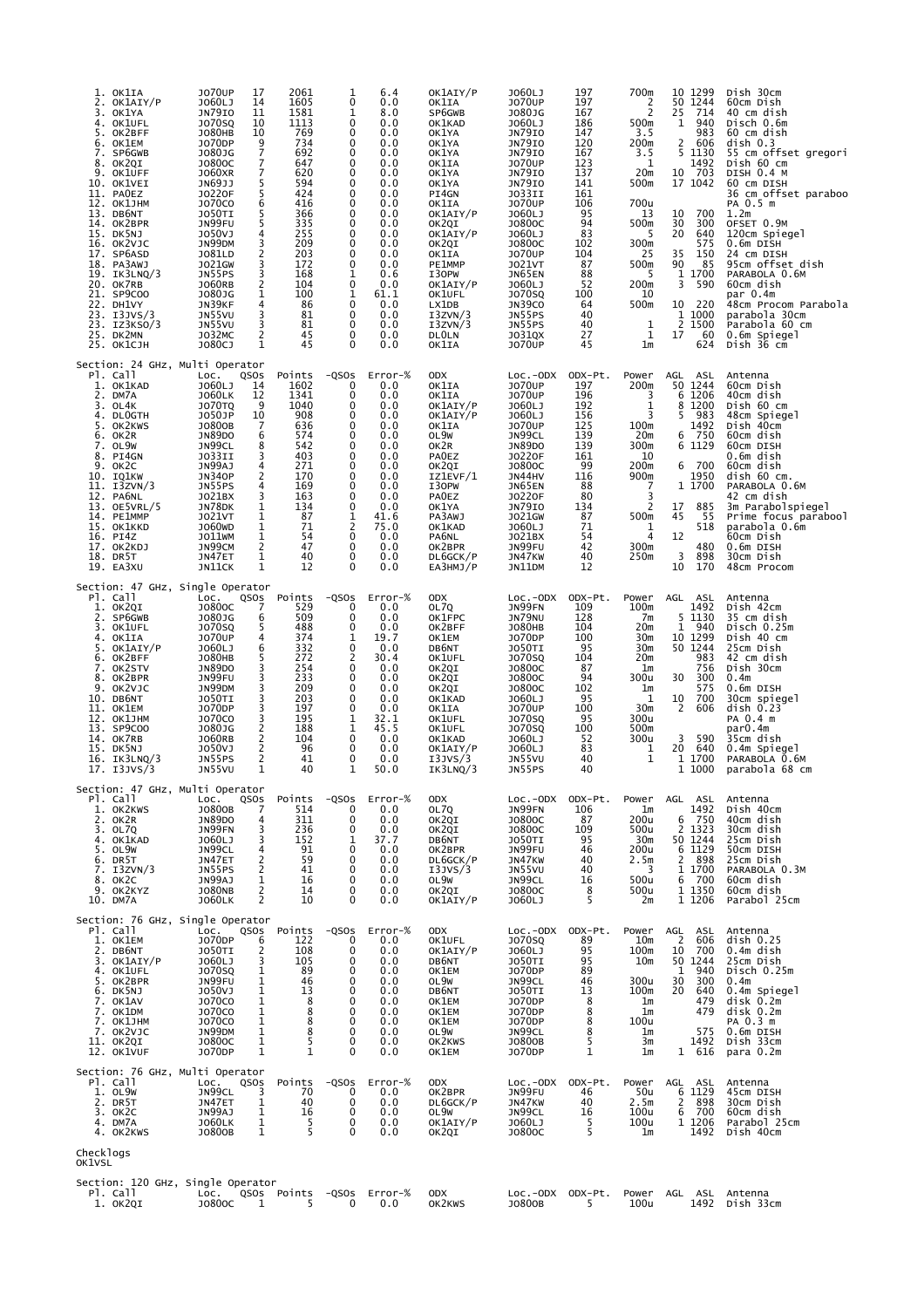| Pl. | Call | Loc. | QSOs | Points | -QSOs | Error-% | ODX | Loc.-ODX | ODX-Pt. | Power | AGL | ASL | Antenna |
|---|---|---|---|---|---|---|---|---|---|---|---|---|---|
| 1. | OK1IA | JO70UP | 17 | 2061 | 1 | 6.4 | OK1AIY/P | JO60LJ | 197 | 700m | 10 | 1299 | Dish 30cm |
| 2. | OK1AIY/P | JO60LJ | 14 | 1605 | 0 | 0.0 | OK1IA | JO70UP | 197 | 2 | 50 | 1244 | 60cm Dish |
| 3. | OK1YA | JN79IO | 11 | 1581 | 1 | 8.0 | SP6GWB | JO80JG | 167 | 2 | 25 | 714 | 40 cm dish |
| 4. | OK1UFL | JO70SQ | 10 | 1113 | 0 | 0.0 | OK1KAD | JO60LJ | 186 | 500m | 1 | 940 | Disch 0.6m |
| 5. | OK2BFF | JO80HB | 10 | 769 | 0 | 0.0 | OK1YA | JN79IO | 147 | 3.5 | | 983 | 60 cm dish |
| 6. | OK1EM | JO70DP | 9 | 734 | 0 | 0.0 | OK1YA | JN79IO | 120 | 200m | 2 | 606 | dish 0.3 |
| 7. | SP6GWB | JO80JG | 7 | 692 | 0 | 0.0 | OK1YA | JN79IO | 167 | 3.5 | 5 | 1130 | 55 cm offset gregori |
| 8. | OK2QI | JO80OC | 7 | 647 | 0 | 0.0 | OK1IA | JO70UP | 123 | 1 | | 1492 | Dish 60 cm |
| 9. | OK1UFF | JO60XR | 7 | 620 | 0 | 0.0 | OK1YA | JN79IO | 137 | 20m | 10 | 703 | DISH 0.4 M |
| 10. | OK1VEI | JN69JJ | 5 | 594 | 0 | 0.0 | OK1YA | JN79IO | 141 | 500m | 17 | 1042 | 60 cm DISH |
| 11. | PA0EZ | JO22OF | 5 | 424 | 0 | 0.0 | PI4GN | JO33II | 161 | | | | 36 cm offset paraboo |
| 12. | OK1JHM | JO70CO | 6 | 416 | 0 | 0.0 | OK1IA | JO70UP | 106 | 700u | | | PA 0.5 m |
| 13. | DB6NT | JO50TI | 5 | 366 | 0 | 0.0 | OK1AIY/P | JO60LJ | 95 | 13 | 10 | 700 | 1.2m |
| 14. | OK2BPR | JN99FU | 5 | 335 | 0 | 0.0 | OK2QI | JO80OC | 94 | 500m | 30 | 300 | OFSET 0.9M |
| 15. | DK5NJ | JO50VJ | 4 | 255 | 0 | 0.0 | OK1AIY/P | JO60LJ | 83 | 5 | 20 | 640 | 120cm Spiegel |
| 16. | OK2VJC | JN99DM | 3 | 209 | 0 | 0.0 | OK2QI | JO80OC | 102 | 300m | | 575 | 0.6m DISH |
| 17. | SP6ASD | JO81LD | 2 | 203 | 0 | 0.0 | OK1IA | JO70UP | 104 | 25 | 35 | 150 | 24 cm DISH |
| 18. | PA3AWJ | JO21GW | 3 | 172 | 0 | 0.0 | PE1MMP | JO21VT | 87 | 500m | 90 | 85 | 95cm offset dish |
| 19. | IK3LNQ/3 | JN55PS | 3 | 168 | 1 | 0.6 | I3OPW | JN65EN | 88 | 5 | 1 | 1700 | PARABOLA 0.6M |
| 20. | OK7RB | JO60RB | 2 | 104 | 0 | 0.0 | OK1AIY/P | JO60LJ | 52 | 200m | 3 | 590 | 60cm dish |
| 21. | SP9COO | JO80JG | 1 | 100 | 1 | 61.1 | OK1UFL | JO70SQ | 100 | 10 | | | par 0.4m |
| 22. | DH1VY | JN39KF | 4 | 86 | 0 | 0.0 | LX1DB | JN39CO | 64 | 500m | 10 | 220 | 48cm Procom Parabola |
| 23. | I3JVS/3 | JN55VU | 3 | 81 | 0 | 0.0 | I3ZVN/3 | JN55PS | 40 | | 1 | 1000 | parabola 30cm |
| 23. | IZ3KSO/3 | JN55VU | 3 | 81 | 0 | 0.0 | I3ZVN/3 | JN55PS | 40 | 1 | 2 | 1500 | Parabola 60 cm |
| 25. | DK2MN | JO32MC | 2 | 45 | 0 | 0.0 | DL0LN | JO31QX | 27 | 1 | 17 | 60 | 0.6m Spiegel |
| 25. | OK1CJH | JO80CJ | 1 | 45 | 0 | 0.0 | OK1IA | JO70UP | 45 | 1m | | 624 | Dish 36 cm |

Section: 24 GHz, Multi Operator

| Pl. | Call | Loc. | QSOs | Points | -QSOs | Error-% | ODX | Loc.-ODX | ODX-Pt. | Power | AGL | ASL | Antenna |
|---|---|---|---|---|---|---|---|---|---|---|---|---|---|
| 1. | OK1KAD | JO60LJ | 14 | 1602 | 0 | 0.0 | OK1IA | JO70UP | 197 | 200m | 50 | 1244 | 60cm Dish |
| 2. | DM7A | JO60LK | 12 | 1341 | 0 | 0.0 | OK1IA | JO70UP | 196 | 3 | 6 | 1206 | 40cm dish |
| 3. | OL4K | JO70TQ | 9 | 1040 | 0 | 0.0 | OK1AIY/P | JO60LJ | 192 | 1 | 8 | 1200 | Dish 60 cm |
| 4. | DL0GTH | JO50JP | 10 | 908 | 0 | 0.0 | OK1AIY/P | JO60LJ | 156 | 3 | 5 | 983 | 48cm Spiegel |
| 5. | OK2KWS | JO80OB | 7 | 636 | 0 | 0.0 | OK1IA | JO70UP | 125 | 100m | | 1492 | Dish 40cm |
| 6. | OK2R | JN89DO | 6 | 574 | 0 | 0.0 | OL9W | JN99CL | 139 | 20m | 6 | 750 | 60cm dish |
| 7. | OL9W | JN99CL | 8 | 542 | 0 | 0.0 | OK2R | JN89DO | 139 | 300m | 6 | 1129 | 60cm DISH |
| 8. | PI4GN | JO33II | 3 | 403 | 0 | 0.0 | PA0EZ | JO22OF | 161 | 10 | | | 0.6m dish |
| 9. | OK2C | JN99AJ | 4 | 271 | 0 | 0.0 | OK2QI | JO80OC | 99 | 200m | 6 | 700 | 60cm dish |
| 10. | IQ1KW | JN34OP | 2 | 170 | 0 | 0.0 | IZ1EVF/1 | JN44HV | 116 | 900m | | 1950 | dish 60 cm. |
| 11. | I3ZVN/3 | JN55PS | 4 | 169 | 0 | 0.0 | I3OPW | JN65EN | 88 | 7 | 1 | 1700 | PARABOLA 0.6M |
| 12. | PA6NL | JO21BX | 3 | 163 | 0 | 0.0 | PA0EZ | JO22OF | 80 | 3 | | | 42 cm dish |
| 13. | OE5VRL/5 | JN78DK | 1 | 134 | 0 | 0.0 | OK1YA | JN79IO | 134 | 2 | 17 | 885 | 3m Parabolspiegel |
| 14. | PE1MMP | JO21VT | 1 | 87 | 1 | 41.6 | PA3AWJ | JO21GW | 87 | 500m | 45 | 55 | Prime focus parabool |
| 15. | OK1KKD | JO60WD | 1 | 71 | 2 | 75.0 | OK1KAD | JO60LJ | 71 | 1 | | 518 | parabola 0.6m |
| 16. | PI4Z | JO11WM | 1 | 54 | 0 | 0.0 | PA6NL | JO21BX | 54 | 4 | 12 | | 40cm Dish |
| 17. | OK2KDJ | JN99CM | 2 | 47 | 0 | 0.0 | OK2BPR | JN99FU | 42 | 300m | | 480 | 0.6m DISH |
| 18. | DR5T | JN47ET | 1 | 40 | 0 | 0.0 | DL6GCK/P | JN47KW | 40 | 250m | 3 | 898 | 30cm Dish |
| 19. | EA3XU | JN11CK | 1 | 12 | 0 | 0.0 | EA3HMJ/P | JN11DM | 12 | | 10 | 170 | 48cm Procom |

Section: 47 GHz, Single Operator

| Pl. | Call | Loc. | QSOs | Points | -QSOs | Error-% | ODX | Loc.-ODX | ODX-Pt. | Power | AGL | ASL | Antenna |
|---|---|---|---|---|---|---|---|---|---|---|---|---|---|
| 1. | OK2QI | JO80OC | 7 | 529 | 0 | 0.0 | OL7Q | JN99FN | 109 | 100m | | 1492 | Dish 42cm |
| 2. | SP6GWB | JO80JG | 6 | 509 | 0 | 0.0 | OK1FPC | JN79NU | 128 | 7m | 5 | 1130 | 35 cm dish |
| 3. | OK1UFL | JO70SQ | 5 | 488 | 0 | 0.0 | OK2BFF | JO80HB | 104 | 20m | 1 | 940 | Disch 0.25m |
| 4. | OK1IA | JO70UP | 4 | 374 | 1 | 19.7 | OK1EM | JO70DP | 100 | 30m | 10 | 1299 | Dish 40 cm |
| 5. | OK1AIY/P | JO60LJ | 6 | 332 | 0 | 0.0 | DB6NT | JO50TI | 95 | 30m | 50 | 1244 | 25cm Dish |
| 6. | OK2BFF | JO80HB | 5 | 272 | 2 | 30.4 | OK1UFL | JO70SQ | 104 | 20m | | 983 | 42 cm dish |
| 7. | OK2STV | JN89DO | 3 | 254 | 0 | 0.0 | OK2QI | JO80OC | 87 | 1m | | 756 | Dish 30cm |
| 8. | OK2BPR | JN99FU | 3 | 233 | 0 | 0.0 | OK2QI | JO80OC | 94 | 300u | 30 | 300 | 0.4m |
| 9. | OK2VJC | JN99DM | 3 | 209 | 0 | 0.0 | OK2QI | JO80OC | 102 | 1m | | 575 | 0.6m DISH |
| 10. | DB6NT | JO50TI | 3 | 203 | 0 | 0.0 | OK1KAD | JO60LJ | 95 | 1 | 10 | 700 | 30cm spiegel |
| 11. | OK1EM | JO70DP | 3 | 197 | 0 | 0.0 | OK1IA | JO70UP | 100 | 30m | 2 | 606 | dish 0.23 |
| 12. | OK1JHM | JO70CO | 3 | 195 | 1 | 32.1 | OK1UFL | JO70SQ | 95 | 300u | | | PA 0.4 m |
| 13. | SP9COO | JO80JG | 2 | 188 | 1 | 45.5 | OK1UFL | JO70SQ | 100 | 500m | | | par0.4m |
| 14. | OK7RB | JO60RB | 2 | 104 | 0 | 0.0 | OK1KAD | JO60LJ | 52 | 300u | 3 | 590 | 35cm dish |
| 15. | DK5NJ | JO50VJ | 2 | 96 | 0 | 0.0 | OK1AIY/P | JO60LJ | 83 | 1 | 20 | 640 | 0.4m Spiegel |
| 16. | IK3LNQ/3 | JN55PS | 2 | 41 | 0 | 0.0 | I3JVS/3 | JN55VU | 40 | 1 | 1 | 1700 | PARABOLA 0.6M |
| 17. | I3JVS/3 | JN55VU | 1 | 40 | 1 | 50.0 | IK3LNQ/3 | JN55PS | 40 | | 1 | 1000 | parabola 68 cm |

Section: 47 GHz, Multi Operator

| Pl. | Call | Loc. | QSOs | Points | -QSOs | Error-% | ODX | Loc.-ODX | ODX-Pt. | Power | AGL | ASL | Antenna |
|---|---|---|---|---|---|---|---|---|---|---|---|---|---|
| 1. | OK2KWS | JO80OB | 7 | 514 | 0 | 0.0 | OL7Q | JN99FN | 106 | 1m | | 1492 | Dish 40cm |
| 2. | OK2R | JN89DO | 4 | 311 | 0 | 0.0 | OK2QI | JO80OC | 87 | 200u | 6 | 750 | 40cm dish |
| 3. | OL7Q | JN99FN | 3 | 236 | 0 | 0.0 | OK2QI | JO80OC | 109 | 500u | 2 | 1323 | 30cm dish |
| 4. | OK1KAD | JO60LJ | 3 | 152 | 1 | 37.7 | DB6NT | JO50TI | 95 | 30m | 50 | 1244 | 25cm Dish |
| 5. | OL9W | JN99CL | 4 | 91 | 0 | 0.0 | OK2BPR | JN99FU | 46 | 200u | 6 | 1129 | 50cm DISH |
| 6. | DR5T | JN47ET | 2 | 59 | 0 | 0.0 | DL6GCK/P | JN47KW | 40 | 2.5m | 2 | 898 | 25cm Dish |
| 7. | I3ZVN/3 | JN55PS | 2 | 41 | 0 | 0.0 | I3JVS/3 | JN55VU | 40 | 3 | 1 | 1700 | PARABOLA 0.3M |
| 8. | OK2C | JN99AJ | 1 | 16 | 0 | 0.0 | OL9W | JN99CL | 16 | 500u | 6 | 700 | 60cm dish |
| 9. | OK2KYZ | JO80NB | 2 | 14 | 0 | 0.0 | OK2QI | JO80OC | 8 | 500u | 1 | 1350 | 60cm dish |
| 10. | DM7A | JO60LK | 2 | 10 | 0 | 0.0 | OK1AIY/P | JO60LJ | 5 | 2m | 1 | 1206 | Parabol 25cm |

Section: 76 GHz, Single Operator

| Pl. | Call | Loc. | QSOs | Points | -QSOs | Error-% | ODX | Loc.-ODX | ODX-Pt. | Power | AGL | ASL | Antenna |
|---|---|---|---|---|---|---|---|---|---|---|---|---|---|
| 1. | OK1EM | JO70DP | 6 | 122 | 0 | 0.0 | OK1UFL | JO70SQ | 89 | 10m | 2 | 606 | dish 0.25 |
| 2. | DB6NT | JO50TI | 2 | 108 | 0 | 0.0 | OK1AIY/P | JO60LJ | 95 | 100m | 10 | 700 | 0.4m dish |
| 3. | OK1AIY/P | JO60LJ | 3 | 105 | 0 | 0.0 | DB6NT | JO50TI | 95 | 10m | 50 | 1244 | 25cm Dish |
| 4. | OK1UFL | JO70SQ | 1 | 89 | 0 | 0.0 | OK1EM | JO70DP | 89 | | 1 | 940 | Disch 0.25m |
| 5. | OK2BPR | JN99FU | 1 | 46 | 0 | 0.0 | OL9W | JN99CL | 46 | 300u | 30 | 300 | 0.4m |
| 6. | DK5NJ | JO50VJ | 1 | 13 | 0 | 0.0 | DB6NT | JO50TI | 13 | 100m | 20 | 640 | 0.4m Spiegel |
| 7. | OK1AV | JO70CO | 1 | 8 | 0 | 0.0 | OK1EM | JO70DP | 8 | 1m | | 479 | disk 0.2m |
| 7. | OK1DM | JO70CO | 1 | 8 | 0 | 0.0 | OK1EM | JO70DP | 8 | 1m | | 479 | disk 0.2m |
| 7. | OK1JHM | JO70CO | 1 | 8 | 0 | 0.0 | OK1EM | JO70DP | 8 | 100u | | | PA 0.3 m |
| 7. | OK2VJC | JN99DM | 1 | 8 | 0 | 0.0 | OL9W | JN99CL | 8 | 1m | | 575 | 0.6m DISH |
| 11. | OK2QI | JO80OC | 1 | 5 | 0 | 0.0 | OK2KWS | JO80OB | 5 | 3m | | 1492 | Dish 33cm |
| 12. | OK1VUF | JO70DP | 1 | 1 | 0 | 0.0 | OK1EM | JO70DP | 1 | 1m | 1 | 616 | para 0.2m |

Section: 76 GHz, Multi Operator

| Pl. | Call | Loc. | QSOs | Points | -QSOs | Error-% | ODX | Loc.-ODX | ODX-Pt. | Power | AGL | ASL | Antenna |
|---|---|---|---|---|---|---|---|---|---|---|---|---|---|
| 1. | OL9W | JN99CL | 3 | 70 | 0 | 0.0 | OK2BPR | JN99FU | 46 | 50u | 6 | 1129 | 45cm DISH |
| 2. | DR5T | JN47ET | 1 | 40 | 0 | 0.0 | DL6GCK/P | JN47KW | 40 | 2.5m | 2 | 898 | 30cm Dish |
| 3. | OK2C | JN99AJ | 1 | 16 | 0 | 0.0 | OL9W | JN99CL | 16 | 100u | 6 | 700 | 60cm dish |
| 4. | DM7A | JO60LK | 1 | 5 | 0 | 0.0 | OK1AIY/P | JO60LJ | 5 | 100u | 1 | 1206 | Parabol 25cm |
| 4. | OK2KWS | JO80OB | 1 | 5 | 0 | 0.0 | OK2QI | JO80OC | 5 | 1m | | 1492 | Dish 40cm |

Checklogs
OK1VSL

Section: 120 GHz, Single Operator

| Pl. | Call | Loc. | QSOs | Points | -QSOs | Error-% | ODX | Loc.-ODX | ODX-Pt. | Power | AGL | ASL | Antenna |
|---|---|---|---|---|---|---|---|---|---|---|---|---|---|
| 1. | OK2QI | JO80OC | 1 | 5 | 0 | 0.0 | OK2KWS | JO80OB | 5 | 100u | | 1492 | Dish 33cm |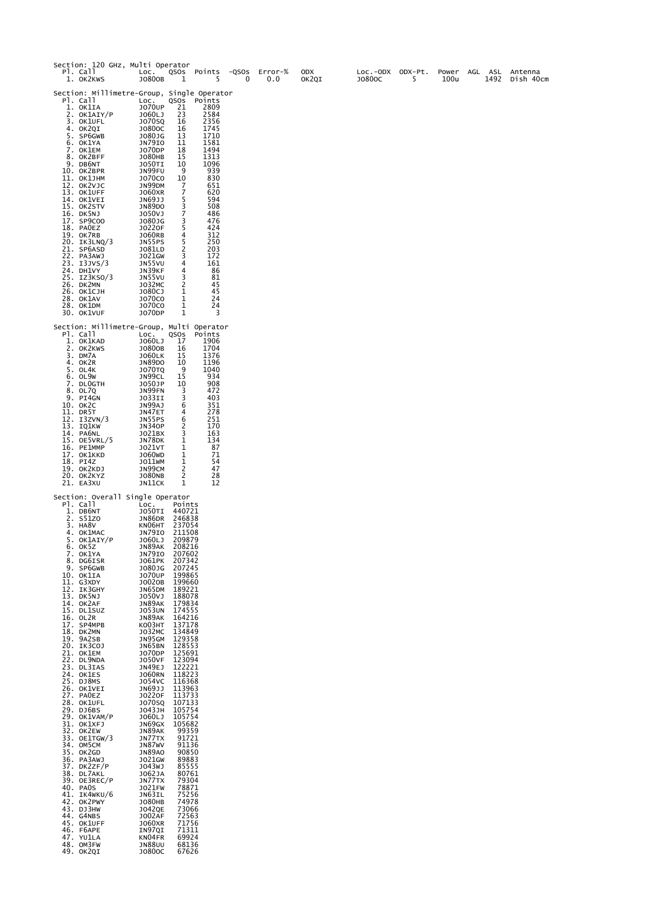Section: 120 GHz, Multi Operator

| Pl. | Call | Loc. | QSOs | Points | -QSOs | Error-% | ODX | Loc.-ODX | ODX-Pt. | Power | AGL | ASL | Antenna |
|---|---|---|---|---|---|---|---|---|---|---|---|---|---|
| 1. | OK2KWS | JO80OB | 1 | 5 | 0 | 0.0 | OK2QI | JO80OC | 5 | 100u | | 1492 | Dish 40cm |

Section: Millimetre-Group, Single Operator

| Pl. | Call | Loc. | QSOs | Points |
|---|---|---|---|---|
| 1. | OK1IA | JO70UP | 21 | 2809 |
| 2. | OK1AIY/P | JO60LJ | 23 | 2584 |
| 3. | OK1UFL | JO70SQ | 16 | 2356 |
| 4. | OK2QI | JO80OC | 16 | 1745 |
| 5. | SP6GWB | JO80JG | 13 | 1710 |
| 6. | OK1YA | JN79IO | 11 | 1581 |
| 7. | OK1EM | JO70DP | 18 | 1494 |
| 8. | OK2BFF | JO80HB | 15 | 1313 |
| 9. | DB6NT | JO50TI | 10 | 1096 |
| 10. | OK2BPR | JN99FU | 9 | 939 |
| 11. | OK1JHM | JO70CO | 10 | 830 |
| 12. | OK2VJC | JN99DM | 7 | 651 |
| 13. | OK1UFF | JO60XR | 7 | 620 |
| 14. | OK1VEI | JN69JJ | 5 | 594 |
| 15. | OK2STV | JN89DO | 3 | 508 |
| 16. | DK5NJ | JO50VJ | 7 | 486 |
| 17. | SP9COO | JO80JG | 3 | 476 |
| 18. | PA0EZ | JO22OF | 5 | 424 |
| 19. | OK7RB | JO60RB | 4 | 312 |
| 20. | IK3LNQ/3 | JN55PS | 5 | 250 |
| 21. | SP6ASD | JO81LD | 2 | 203 |
| 22. | PA3AWJ | JO21GW | 3 | 172 |
| 23. | I3JVS/3 | JN55VU | 4 | 161 |
| 24. | DH1VY | JN39KF | 4 | 86 |
| 25. | IZ3KSO/3 | JN55VU | 3 | 81 |
| 26. | DK2MN | JO32MC | 2 | 45 |
| 26. | OK1CJH | JO80CJ | 1 | 45 |
| 28. | OK1AV | JO70CO | 1 | 24 |
| 28. | OK1DM | JO70CO | 1 | 24 |
| 30. | OK1VUF | JO70DP | 1 | 3 |

Section: Millimetre-Group, Multi Operator

| Pl. | Call | Loc. | QSOs | Points |
|---|---|---|---|---|
| 1. | OK1KAD | JO60LJ | 17 | 1906 |
| 2. | OK2KWS | JO80OB | 16 | 1704 |
| 3. | DM7A | JO60LK | 15 | 1376 |
| 4. | OK2R | JN89DO | 10 | 1196 |
| 5. | OL4K | JO70TQ | 9 | 1040 |
| 6. | OL9W | JN99CL | 15 | 934 |
| 7. | DL0GTH | JO50JP | 10 | 908 |
| 8. | OL7Q | JN99FN | 3 | 472 |
| 9. | PI4GN | JO33II | 3 | 403 |
| 10. | OK2C | JN99AJ | 6 | 351 |
| 11. | DR5T | JN47ET | 4 | 278 |
| 12. | I3ZVN/3 | JN55PS | 6 | 251 |
| 13. | IQ1KW | JN34OP | 2 | 170 |
| 14. | PA6NL | JO21BX | 3 | 163 |
| 15. | OE5VRL/5 | JN78DK | 1 | 134 |
| 16. | PE1MMP | JO21VT | 1 | 87 |
| 17. | OK1KKD | JO60WD | 1 | 71 |
| 18. | PI4Z | JO11WM | 1 | 54 |
| 19. | OK2KDJ | JN99CM | 2 | 47 |
| 20. | OK2KYZ | JO80NB | 2 | 28 |
| 21. | EA3XU | JN11CK | 1 | 12 |

Section: Overall Single Operator

| Pl. | Call | Loc. | Points |
|---|---|---|---|
| 1. | DB6NT | JO50TI | 440721 |
| 2. | S51ZO | JN86DR | 246838 |
| 3. | HA8V | KN06HT | 237054 |
| 4. | OK1MAC | JN79IO | 211508 |
| 5. | OK1AIY/P | JO60LJ | 209879 |
| 6. | OK5Z | JN89AK | 208216 |
| 7. | OK1YA | JN79IO | 207602 |
| 8. | DG6ISR | JO61PK | 207342 |
| 9. | SP6GWB | JO80JG | 207245 |
| 10. | OK1IA | JO70UP | 199865 |
| 11. | G3XDY | JO02OB | 199660 |
| 12. | IK3GHY | JN65DM | 189221 |
| 13. | DK5NJ | JO50VJ | 188078 |
| 14. | OK2AF | JN89AK | 179834 |
| 15. | DL1SUZ | JO53UN | 174555 |
| 16. | OL2R | JN89AK | 164216 |
| 17. | SP4MPB | KO03HT | 137178 |
| 18. | DK2MN | JO32MC | 134849 |
| 19. | 9A2SB | JN95GM | 129358 |
| 20. | IK3COJ | JN65BN | 128553 |
| 21. | OK1EM | JO70DP | 125691 |
| 22. | DL9NDA | JO50VF | 123094 |
| 23. | DL3IAS | JN49EJ | 122221 |
| 24. | OK1ES | JO60RN | 118223 |
| 25. | DJ8MS | JO54VC | 116368 |
| 26. | OK1VEI | JN69JJ | 113963 |
| 27. | PA0EZ | JO22OF | 113733 |
| 28. | OK1UFL | JO70SQ | 107133 |
| 29. | DJ6BS | JO43JH | 105754 |
| 29. | OK1VAM/P | JO60LJ | 105754 |
| 31. | OK1XFJ | JN69GX | 105682 |
| 32. | OK2EW | JN89AK | 99359 |
| 33. | OE1TGW/3 | JN77TX | 91721 |
| 34. | OM5CM | JN87WV | 91136 |
| 35. | OK2GD | JN89AO | 90850 |
| 36. | PA3AWJ | JO21GW | 89883 |
| 37. | DK2ZF/P | JO43WJ | 85555 |
| 38. | DL7AKL | JO62JA | 80761 |
| 39. | OE3REC/P | JN77TX | 79304 |
| 40. | PA0S | JO21FW | 78871 |
| 41. | IK4WKU/6 | JN63IL | 75256 |
| 42. | OK2PWY | JO80HB | 74978 |
| 43. | DJ3HW | JO42QE | 73066 |
| 44. | G4NBS | JO02AF | 72563 |
| 45. | OK1UFF | JO60XR | 71756 |
| 46. | F6APE | IN97QI | 71311 |
| 47. | YU1LA | KN04FR | 69924 |
| 48. | OM3FW | JN88UU | 68136 |
| 49. | OK2QI | JO80OC | 67626 |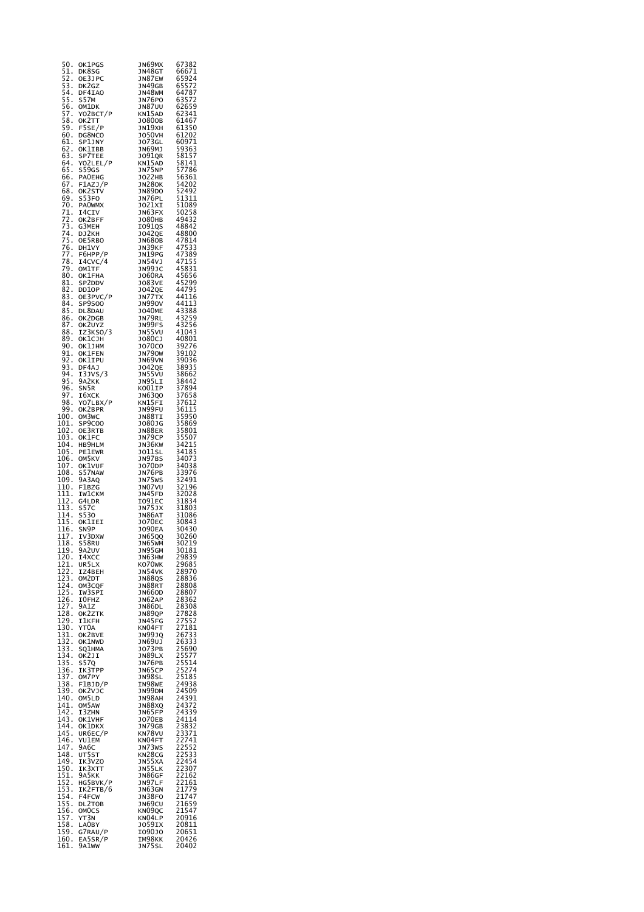| | | | |
|---|---|---|---|
| 50. | OK1PGS | JN69MX | 67382 |
| 51. | DK8SG | JN48GT | 66671 |
| 52. | OE3JPC | JN87EW | 65924 |
| 53. | DK2GZ | JN49GB | 65572 |
| 54. | DF4IAO | JN48WM | 64787 |
| 55. | S57M | JN76PO | 63572 |
| 56. | OM1DK | JN87UU | 62659 |
| 57. | YO2BCT/P | KN15AD | 62341 |
| 58. | OK2TT | JO80OB | 61467 |
| 59. | F5SE/P | JN19XH | 61350 |
| 60. | DG8NCO | JO50VH | 61202 |
| 61. | SP1JNY | JO73GL | 60971 |
| 62. | OK1IBB | JN69MJ | 59363 |
| 63. | SP7TEE | JO91QR | 58157 |
| 64. | YO2LEL/P | KN15AD | 58141 |
| 65. | S59GS | JN75NP | 57786 |
| 66. | PA0EHG | JO22HB | 56361 |
| 67. | F1AZJ/P | JN28OK | 54202 |
| 68. | OK2STV | JN89DO | 52492 |
| 69. | S53FO | JN76PL | 51311 |
| 70. | PA0WMX | JO21XI | 51089 |
| 71. | I4CIV | JN63FX | 50258 |
| 72. | OK2BFF | JO80HB | 49432 |
| 73. | G3MEH | IO91QS | 48842 |
| 74. | DJ2KH | JO42QE | 48800 |
| 75. | OE5RBO | JN68OB | 47814 |
| 76. | DH1VY | JN39KF | 47533 |
| 77. | F6HPP/P | JN19PG | 47389 |
| 78. | I4CVC/4 | JN54VJ | 47155 |
| 79. | OM1TF | JN99JC | 45831 |
| 80. | OK1FHA | JO60RA | 45656 |
| 81. | SP2DDV | JO83VE | 45299 |
| 82. | DD1OP | JO42QE | 44795 |
| 83. | OE3PVC/P | JN77TX | 44116 |
| 84. | SP9SOO | JN99OV | 44113 |
| 85. | DL8DAU | JO40ME | 43388 |
| 86. | OK2DGB | JN79RL | 43259 |
| 87. | OK2UYZ | JN99FS | 43256 |
| 88. | IZ3KSO/3 | JN55VU | 41043 |
| 89. | OK1CJH | JO80CJ | 40801 |
| 90. | OK1JHM | JO70CO | 39276 |
| 91. | OK1FEN | JN79OW | 39102 |
| 92. | OK1IPU | JN69VN | 39036 |
| 93. | DF4AJ | JO42QE | 38935 |
| 94. | I3JVS/3 | JN55VU | 38662 |
| 95. | 9A2KK | JN95LI | 38442 |
| 96. | SN5R | KO01IP | 37894 |
| 97. | I6XCK | JN63QO | 37658 |
| 98. | YO7LBX/P | KN15FI | 37612 |
| 99. | OK2BPR | JN99FU | 36115 |
| 100. | OM3WC | JN88TI | 35950 |
| 101. | SP9COO | JO80JG | 35869 |
| 102. | OE3RTB | JN88ER | 35801 |
| 103. | OK1FC | JN79CP | 35507 |
| 104. | HB9HLM | JN36KW | 34215 |
| 105. | PE1EWR | JO11SL | 34185 |
| 106. | OM5KV | JN97BS | 34073 |
| 107. | OK1VUF | JO70DP | 34038 |
| 108. | S57NAW | JN76PB | 33976 |
| 109. | 9A3AQ | JN75WS | 32491 |
| 110. | F1BZG | JN07VU | 32196 |
| 111. | IW1CKM | JN45FD | 32028 |
| 112. | G4LDR | IO91EC | 31834 |
| 113. | S57C | JN75JX | 31803 |
| 114. | S53O | JN86AT | 31086 |
| 115. | OK1IEI | JO70EC | 30843 |
| 116. | SN9P | JO90EA | 30430 |
| 117. | IV3DXW | JN65QQ | 30260 |
| 118. | S58RU | JN65WM | 30219 |
| 119. | 9A2UV | JN95GM | 30181 |
| 120. | I4XCC | JN63HW | 29839 |
| 121. | UR5LX | KO70WK | 29685 |
| 122. | IZ4BEH | JN54VK | 28970 |
| 123. | OM2DT | JN88QS | 28836 |
| 124. | OM3CQF | JN88RT | 28808 |
| 125. | IW3SPI | JN66OD | 28807 |
| 126. | I0FHZ | JN62AP | 28362 |
| 127. | 9A1Z | JN86DL | 28308 |
| 128. | OK2ZTK | JN89QP | 27828 |
| 129. | I1KFH | JN45FG | 27552 |
| 130. | YT0A | KN04FT | 27181 |
| 131. | OK2BVE | JN99JQ | 26733 |
| 132. | OK1NWD | JN69UJ | 26333 |
| 133. | SQ1HMA | JO73PB | 25690 |
| 134. | OK2JI | JN89LX | 25577 |
| 135. | S57Q | JN76PB | 25514 |
| 136. | IK3TPP | JN65CP | 25274 |
| 137. | OM7PY | JN98SL | 25185 |
| 138. | F1BJD/P | IN98WE | 24938 |
| 139. | OK2VJC | JN99DM | 24509 |
| 140. | OM5LD | JN98AH | 24391 |
| 141. | OM5AW | JN88XQ | 24372 |
| 142. | I3ZHN | JN65FP | 24339 |
| 143. | OK1VHF | JO70EB | 24114 |
| 144. | OK1DKX | JN79GB | 23832 |
| 145. | UR6EC/P | KN78VU | 23371 |
| 146. | YU1EM | KN04FT | 22741 |
| 147. | 9A6C | JN73WS | 22552 |
| 148. | UT5ST | KN28CG | 22533 |
| 149. | IK3VZO | JN55XA | 22454 |
| 150. | IK3XTT | JN55LK | 22307 |
| 151. | 9A5KK | JN86GF | 22162 |
| 152. | HG5BVK/P | JN97LF | 22161 |
| 153. | IK2FTB/6 | JN63GN | 21779 |
| 154. | F4FCW | JN38FO | 21747 |
| 155. | DL2TOB | JN69CU | 21659 |
| 156. | OM0CS | KN09QC | 21547 |
| 157. | YT3N | KN04LP | 20916 |
| 158. | LA0BY | JO59IX | 20811 |
| 159. | G7RAU/P | IO90JO | 20651 |
| 160. | EA5SR/P | IM98KK | 20426 |
| 161. | 9A1WW | JN75SL | 20402 |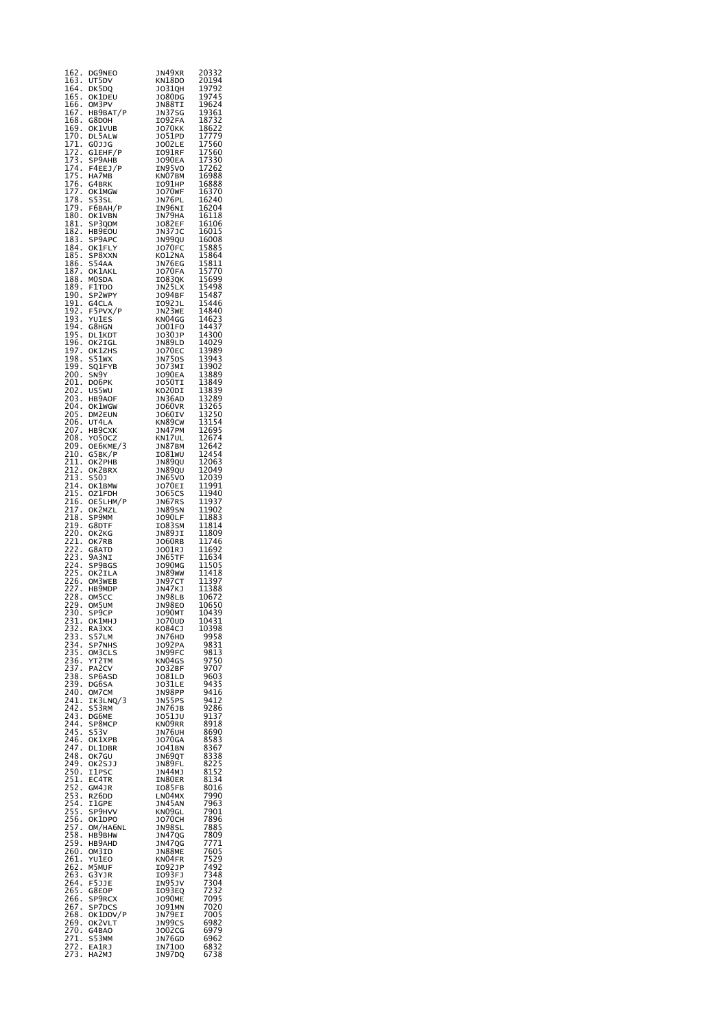| | | | |
|---|---|---|---|
| 162. | DG9NEO | JN49XR | 20332 |
| 163. | UT5DV | KN18DO | 20194 |
| 164. | DK5DQ | JO31QH | 19792 |
| 165. | OK1DEU | JO80DG | 19745 |
| 166. | OM3PV | JN88TI | 19624 |
| 167. | HB9BAT/P | JN37SG | 19361 |
| 168. | G8DOH | IO92FA | 18732 |
| 169. | OK1VUB | JO70KK | 18622 |
| 170. | DL5ALW | JO51PD | 17779 |
| 171. | G0JJG | JO02LE | 17560 |
| 172. | G1EHF/P | IO91RF | 17560 |
| 173. | SP9AHB | JO90EA | 17330 |
| 174. | F4EEJ/P | IN95VO | 17262 |
| 175. | HA7MB | KN07BM | 16988 |
| 176. | G4BRK | IO91HP | 16888 |
| 177. | OK1MGW | JO70WF | 16370 |
| 178. | S53SL | JN76PL | 16240 |
| 179. | F6BAH/P | IN96NI | 16204 |
| 180. | OK1VBN | JN79HA | 16118 |
| 181. | SP3QDM | JO82EF | 16106 |
| 182. | HB9EOU | JN37JC | 16015 |
| 183. | SP9APC | JN99QU | 16008 |
| 184. | OK1FLY | JO70FC | 15885 |
| 185. | SP8XXN | KO12NA | 15864 |
| 186. | S54AA | JN76EG | 15811 |
| 187. | OK1AKL | JO70FA | 15770 |
| 188. | M0SDA | IO83QK | 15699 |
| 189. | F1TDO | JN25LX | 15498 |
| 190. | SP2WPY | JO94BF | 15487 |
| 191. | G4CLA | IO92JL | 15446 |
| 192. | F5PVX/P | JN23WE | 14840 |
| 193. | YU1ES | KN04GG | 14623 |
| 194. | G8HGN | JO01FO | 14437 |
| 195. | DL1KDT | JO30JP | 14300 |
| 196. | OK2IGL | JN89LD | 14029 |
| 197. | OK1ZHS | JO70EC | 13989 |
| 198. | S51WX | JN75OS | 13943 |
| 199. | SQ1FYB | JO73MI | 13902 |
| 200. | SN9Y | JO90EA | 13889 |
| 201. | DO6PK | JO50TI | 13849 |
| 202. | US5WU | KO20DI | 13839 |
| 203. | HB9AOF | JN36AD | 13289 |
| 204. | OK1WGW | JO60VR | 13265 |
| 205. | DM2EUN | JO60IV | 13250 |
| 206. | UT4LA | KN89CW | 13154 |
| 207. | HB9CXK | JN47PM | 12695 |
| 208. | YO5OCZ | KN17UL | 12674 |
| 209. | OE6KME/3 | JN87BM | 12642 |
| 210. | G5BK/P | IO81WU | 12454 |
| 211. | OK2PHB | JN89QU | 12063 |
| 212. | OK2BRX | JN89QU | 12049 |
| 213. | S50J | JN65VO | 12039 |
| 214. | OK1BMW | JO70EI | 11991 |
| 215. | OZ1FDH | JO65CS | 11940 |
| 216. | OE5LHM/P | JN67RS | 11937 |
| 217. | OK2MZL | JN89SN | 11902 |
| 218. | SP9MM | JO90LF | 11883 |
| 219. | G8DTF | IO83SM | 11814 |
| 220. | OK2KG | JN89JI | 11809 |
| 221. | OK7RB | JO60RB | 11746 |
| 222. | G8ATD | JO01RJ | 11692 |
| 223. | 9A3NI | JN65TF | 11634 |
| 224. | SP9BGS | JO90MG | 11505 |
| 225. | OK2ILA | JN89WW | 11418 |
| 226. | OM3WEB | JN97CT | 11397 |
| 227. | HB9MDP | JN47KJ | 11388 |
| 228. | OM5CC | JN98LB | 10672 |
| 229. | OM5UM | JN98EO | 10650 |
| 230. | SP9CP | JO90MT | 10439 |
| 231. | OK1MHJ | JO70UD | 10431 |
| 232. | RA3XX | KO84CJ | 10398 |
| 233. | S57LM | JN76HD | 9958 |
| 234. | SP7NHS | JO92PA | 9831 |
| 235. | OM3CLS | JN99FC | 9813 |
| 236. | YT2TM | KN04GS | 9750 |
| 237. | PA2CV | JO32BF | 9707 |
| 238. | SP6ASD | JO81LD | 9603 |
| 239. | DG6SA | JO31LE | 9435 |
| 240. | OM7CM | JN98PP | 9416 |
| 241. | IK3LNQ/3 | JN55PS | 9412 |
| 242. | S53RM | JN76JB | 9286 |
| 243. | DG6ME | JO51JU | 9137 |
| 244. | SP8MCP | KN09RR | 8918 |
| 245. | S53V | JN76UH | 8690 |
| 246. | OK1XPB | JO70GA | 8583 |
| 247. | DL1DBR | JO41BN | 8367 |
| 248. | OK7GU | JN69QT | 8338 |
| 249. | OK2SJJ | JN89FL | 8225 |
| 250. | I1PSC | JN44MJ | 8152 |
| 251. | EC4TR | IN80ER | 8134 |
| 252. | GM4JR | IO85FB | 8016 |
| 253. | RZ6DD | LN04MX | 7990 |
| 254. | I1GPE | JN45AN | 7963 |
| 255. | SP9HVV | KN09GL | 7901 |
| 256. | OK1DPO | JO70CH | 7896 |
| 257. | OM/HA6NL | JN98SL | 7885 |
| 258. | HB9BHW | JN47QG | 7809 |
| 259. | HB9AHD | JN47QG | 7771 |
| 260. | OM3ID | JN88ME | 7605 |
| 261. | YU1EO | KN04FR | 7529 |
| 262. | M5MUF | IO92JP | 7492 |
| 263. | G3YJR | IO93FJ | 7348 |
| 264. | F5JJE | IN95JV | 7304 |
| 265. | G8EOP | IO93EQ | 7232 |
| 266. | SP9RCX | JO90ME | 7095 |
| 267. | SP7DCS | JO91MN | 7020 |
| 268. | OK1DDV/P | JN79EI | 7005 |
| 269. | OK2VLT | JN99CS | 6982 |
| 270. | G4BAO | JO02CG | 6979 |
| 271. | S53MM | JN76GD | 6962 |
| 272. | EA1RJ | IN71OO | 6832 |
| 273. | HA2MJ | JN97DQ | 6738 |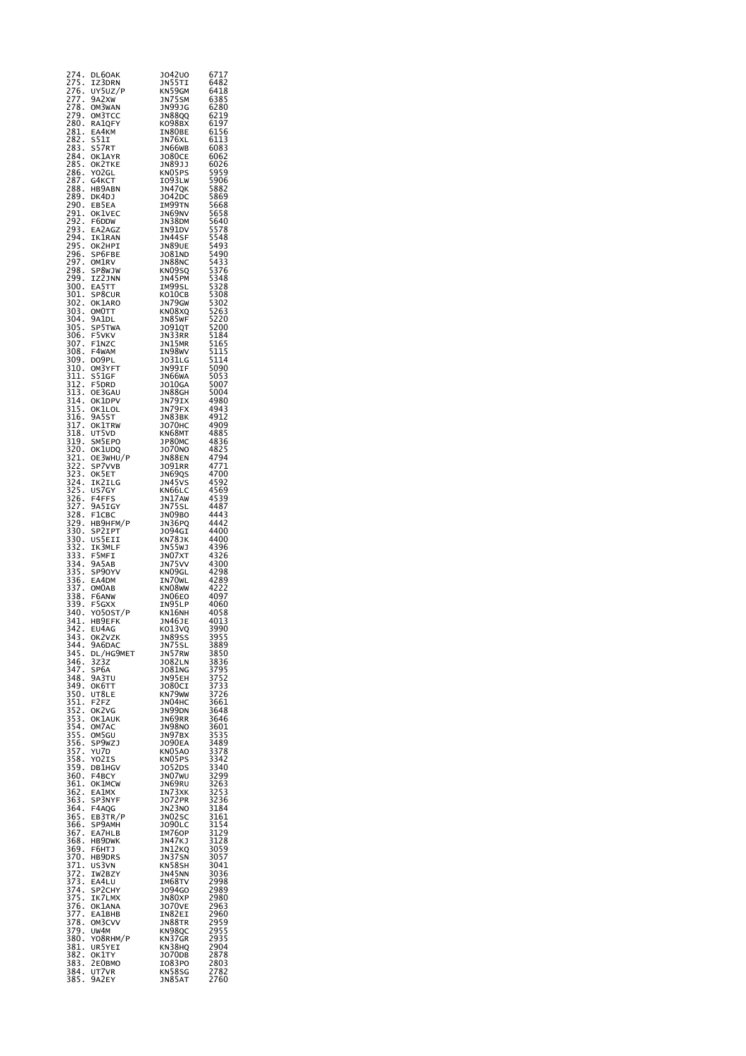| | | | |
|---|---|---|---|
| 274. | DL6OAK | JO42UO | 6717 |
| 275. | IZ3DRN | JN55TI | 6482 |
| 276. | UY5UZ/P | KN59GM | 6418 |
| 277. | 9A2XW | JN75SM | 6385 |
| 278. | OM3WAN | JN99JG | 6280 |
| 279. | OM3TCC | JN88QQ | 6219 |
| 280. | RA1QFY | KO98BX | 6197 |
| 281. | EA4KM | IN80BE | 6156 |
| 282. | S51I | JN76XL | 6113 |
| 283. | S57RT | JN66WB | 6083 |
| 284. | OK1AYR | JO80CE | 6062 |
| 285. | OK2TKE | JN89JJ | 6026 |
| 286. | YO2GL | KN05PS | 5959 |
| 287. | G4KCT | IO93LW | 5906 |
| 288. | HB9ABN | JN47QK | 5882 |
| 289. | DK4DJ | JO42DC | 5869 |
| 290. | EB5EA | IM99TN | 5668 |
| 291. | OK1VEC | JN69NV | 5658 |
| 292. | F6DDW | JN38DM | 5640 |
| 293. | EA2AGZ | IN91DV | 5578 |
| 294. | IK1RAN | JN44SF | 5548 |
| 295. | OK2HPI | JN89UE | 5493 |
| 296. | SP6FBE | JO81ND | 5490 |
| 297. | OM1RV | JN88NC | 5433 |
| 298. | SP8WJW | KN09SQ | 5376 |
| 299. | IZ2JNN | JN45PM | 5348 |
| 300. | EA5TT | IM99SL | 5328 |
| 301. | SP8CUR | KO10CB | 5308 |
| 302. | OK1ARO | JN79GW | 5302 |
| 303. | OM0TT | KN08XQ | 5263 |
| 304. | 9A1DL | JN85WF | 5220 |
| 305. | SP5TWA | JO91QT | 5200 |
| 306. | F5VKV | JN33RR | 5184 |
| 307. | F1NZC | JN15MR | 5165 |
| 308. | F4WAM | IN98WV | 5115 |
| 309. | DO9PL | JO31LG | 5114 |
| 310. | OM3YFT | JN99IF | 5090 |
| 311. | S51GF | JN66WA | 5053 |
| 312. | F5DRD | JO10GA | 5007 |
| 313. | OE3GAU | JN88GH | 5004 |
| 314. | OK1DPV | JN79IX | 4980 |
| 315. | OK1LOL | JN79FX | 4943 |
| 316. | 9A5ST | JN83BK | 4912 |
| 317. | OK1TRW | JO70HC | 4909 |
| 318. | UT5VD | KN68MT | 4885 |
| 319. | SM5EPO | JP80MC | 4836 |
| 320. | OK1UDQ | JO70NO | 4825 |
| 321. | OE3WHU/P | JN88EN | 4794 |
| 322. | SP7VVB | JO91RR | 4771 |
| 323. | OK5ET | JN69QS | 4700 |
| 324. | IK2ILG | JN45VS | 4592 |
| 325. | US7GY | KN66LC | 4569 |
| 326. | F4FFS | JN17AW | 4539 |
| 327. | 9A5IGY | JN75SL | 4487 |
| 328. | F1CBC | JN09BO | 4443 |
| 329. | HB9HFM/P | JN36PQ | 4442 |
| 330. | SP2IPT | JO94GI | 4400 |
| 330. | US5EII | KN78JK | 4400 |
| 332. | IK3MLF | JN55WJ | 4396 |
| 333. | F5MFI | JN07XT | 4326 |
| 334. | 9A5AB | JN75VV | 4300 |
| 335. | SP9OYV | KN09GL | 4298 |
| 336. | EA4DM | IN70WL | 4289 |
| 337. | OM0AB | KN08WW | 4222 |
| 338. | F6ANW | JN06EO | 4097 |
| 339. | F5GXX | IN95LP | 4060 |
| 340. | YO5OST/P | KN16NH | 4058 |
| 341. | HB9EFK | JN46JE | 4013 |
| 342. | EU4AG | KO13VQ | 3990 |
| 343. | OK2VZK | JN89SS | 3955 |
| 344. | 9A6DAC | JN75SL | 3889 |
| 345. | DL/HG9MET | JN57RW | 3850 |
| 346. | 3Z3Z | JO82LN | 3836 |
| 347. | SP6A | JO81NG | 3795 |
| 348. | 9A3TU | JN95EH | 3752 |
| 349. | OK6TT | JO80CI | 3733 |
| 350. | UT8LE | KN79WW | 3726 |
| 351. | F2FZ | JN04HC | 3661 |
| 352. | OK2VG | JN99DN | 3648 |
| 353. | OK1AUK | JN69RR | 3646 |
| 354. | OM7AC | JN98NO | 3601 |
| 355. | OM5GU | JN97BX | 3535 |
| 356. | SP9WZJ | JO90EA | 3489 |
| 357. | YU7D | KN05AO | 3378 |
| 358. | YO2IS | KN05PS | 3342 |
| 359. | DB1HGV | JO52DS | 3340 |
| 360. | F4BCY | JN07WU | 3299 |
| 361. | OK1MCW | JN69RU | 3263 |
| 362. | EA1MX | IN73XK | 3253 |
| 363. | SP3NYF | JO72PR | 3236 |
| 364. | F4AQG | JN23NO | 3184 |
| 365. | EB3TR/P | JN02SC | 3161 |
| 366. | SP9AMH | JO90LC | 3154 |
| 367. | EA7HLB | IM76OP | 3129 |
| 368. | HB9DWK | JN47KJ | 3128 |
| 369. | F6HTJ | JN12KQ | 3059 |
| 370. | HB9DRS | JN37SN | 3057 |
| 371. | US3VN | KN58SH | 3041 |
| 372. | IW2BZY | JN45NN | 3036 |
| 373. | EA4LU | IM68TV | 2998 |
| 374. | SP2CHY | JO94GO | 2989 |
| 375. | IK7LMX | JN80XP | 2980 |
| 376. | OK1ANA | JO70VE | 2963 |
| 377. | EA1BHB | IN82EI | 2960 |
| 378. | OM3CVV | JN88TR | 2959 |
| 379. | UW4M | KN98QC | 2955 |
| 380. | YO8RHM/P | KN37GR | 2935 |
| 381. | UR5YEI | KN38HQ | 2904 |
| 382. | OK1TY | JO70DB | 2878 |
| 383. | 2E0BMO | IO83PO | 2803 |
| 384. | UT7VR | KN58SG | 2782 |
| 385. | 9A2EY | JN85AT | 2760 |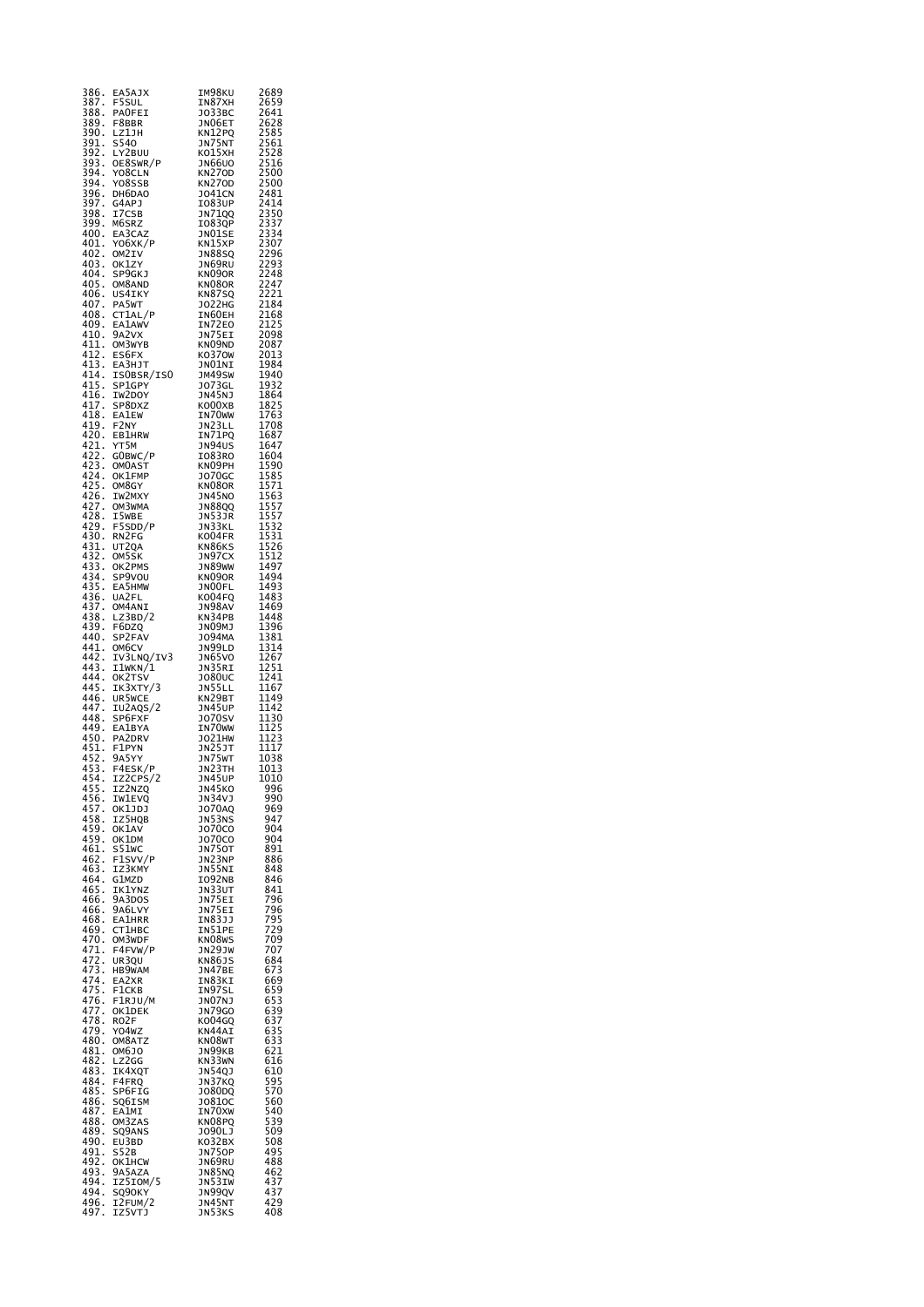| | | | |
|---|---|---|---|
| 386. | EA5AJX | IM98KU | 2689 |
| 387. | F5SUL | IN87XH | 2659 |
| 388. | PA0FEI | JO33BC | 2641 |
| 389. | F8BBR | JN06ET | 2628 |
| 390. | LZ1JH | KN12PQ | 2585 |
| 391. | S54O | JN75NT | 2561 |
| 392. | LY2BUU | KO15XH | 2528 |
| 393. | OE8SWR/P | JN66UO | 2516 |
| 394. | YO8CLN | KN27OD | 2500 |
| 394. | YO8SSB | KN27OD | 2500 |
| 396. | DH6DAO | JO41CN | 2481 |
| 397. | G4APJ | IO83UP | 2414 |
| 398. | I7CSB | JN71QQ | 2350 |
| 399. | M6SRZ | IO83QP | 2337 |
| 400. | EA3CAZ | JN01SE | 2334 |
| 401. | YO6XK/P | KN15XP | 2307 |
| 402. | OM2IV | JN88SQ | 2296 |
| 403. | OK1ZY | JN69RU | 2293 |
| 404. | SP9GKJ | KN09OR | 2248 |
| 405. | OM8AND | KN08OR | 2247 |
| 406. | US4IKY | KN87SQ | 2221 |
| 407. | PA5WT | JO22HG | 2184 |
| 408. | CT1AL/P | IN60EH | 2168 |
| 409. | EA1AWV | IN72EO | 2125 |
| 410. | 9A2VX | JN75EI | 2098 |
| 411. | OM3WYB | KN09ND | 2087 |
| 412. | ES6FX | KO37OW | 2013 |
| 413. | EA3HJT | JN01NI | 1984 |
| 414. | IS0BSR/IS0 | JM49SW | 1940 |
| 415. | SP1GPY | JO73GL | 1932 |
| 416. | IW2DOY | JN45NJ | 1864 |
| 417. | SP8DXZ | KO00XB | 1825 |
| 418. | EA1EW | IN70WW | 1763 |
| 419. | F2NY | JN23LL | 1708 |
| 420. | EB1HRW | IN71PQ | 1687 |
| 421. | YT5M | JN94US | 1647 |
| 422. | G0BWC/P | IO83RO | 1604 |
| 423. | OM0AST | KN09PH | 1590 |
| 424. | OK1FMP | JO70GC | 1585 |
| 425. | OM8GY | KN08OR | 1571 |
| 426. | IW2MXY | JN45NO | 1563 |
| 427. | OM3WMA | JN88QQ | 1557 |
| 428. | I5WBE | JN53JR | 1557 |
| 429. | F5SDD/P | JN33KL | 1532 |
| 430. | RN2FG | KO04FR | 1531 |
| 431. | UT2QA | KN86KS | 1526 |
| 432. | OM5SK | JN97CX | 1512 |
| 433. | OK2PMS | JN89WW | 1497 |
| 434. | SP9VOU | KN09OR | 1494 |
| 435. | EA5HMW | JN00FL | 1493 |
| 436. | UA2FL | KO04FQ | 1483 |
| 437. | OM4ANI | JN98AV | 1469 |
| 438. | LZ3BD/2 | KN34PB | 1448 |
| 439. | F6DZQ | JN09MJ | 1396 |
| 440. | SP2FAV | JO94MA | 1381 |
| 441. | OM6CV | JN99LD | 1314 |
| 442. | IV3LNQ/IV3 | JN65VO | 1267 |
| 443. | I1WKN/1 | JN35RI | 1251 |
| 444. | OK2TSV | JO80UC | 1241 |
| 445. | IK3XTY/3 | JN55LL | 1167 |
| 446. | UR5WCE | KN29BT | 1149 |
| 447. | IU2AQS/2 | JN45UP | 1142 |
| 448. | SP6FXF | JO70SV | 1130 |
| 449. | EA1BYA | IN70WW | 1125 |
| 450. | PA2DRV | JO21HW | 1123 |
| 451. | F1PYN | JN25JT | 1117 |
| 452. | 9A5YY | JN75WT | 1038 |
| 453. | F4ESK/P | JN23TH | 1013 |
| 454. | IZ2CPS/2 | JN45UP | 1010 |
| 455. | IZ2NZQ | JN45KO | 996 |
| 456. | IW1EVQ | JN34VJ | 990 |
| 457. | OK1JDJ | JO70AQ | 969 |
| 458. | IZ5HQB | JN53NS | 947 |
| 459. | OK1AV | JO70CO | 904 |
| 459. | OK1DM | JO70CO | 904 |
| 461. | S51WC | JN75OT | 891 |
| 462. | F1SVV/P | JN23NP | 886 |
| 463. | IZ3KMY | JN55NI | 848 |
| 464. | G1MZD | IO92NB | 846 |
| 465. | IK1YNZ | JN33UT | 841 |
| 466. | 9A3DOS | JN75EI | 796 |
| 466. | 9A6LVY | JN75EI | 796 |
| 468. | EA1HRR | IN83JJ | 795 |
| 469. | CT1HBC | IN51PE | 729 |
| 470. | OM3WDF | KN08WS | 709 |
| 471. | F4FVW/P | JN29JW | 707 |
| 472. | UR3QU | KN86JS | 684 |
| 473. | HB9WAM | JN47BE | 673 |
| 474. | EA2XR | IN83KI | 669 |
| 475. | F1CKB | IN97SL | 659 |
| 476. | F1RJU/M | JN07NJ | 653 |
| 477. | OK1DEK | JN79GO | 639 |
| 478. | RO2F | KO04GQ | 637 |
| 479. | YO4WZ | KN44AI | 635 |
| 480. | OM8ATZ | KN08WT | 633 |
| 481. | OM6JO | JN99KB | 621 |
| 482. | LZ2GG | KN33WN | 616 |
| 483. | IK4XQT | JN54QJ | 610 |
| 484. | F4FRQ | JN37KQ | 595 |
| 485. | SP6FIG | JO80DQ | 570 |
| 486. | SQ6ISM | JO81OC | 560 |
| 487. | EA1MI | IN70XW | 540 |
| 488. | OM3ZAS | KN08PQ | 539 |
| 489. | SQ9ANS | JO90LJ | 509 |
| 490. | EU3BD | KO32BX | 508 |
| 491. | S52B | JN75OP | 495 |
| 492. | OK1HCW | JN69RU | 488 |
| 493. | 9A5AZA | JN85NQ | 462 |
| 494. | IZ5IOM/5 | JN53IW | 437 |
| 494. | SQ9OKY | JN99QV | 437 |
| 496. | I2FUM/2 | JN45NT | 429 |
| 497. | IZ5VTJ | JN53KS | 408 |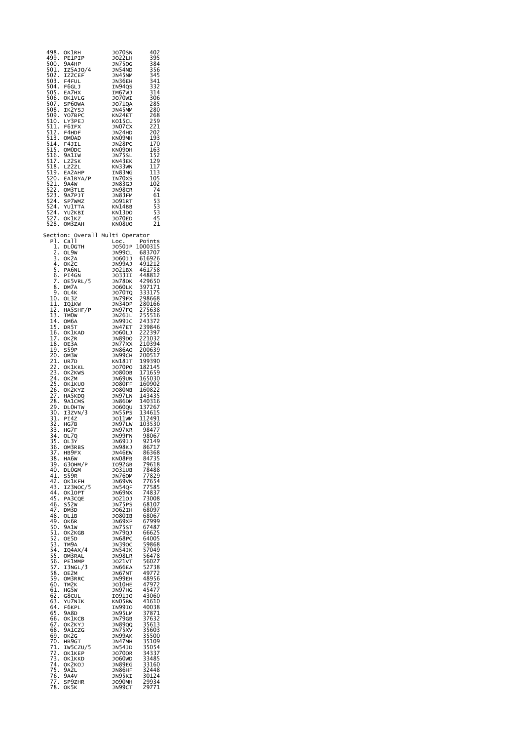| | | | |
|---|---|---|---|
| 498. | OK1RH | JO70SN | 402 |
| 499. | PE1PIP | JO22LH | 395 |
| 500. | 9A4HP | JN75OG | 384 |
| 501. | IZ5AJO/4 | JN54ND | 356 |
| 502. | IZ2CEF | JN45NM | 345 |
| 503. | F4FUL | JN36EH | 341 |
| 504. | F6GLJ | IN94QS | 332 |
| 505. | EA7HX | IM67WJ | 314 |
| 506. | OK1VLG | JO70WI | 306 |
| 507. | SP6OWA | JO71QA | 285 |
| 508. | IK2YSJ | JN45MM | 280 |
| 509. | YO7BPC | KN24ET | 268 |
| 510. | LY3PEJ | KO15CL | 259 |
| 511. | F6IFX | JN07CX | 221 |
| 512. | F4HDF | JN24HD | 202 |
| 513. | OM0AD | KN09MH | 193 |
| 514. | F4JIL | JN28PC | 170 |
| 515. | OM0DC | KN09OH | 163 |
| 516. | 9A1IW | JN75SL | 152 |
| 517. | LZ2SK | KN43EK | 129 |
| 518. | LZ2ZL | KN33WN | 117 |
| 519. | EA2AHP | IN83MG | 113 |
| 520. | EA1BYA/P | IN70XS | 105 |
| 521. | 9A4W | JN83GJ | 102 |
| 522. | OM3TLE | JN98CR | 74 |
| 523. | 9A7PJT | JN83FM | 61 |
| 524. | SP7WMZ | JO91RT | 53 |
| 524. | YU1TTA | KN14BB | 53 |
| 524. | YU2KBI | KN13DO | 53 |
| 527. | OK1KZ | JO70ED | 45 |
| 528. | OM3ZAH | KN08UO | 21 |

Section: Overall Multi Operator

| Pl. | Call | Loc. | Points |
|---|---|---|---|
| 1. | DL0GTH | JO50JP | 1000315 |
| 2. | OL9W | JN99CL | 683707 |
| 3. | OK2A | JO60JJ | 616926 |
| 4. | OK2C | JN99AJ | 491212 |
| 5. | PA6NL | JO21BX | 461758 |
| 6. | PI4GN | JO33II | 448812 |
| 7. | OE5VRL/5 | JN78DK | 429650 |
| 8. | DM7A | JO60LK | 397171 |
| 9. | OL4K | JO70TQ | 333175 |
| 10. | OL3Z | JN79FX | 298668 |
| 11. | IQ1KW | JN34OP | 280166 |
| 12. | HA5SHF/P | JN97FQ | 275638 |
| 13. | TM0W | JN26JL | 255516 |
| 14. | OM6A | JN99JC | 243372 |
| 15. | DR5T | JN47ET | 239846 |
| 16. | OK1KAD | JO60LJ | 222397 |
| 17. | OK2R | JN89DO | 221032 |
| 18. | OE3A | JN77XX | 210394 |
| 19. | S59P | JN86AO | 200639 |
| 20. | OM3W | JN99CH | 200517 |
| 21. | UR7D | KN18JT | 199390 |
| 22. | OK1KKL | JO70PO | 182145 |
| 23. | OK2KWS | JO80OB | 171659 |
| 24. | OK2M | JN69UN | 165030 |
| 25. | OK1KUO | JO80FF | 160902 |
| 26. | OK2KYZ | JO80NB | 160822 |
| 27. | HA5KDQ | JN97LN | 143435 |
| 28. | 9A1CMS | JN86DM | 140316 |
| 29. | DL0HTW | JO60QU | 137267 |
| 30. | I3ZVN/3 | JN55PS | 134615 |
| 31. | PI4Z | JO11WM | 112491 |
| 32. | HG7B | JN97LW | 103530 |
| 33. | HG7F | JN97KR | 98477 |
| 34. | OL7Q | JN99FN | 98067 |
| 35. | OL3Y | JN69JJ | 92149 |
| 36. | OM3RBS | JN98KJ | 86717 |
| 37. | HB9FX | JN46EW | 86368 |
| 38. | HA6W | KN08FB | 84735 |
| 39. | G3OHM/P | IO92GB | 79618 |
| 40. | DL0GM | JO31UB | 78488 |
| 41. | S59R | JN76OM | 77829 |
| 42. | OK1KFH | JN69VN | 77654 |
| 43. | IZ3NOC/5 | JN54QF | 77585 |
| 44. | OK1OPT | JN69NX | 74837 |
| 45. | PA3CQE | JO21OJ | 73008 |
| 46. | S52W | JN75PS | 68107 |
| 47. | DM3D | JO62IH | 68097 |
| 48. | OL1B | JO80IB | 68067 |
| 49. | OK6R | JN69XP | 67999 |
| 50. | 9A1W | JN75ST | 67487 |
| 51. | OK2KGB | JN79QJ | 66625 |
| 52. | OE5D | JN68PC | 64005 |
| 53. | TM9A | JN39OC | 59868 |
| 54. | IQ4AX/4 | JN54JK | 57049 |
| 55. | OM3RAL | JN98LR | 56478 |
| 56. | PE1MMP | JO21VT | 56027 |
| 57. | I3NGL/3 | JN66EA | 52738 |
| 58. | OE2M | JN67NT | 49772 |
| 59. | OM3RRC | JN99EH | 48956 |
| 60. | TM2K | JO10HE | 47972 |
| 61. | HG5W | JN97HG | 45477 |
| 62. | G8CUL | IO91JO | 43060 |
| 63. | YU7NIK | KN05BW | 41610 |
| 64. | F6KPL | IN99IO | 40038 |
| 65. | 9A8D | JN95LM | 37871 |
| 66. | OK1KCB | JN79GB | 37632 |
| 67. | OK2KYJ | JN89QQ | 35613 |
| 68. | 9A1CZG | JN75XV | 35603 |
| 69. | OK2G | JN99AK | 35500 |
| 70. | HB9GT | JN47MH | 35109 |
| 71. | IW5CZU/5 | JN54JD | 35054 |
| 72. | OK1KEP | JO70OR | 34337 |
| 73. | OK1KKD | JO60WD | 33485 |
| 74. | OK2KOJ | JN89EG | 33160 |
| 75. | 9A2L | JN86HF | 32448 |
| 76. | 9A4V | JN95KI | 30124 |
| 77. | SP9ZHR | JO90MH | 29934 |
| 78. | OK5K | JN99CT | 29771 |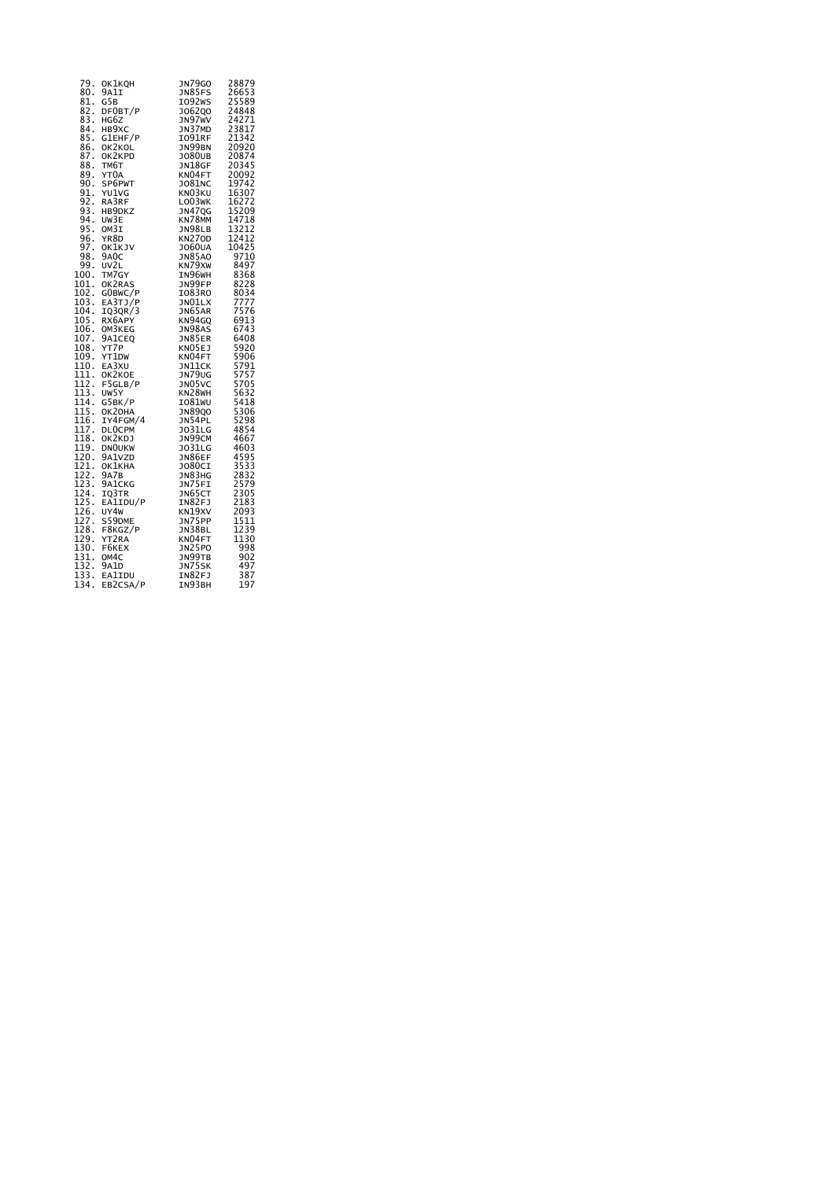| | | | |
|---|---|---|---|
| 79. | OK1KQH | JN79GO | 28879 |
| 80. | 9A1I | JN85FS | 26653 |
| 81. | G5B | IO92WS | 25589 |
| 82. | DF0BT/P | JO62QO | 24848 |
| 83. | HG6Z | JN97WV | 24271 |
| 84. | HB9XC | JN37MD | 23817 |
| 85. | G1EHF/P | IO91RF | 21342 |
| 86. | OK2KOL | JN99BN | 20920 |
| 87. | OK2KPD | JO80UB | 20874 |
| 88. | TM6T | JN18GF | 20345 |
| 89. | YT0A | KN04FT | 20092 |
| 90. | SP6PWT | JO81NC | 19742 |
| 91. | YU1VG | KN03KU | 16307 |
| 92. | RA3RF | LO03WK | 16272 |
| 93. | HB9DKZ | JN47QG | 15209 |
| 94. | UW3E | KN78MM | 14718 |
| 95. | OM3I | JN98LB | 13212 |
| 96. | YR8D | KN27OD | 12412 |
| 97. | OK1KJV | JO60UA | 10425 |
| 98. | 9A0C | JN85AO | 9710 |
| 99. | UV2L | KN79XW | 8497 |
| 100. | TM7GY | IN96WH | 8368 |
| 101. | OK2RAS | JN99FP | 8228 |
| 102. | G0BWC/P | IO83RO | 8034 |
| 103. | EA3TJ/P | JN01LX | 7777 |
| 104. | IQ3QR/3 | JN65AR | 7576 |
| 105. | RX6APY | KN94GQ | 6913 |
| 106. | OM3KEG | JN98AS | 6743 |
| 107. | 9A1CEQ | JN85ER | 6408 |
| 108. | YT7P | KN05EJ | 5920 |
| 109. | YT1DW | KN04FT | 5906 |
| 110. | EA3XU | JN11CK | 5791 |
| 111. | OK2KOE | JN79UG | 5757 |
| 112. | F5GLB/P | JN05VC | 5705 |
| 113. | UW5Y | KN28WH | 5632 |
| 114. | G5BK/P | IO81WU | 5418 |
| 115. | OK2OHA | JN89QO | 5306 |
| 116. | IY4FGM/4 | JN54PL | 5298 |
| 117. | DL0CPM | JO31LG | 4854 |
| 118. | OK2KDJ | JN99CM | 4667 |
| 119. | DN0UKW | JO31LG | 4603 |
| 120. | 9A1VZD | JN86EF | 4595 |
| 121. | OK1KHA | JO80CI | 3533 |
| 122. | 9A7B | JN83HG | 2832 |
| 123. | 9A1CKG | JN75FI | 2579 |
| 124. | IQ3TR | JN65CT | 2305 |
| 125. | EA1IDU/P | IN82FJ | 2183 |
| 126. | UY4W | KN19XV | 2093 |
| 127. | S59DME | JN75PP | 1511 |
| 128. | F8KGZ/P | JN38BL | 1239 |
| 129. | YT2RA | KN04FT | 1130 |
| 130. | F6KEX | JN25PO | 998 |
| 131. | OM4C | JN99TB | 902 |
| 132. | 9A1D | JN75SK | 497 |
| 133. | EA1IDU | IN82FJ | 387 |
| 134. | EB2CSA/P | IN93BH | 197 |